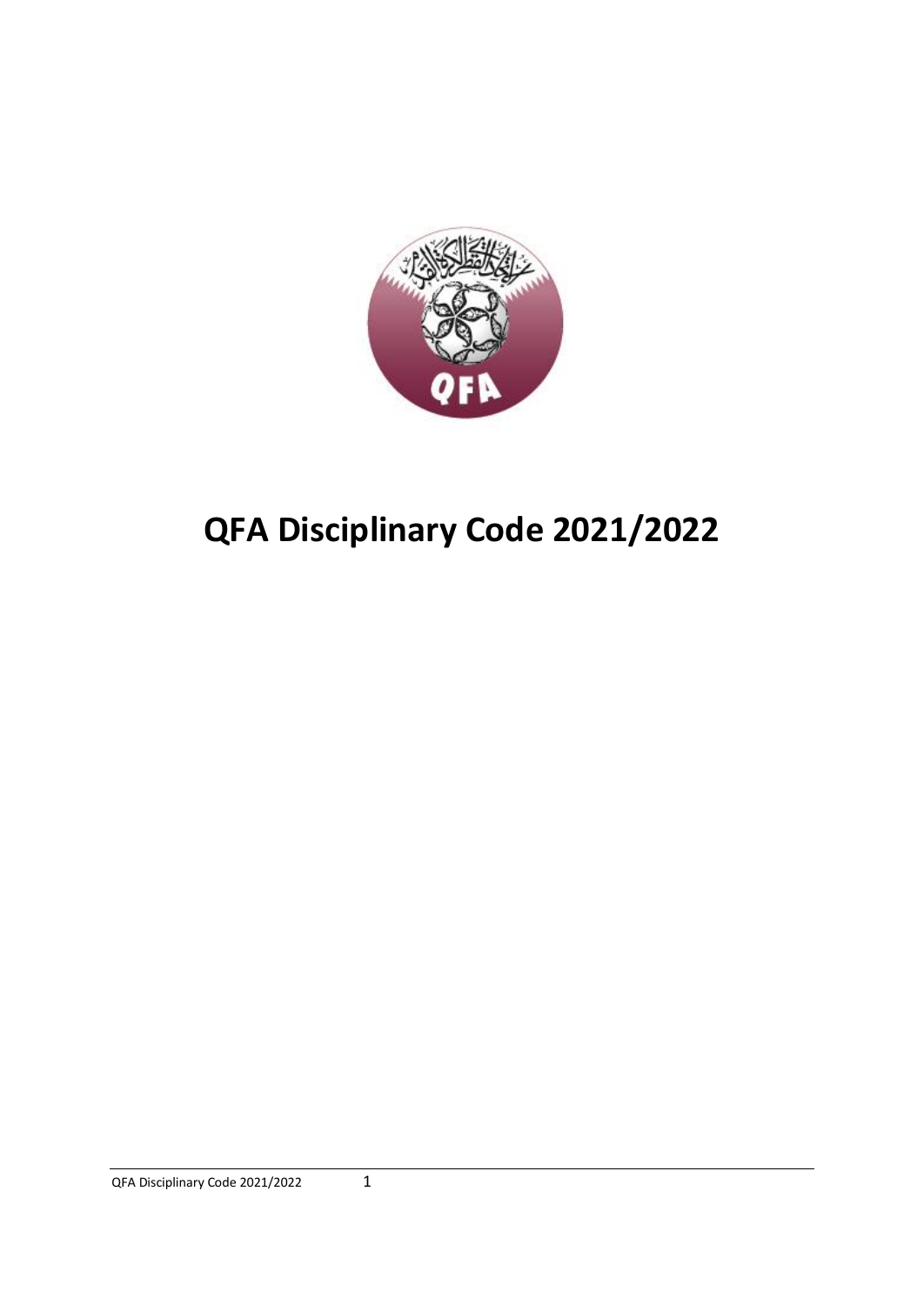# QFA Disciplinary Code 2021/2022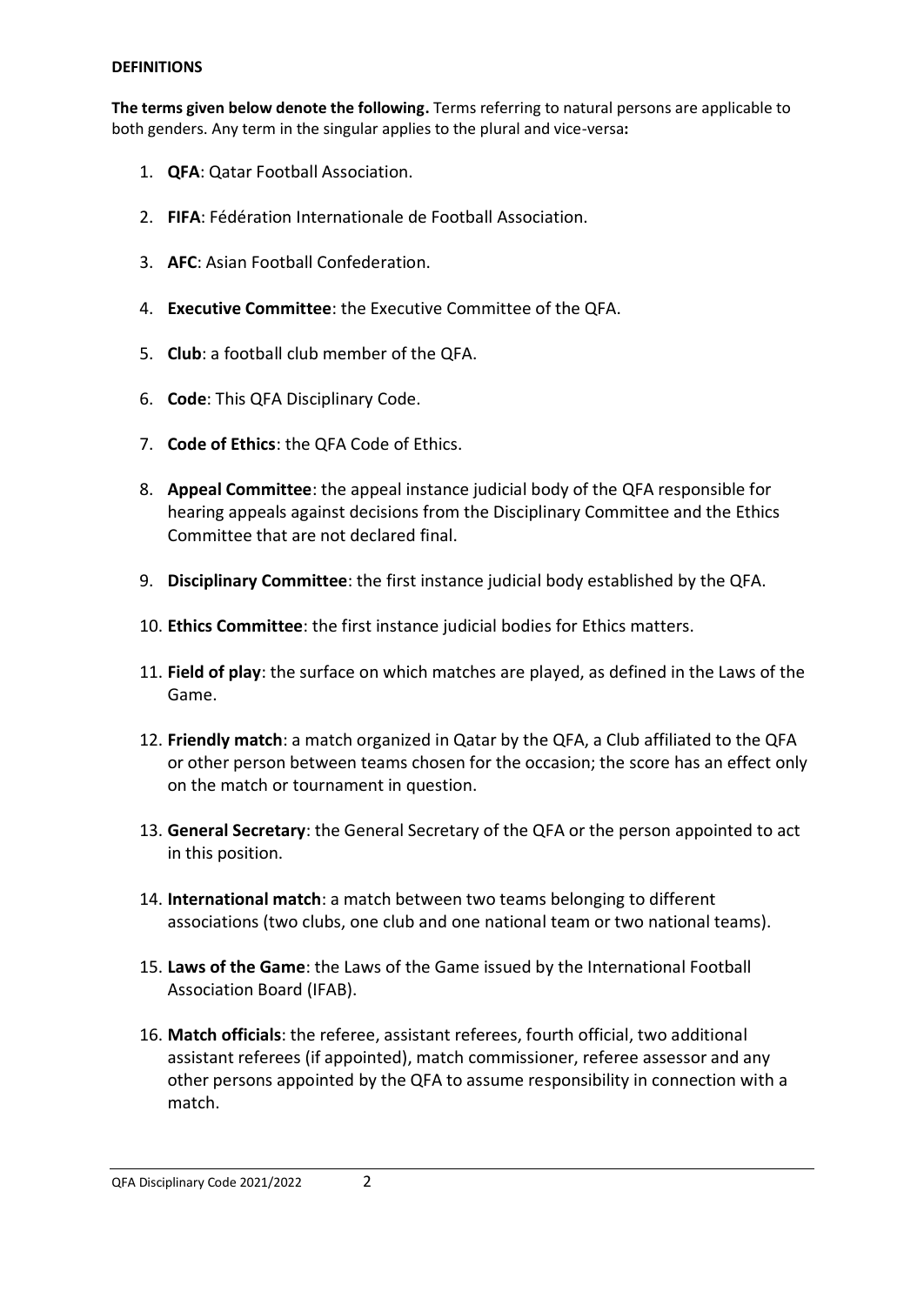**DEFINITIONS**

**The terms given below denote the following.** Terms referring to natural persons are applicable to both genders. Any term in the singular applies to the plural and vice-versa**:**

1. **QFA**: Qatar Football Association.

2. **FIFA**: Fédération Internationale de Football Association.

3. **AFC**: Asian Football Confederation.

4. **Executive Committee**: the Executive Committee of the QFA.

5. **Club**: a football club member of the QFA.

6. **Code**: This QFA Disciplinary Code.

7. **Code of Ethics**: the QFA Code of Ethics.

8. **Appeal Committee**: the appeal instance judicial body of the QFA responsible for hearing appeals against decisions from the Disciplinary Committee and the Ethics Committee that are not declared final.

9. **Disciplinary Committee**: the first instance judicial body established by the QFA.

10. **Ethics Committee**: the first instance judicial bodies for Ethics matters.

11. **Field of play**: the surface on which matches are played, as defined in the Laws of the Game.

12. **Friendly match**: a match organized in Qatar by the QFA, a Club affiliated to the QFA or other person between teams chosen for the occasion; the score has an effect only on the match or tournament in question.

13. **General Secretary**: the General Secretary of the QFA or the person appointed to act in this position.

14. **International match**: a match between two teams belonging to different associations (two clubs, one club and one national team or two national teams).

15. **Laws of the Game**: the Laws of the Game issued by the International Football Association Board (IFAB).

16. **Match officials**: the referee, assistant referees, fourth official, two additional assistant referees (if appointed), match commissioner, referee assessor and any other persons appointed by the QFA to assume responsibility in connection with a match.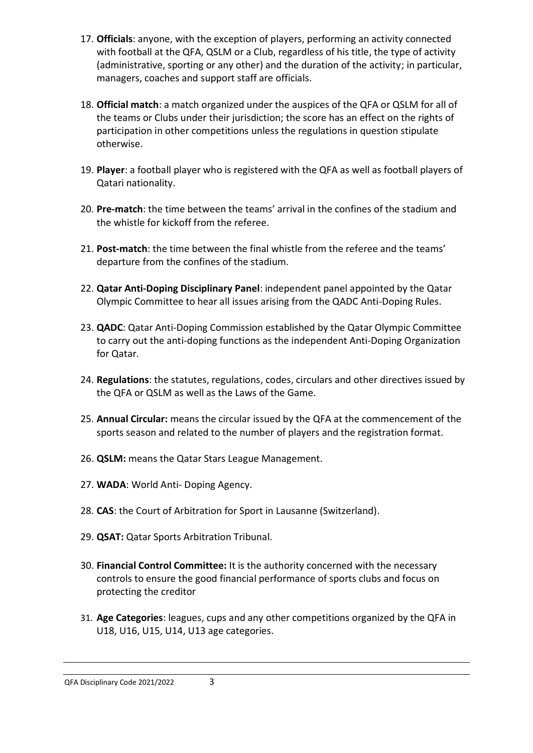17. **Officials**: anyone, with the exception of players, performing an activity connected with football at the QFA, QSLM or a Club, regardless of his title, the type of activity (administrative, sporting or any other) and the duration of the activity; in particular, managers, coaches and support staff are officials.

18. **Official match**: a match organized under the auspices of the QFA or QSLM for all of the teams or Clubs under their jurisdiction; the score has an effect on the rights of participation in other competitions unless the regulations in question stipulate otherwise.

19. **Player**: a football player who is registered with the QFA as well as football players of Qatari nationality.

20. **Pre-match**: the time between the teams' arrival in the confines of the stadium and the whistle for kickoff from the referee.

21. **Post-match**: the time between the final whistle from the referee and the teams' departure from the confines of the stadium.

22. **Qatar Anti-Doping Disciplinary Panel**: independent panel appointed by the Qatar Olympic Committee to hear all issues arising from the QADC Anti-Doping Rules.

23. **QADC**: Qatar Anti-Doping Commission established by the Qatar Olympic Committee to carry out the anti-doping functions as the independent Anti-Doping Organization for Qatar.

24. **Regulations**: the statutes, regulations, codes, circulars and other directives issued by the QFA or QSLM as well as the Laws of the Game.

25. **Annual Circular:** means the circular issued by the QFA at the commencement of the sports season and related to the number of players and the registration format.

26. **QSLM:** means the Qatar Stars League Management.

27. **WADA**: World Anti- Doping Agency.

28. **CAS**: the Court of Arbitration for Sport in Lausanne (Switzerland).

29. **QSAT:** Qatar Sports Arbitration Tribunal.

30. **Financial Control Committee:** It is the authority concerned with the necessary controls to ensure the good financial performance of sports clubs and focus on protecting the creditor

31. **Age Categories**: leagues, cups and any other competitions organized by the QFA in U18, U16, U15, U14, U13 age categories.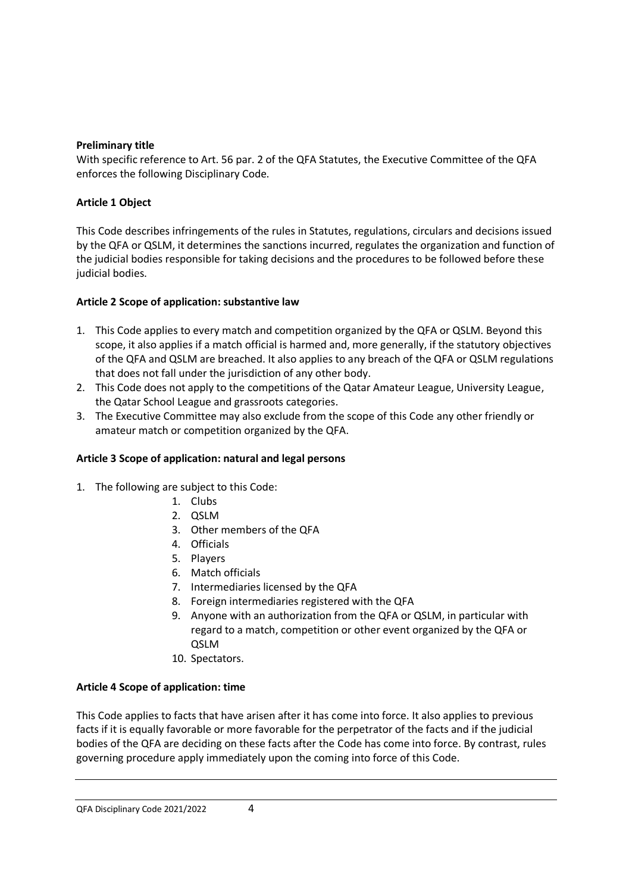**Preliminary title**

With specific reference to Art. 56 par. 2 of the QFA Statutes, the Executive Committee of the QFA enforces the following Disciplinary Code.

**Article 1 Object**

This Code describes infringements of the rules in Statutes, regulations, circulars and decisions issued by the QFA or QSLM, it determines the sanctions incurred, regulates the organization and function of the judicial bodies responsible for taking decisions and the procedures to be followed before these judicial bodies.

**Article 2 Scope of application: substantive law**

1. This Code applies to every match and competition organized by the QFA or QSLM. Beyond this scope, it also applies if a match official is harmed and, more generally, if the statutory objectives of the QFA and QSLM are breached. It also applies to any breach of the QFA or QSLM regulations that does not fall under the jurisdiction of any other body.
2. This Code does not apply to the competitions of the Qatar Amateur League, University League, the Qatar School League and grassroots categories.
3. The Executive Committee may also exclude from the scope of this Code any other friendly or amateur match or competition organized by the QFA.

**Article 3 Scope of application: natural and legal persons**

1. The following are subject to this Code:
    1. Clubs
    2. QSLM
    3. Other members of the QFA
    4. Officials
    5. Players
    6. Match officials
    7. Intermediaries licensed by the QFA
    8. Foreign intermediaries registered with the QFA
    9. Anyone with an authorization from the QFA or QSLM, in particular with regard to a match, competition or other event organized by the QFA or QSLM
    10. Spectators.

**Article 4 Scope of application: time**

This Code applies to facts that have arisen after it has come into force. It also applies to previous facts if it is equally favorable or more favorable for the perpetrator of the facts and if the judicial bodies of the QFA are deciding on these facts after the Code has come into force. By contrast, rules governing procedure apply immediately upon the coming into force of this Code.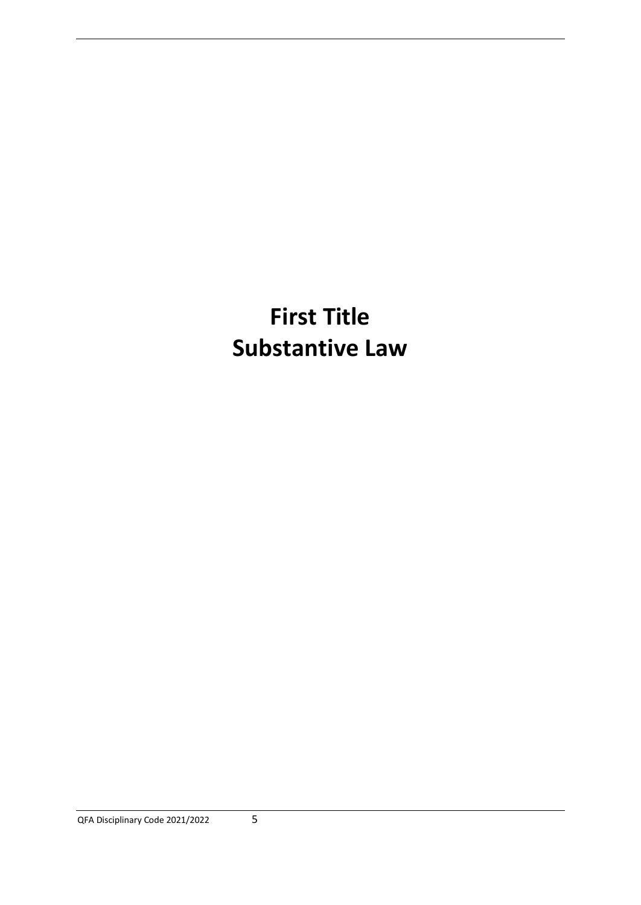# First Title
# Substantive Law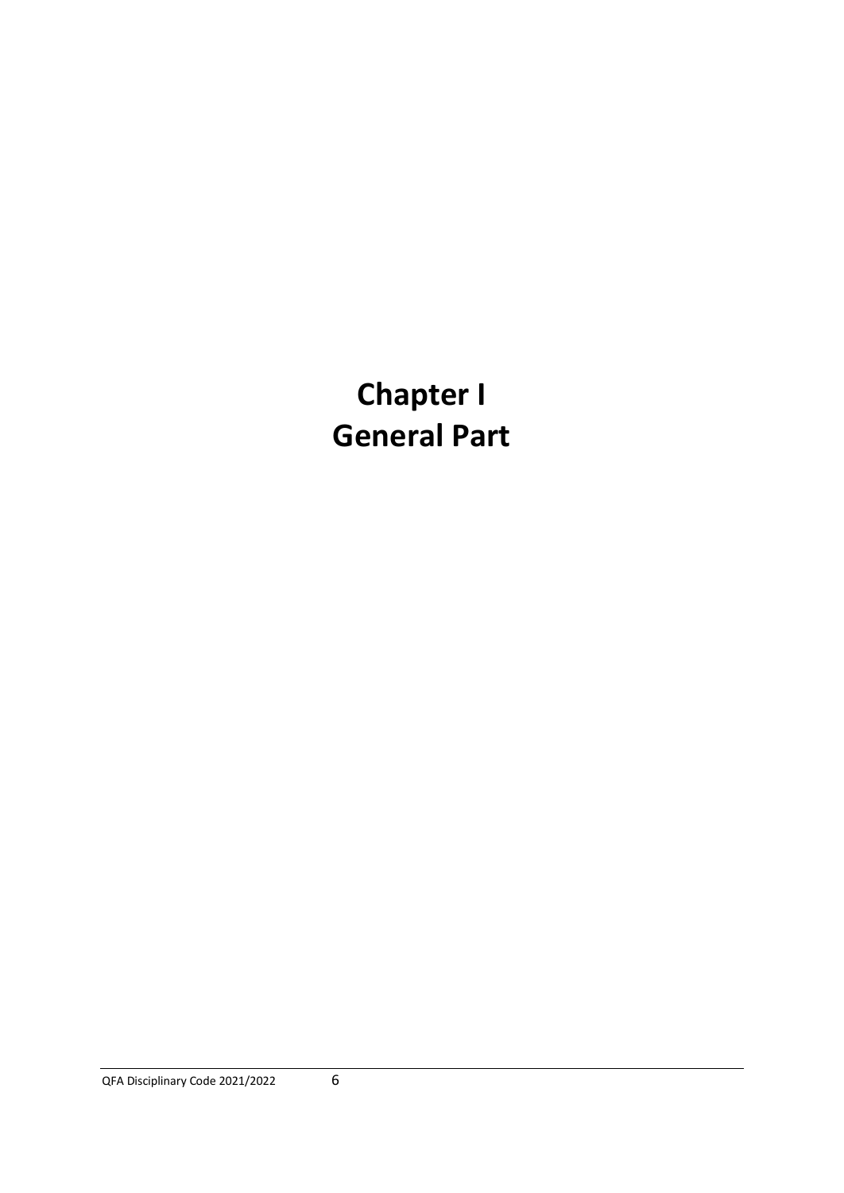# Chapter I
# General Part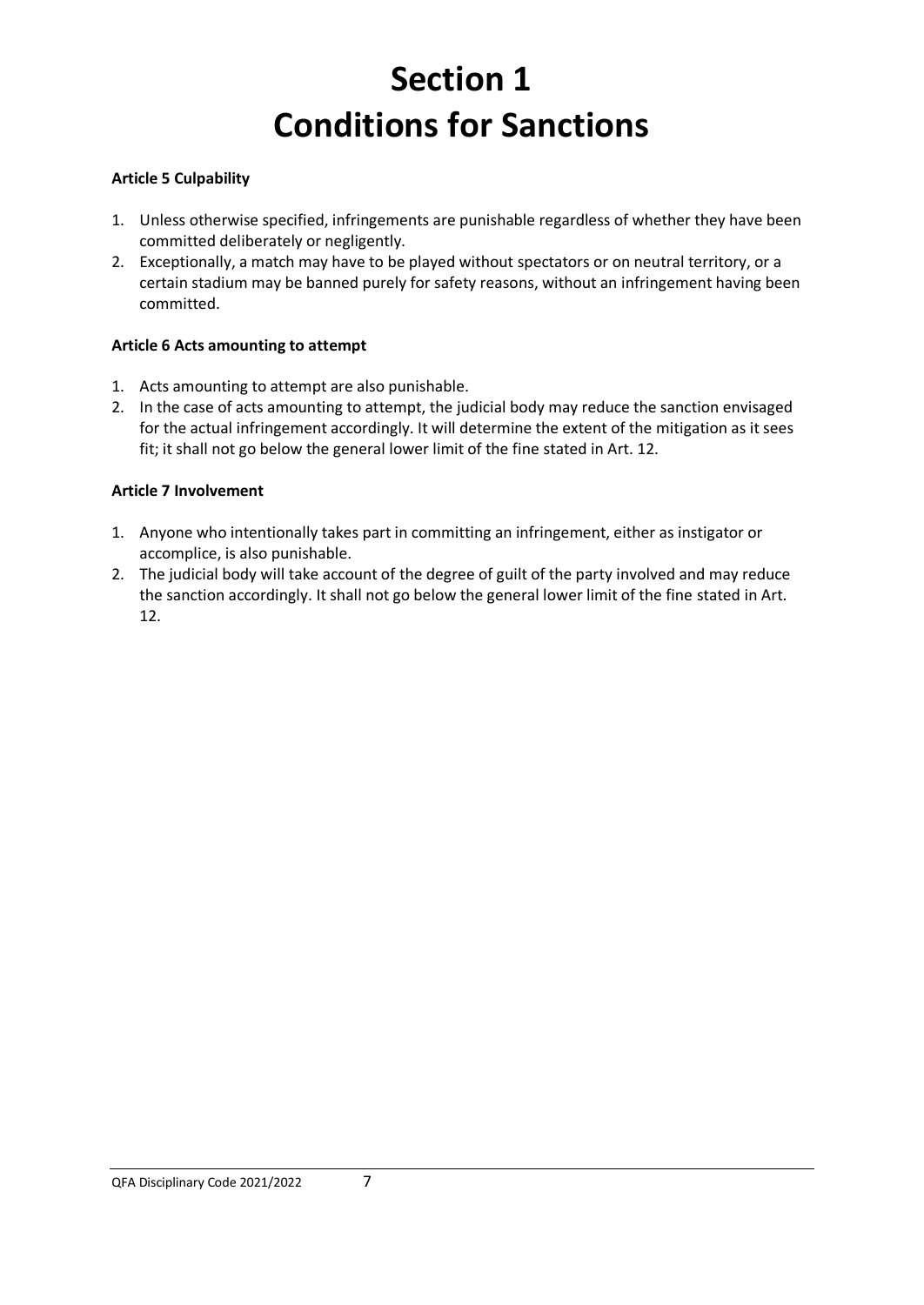# Section 1
# Conditions for Sanctions

**Article 5 Culpability**

1. Unless otherwise specified, infringements are punishable regardless of whether they have been committed deliberately or negligently.
2. Exceptionally, a match may have to be played without spectators or on neutral territory, or a certain stadium may be banned purely for safety reasons, without an infringement having been committed.

**Article 6 Acts amounting to attempt**

1. Acts amounting to attempt are also punishable.
2. In the case of acts amounting to attempt, the judicial body may reduce the sanction envisaged for the actual infringement accordingly. It will determine the extent of the mitigation as it sees fit; it shall not go below the general lower limit of the fine stated in Art. 12.

**Article 7 Involvement**

1. Anyone who intentionally takes part in committing an infringement, either as instigator or accomplice, is also punishable.
2. The judicial body will take account of the degree of guilt of the party involved and may reduce the sanction accordingly. It shall not go below the general lower limit of the fine stated in Art. 12.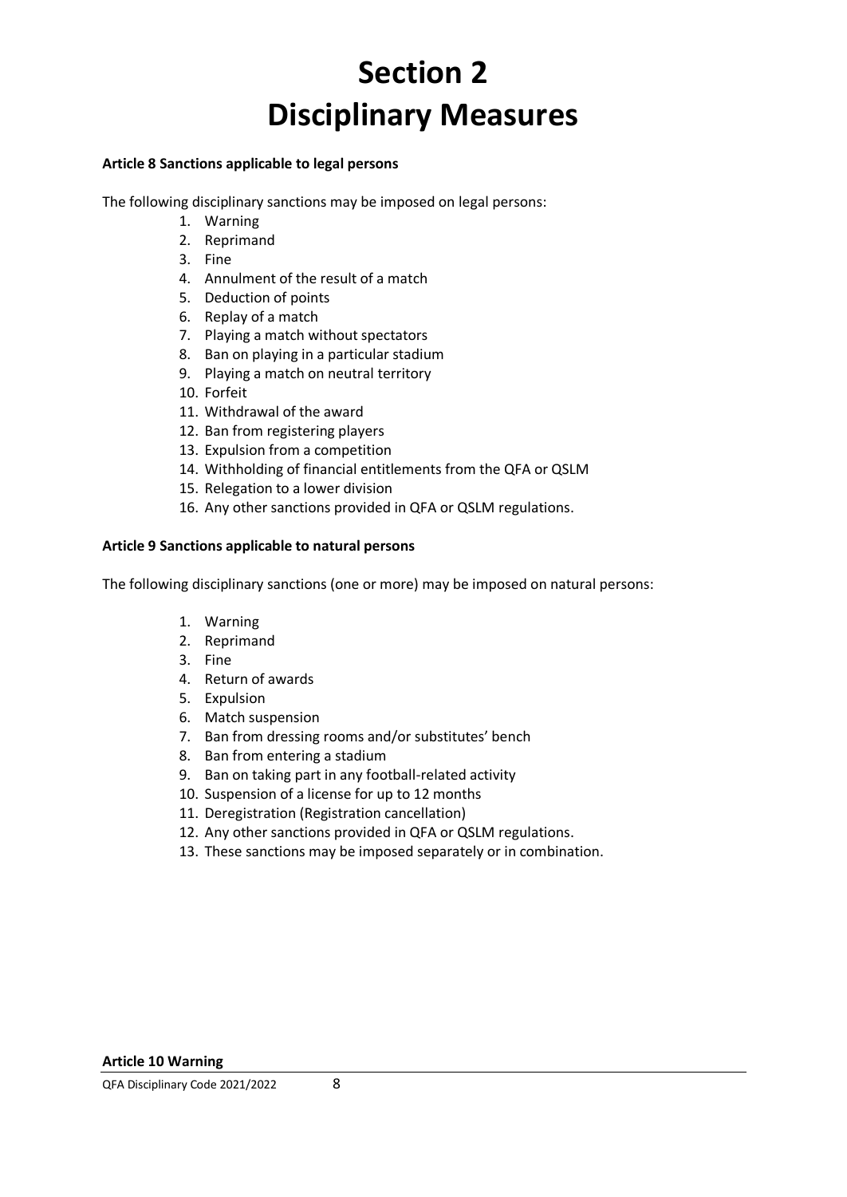# Section 2
# Disciplinary Measures

**Article 8 Sanctions applicable to legal persons**

The following disciplinary sanctions may be imposed on legal persons:

1. Warning
2. Reprimand
3. Fine
4. Annulment of the result of a match
5. Deduction of points
6. Replay of a match
7. Playing a match without spectators
8. Ban on playing in a particular stadium
9. Playing a match on neutral territory
10. Forfeit
11. Withdrawal of the award
12. Ban from registering players
13. Expulsion from a competition
14. Withholding of financial entitlements from the QFA or QSLM
15. Relegation to a lower division
16. Any other sanctions provided in QFA or QSLM regulations.

**Article 9 Sanctions applicable to natural persons**

The following disciplinary sanctions (one or more) may be imposed on natural persons:

1. Warning
2. Reprimand
3. Fine
4. Return of awards
5. Expulsion
6. Match suspension
7. Ban from dressing rooms and/or substitutes' bench
8. Ban from entering a stadium
9. Ban on taking part in any football-related activity
10. Suspension of a license for up to 12 months
11. Deregistration (Registration cancellation)
12. Any other sanctions provided in QFA or QSLM regulations.
13. These sanctions may be imposed separately or in combination.

**Article 10 Warning**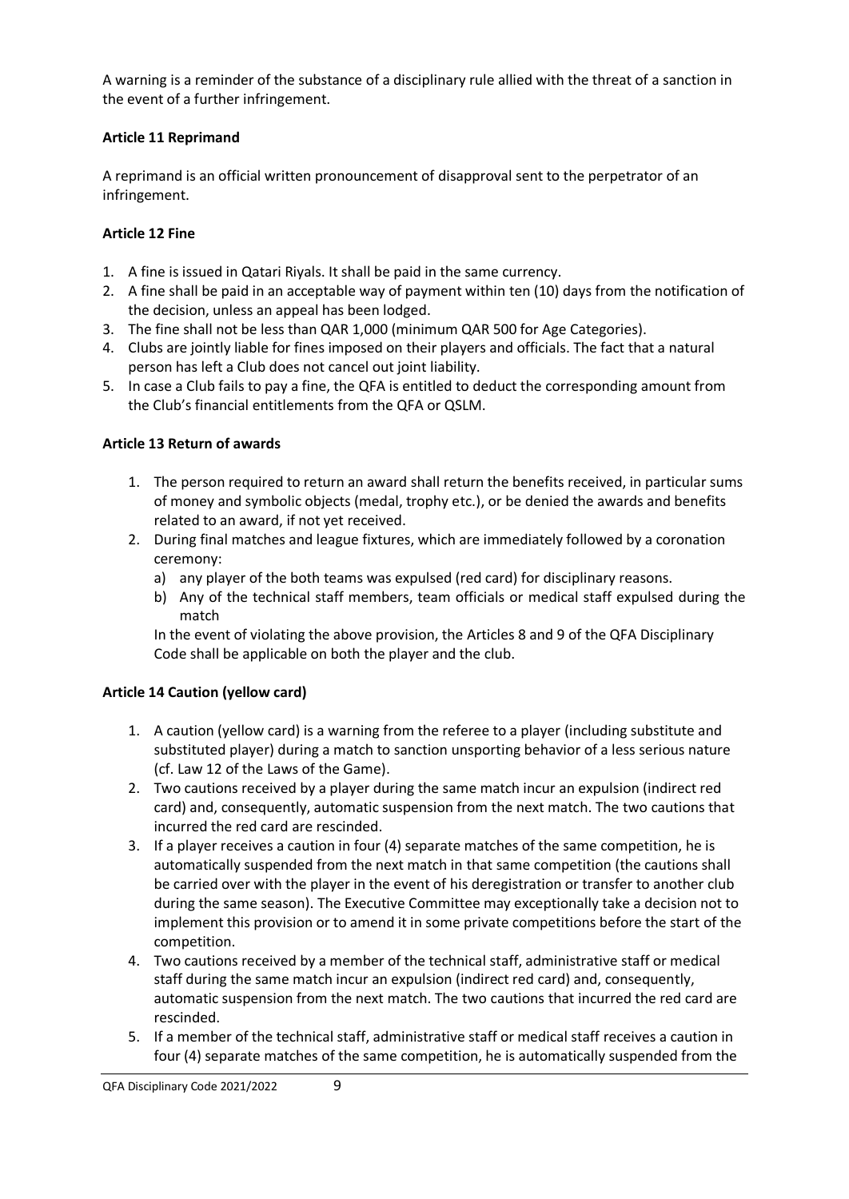A warning is a reminder of the substance of a disciplinary rule allied with the threat of a sanction in the event of a further infringement.

### Article 11 Reprimand

A reprimand is an official written pronouncement of disapproval sent to the perpetrator of an infringement.

### Article 12 Fine

1. A fine is issued in Qatari Riyals. It shall be paid in the same currency.
2. A fine shall be paid in an acceptable way of payment within ten (10) days from the notification of the decision, unless an appeal has been lodged.
3. The fine shall not be less than QAR 1,000 (minimum QAR 500 for Age Categories).
4. Clubs are jointly liable for fines imposed on their players and officials. The fact that a natural person has left a Club does not cancel out joint liability.
5. In case a Club fails to pay a fine, the QFA is entitled to deduct the corresponding amount from the Club's financial entitlements from the QFA or QSLM.

### Article 13 Return of awards

1. The person required to return an award shall return the benefits received, in particular sums of money and symbolic objects (medal, trophy etc.), or be denied the awards and benefits related to an award, if not yet received.
2. During final matches and league fixtures, which are immediately followed by a coronation ceremony:
   a) any player of the both teams was expulsed (red card) for disciplinary reasons.
   b) Any of the technical staff members, team officials or medical staff expulsed during the match

   In the event of violating the above provision, the Articles 8 and 9 of the QFA Disciplinary Code shall be applicable on both the player and the club.

### Article 14 Caution (yellow card)

1. A caution (yellow card) is a warning from the referee to a player (including substitute and substituted player) during a match to sanction unsporting behavior of a less serious nature (cf. Law 12 of the Laws of the Game).
2. Two cautions received by a player during the same match incur an expulsion (indirect red card) and, consequently, automatic suspension from the next match. The two cautions that incurred the red card are rescinded.
3. If a player receives a caution in four (4) separate matches of the same competition, he is automatically suspended from the next match in that same competition (the cautions shall be carried over with the player in the event of his deregistration or transfer to another club during the same season). The Executive Committee may exceptionally take a decision not to implement this provision or to amend it in some private competitions before the start of the competition.
4. Two cautions received by a member of the technical staff, administrative staff or medical staff during the same match incur an expulsion (indirect red card) and, consequently, automatic suspension from the next match. The two cautions that incurred the red card are rescinded.
5. If a member of the technical staff, administrative staff or medical staff receives a caution in four (4) separate matches of the same competition, he is automatically suspended from the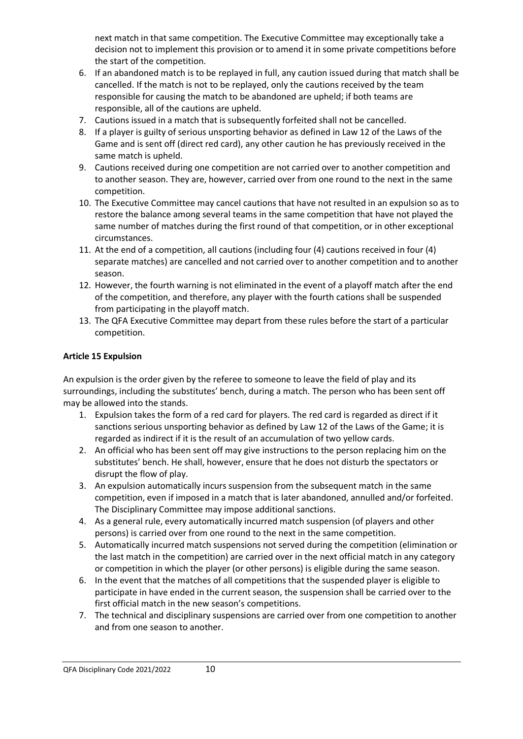next match in that same competition. The Executive Committee may exceptionally take a decision not to implement this provision or to amend it in some private competitions before the start of the competition.

6. If an abandoned match is to be replayed in full, any caution issued during that match shall be cancelled. If the match is not to be replayed, only the cautions received by the team responsible for causing the match to be abandoned are upheld; if both teams are responsible, all of the cautions are upheld.
7. Cautions issued in a match that is subsequently forfeited shall not be cancelled.
8. If a player is guilty of serious unsporting behavior as defined in Law 12 of the Laws of the Game and is sent off (direct red card), any other caution he has previously received in the same match is upheld.
9. Cautions received during one competition are not carried over to another competition and to another season. They are, however, carried over from one round to the next in the same competition.
10. The Executive Committee may cancel cautions that have not resulted in an expulsion so as to restore the balance among several teams in the same competition that have not played the same number of matches during the first round of that competition, or in other exceptional circumstances.
11. At the end of a competition, all cautions (including four (4) cautions received in four (4) separate matches) are cancelled and not carried over to another competition and to another season.
12. However, the fourth warning is not eliminated in the event of a playoff match after the end of the competition, and therefore, any player with the fourth cations shall be suspended from participating in the playoff match.
13. The QFA Executive Committee may depart from these rules before the start of a particular competition.

**Article 15 Expulsion**

An expulsion is the order given by the referee to someone to leave the field of play and its surroundings, including the substitutes' bench, during a match. The person who has been sent off may be allowed into the stands.

1. Expulsion takes the form of a red card for players. The red card is regarded as direct if it sanctions serious unsporting behavior as defined by Law 12 of the Laws of the Game; it is regarded as indirect if it is the result of an accumulation of two yellow cards.
2. An official who has been sent off may give instructions to the person replacing him on the substitutes' bench. He shall, however, ensure that he does not disturb the spectators or disrupt the flow of play.
3. An expulsion automatically incurs suspension from the subsequent match in the same competition, even if imposed in a match that is later abandoned, annulled and/or forfeited. The Disciplinary Committee may impose additional sanctions.
4. As a general rule, every automatically incurred match suspension (of players and other persons) is carried over from one round to the next in the same competition.
5. Automatically incurred match suspensions not served during the competition (elimination or the last match in the competition) are carried over in the next official match in any category or competition in which the player (or other persons) is eligible during the same season.
6. In the event that the matches of all competitions that the suspended player is eligible to participate in have ended in the current season, the suspension shall be carried over to the first official match in the new season's competitions.
7. The technical and disciplinary suspensions are carried over from one competition to another and from one season to another.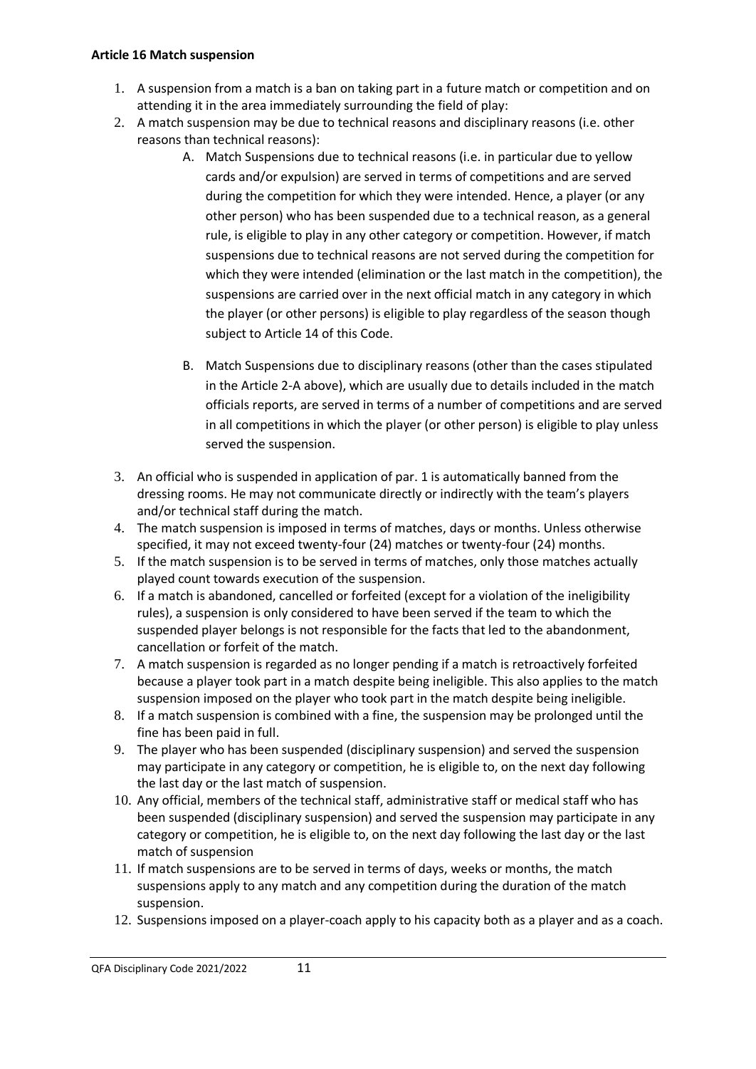**Article 16 Match suspension**

1. A suspension from a match is a ban on taking part in a future match or competition and on attending it in the area immediately surrounding the field of play:
2. A match suspension may be due to technical reasons and disciplinary reasons (i.e. other reasons than technical reasons):
   A. Match Suspensions due to technical reasons (i.e. in particular due to yellow cards and/or expulsion) are served in terms of competitions and are served during the competition for which they were intended. Hence, a player (or any other person) who has been suspended due to a technical reason, as a general rule, is eligible to play in any other category or competition. However, if match suspensions due to technical reasons are not served during the competition for which they were intended (elimination or the last match in the competition), the suspensions are carried over in the next official match in any category in which the player (or other persons) is eligible to play regardless of the season though subject to Article 14 of this Code.

   B. Match Suspensions due to disciplinary reasons (other than the cases stipulated in the Article 2-A above), which are usually due to details included in the match officials reports, are served in terms of a number of competitions and are served in all competitions in which the player (or other person) is eligible to play unless served the suspension.
3. An official who is suspended in application of par. 1 is automatically banned from the dressing rooms. He may not communicate directly or indirectly with the team's players and/or technical staff during the match.
4. The match suspension is imposed in terms of matches, days or months. Unless otherwise specified, it may not exceed twenty-four (24) matches or twenty-four (24) months.
5. If the match suspension is to be served in terms of matches, only those matches actually played count towards execution of the suspension.
6. If a match is abandoned, cancelled or forfeited (except for a violation of the ineligibility rules), a suspension is only considered to have been served if the team to which the suspended player belongs is not responsible for the facts that led to the abandonment, cancellation or forfeit of the match.
7. A match suspension is regarded as no longer pending if a match is retroactively forfeited because a player took part in a match despite being ineligible. This also applies to the match suspension imposed on the player who took part in the match despite being ineligible.
8. If a match suspension is combined with a fine, the suspension may be prolonged until the fine has been paid in full.
9. The player who has been suspended (disciplinary suspension) and served the suspension may participate in any category or competition, he is eligible to, on the next day following the last day or the last match of suspension.
10. Any official, members of the technical staff, administrative staff or medical staff who has been suspended (disciplinary suspension) and served the suspension may participate in any category or competition, he is eligible to, on the next day following the last day or the last match of suspension
11. If match suspensions are to be served in terms of days, weeks or months, the match suspensions apply to any match and any competition during the duration of the match suspension.
12. Suspensions imposed on a player-coach apply to his capacity both as a player and as a coach.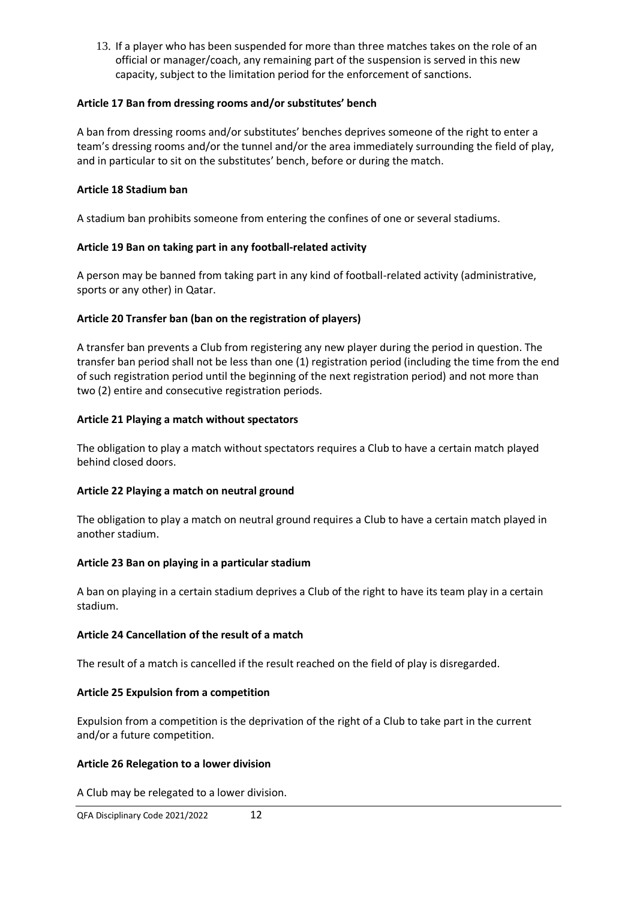13. If a player who has been suspended for more than three matches takes on the role of an official or manager/coach, any remaining part of the suspension is served in this new capacity, subject to the limitation period for the enforcement of sanctions.

### Article 17 Ban from dressing rooms and/or substitutes' bench

A ban from dressing rooms and/or substitutes' benches deprives someone of the right to enter a team's dressing rooms and/or the tunnel and/or the area immediately surrounding the field of play, and in particular to sit on the substitutes' bench, before or during the match.

### Article 18 Stadium ban

A stadium ban prohibits someone from entering the confines of one or several stadiums.

### Article 19 Ban on taking part in any football-related activity

A person may be banned from taking part in any kind of football-related activity (administrative, sports or any other) in Qatar.

### Article 20 Transfer ban (ban on the registration of players)

A transfer ban prevents a Club from registering any new player during the period in question. The transfer ban period shall not be less than one (1) registration period (including the time from the end of such registration period until the beginning of the next registration period) and not more than two (2) entire and consecutive registration periods.

### Article 21 Playing a match without spectators

The obligation to play a match without spectators requires a Club to have a certain match played behind closed doors.

### Article 22 Playing a match on neutral ground

The obligation to play a match on neutral ground requires a Club to have a certain match played in another stadium.

### Article 23 Ban on playing in a particular stadium

A ban on playing in a certain stadium deprives a Club of the right to have its team play in a certain stadium.

### Article 24 Cancellation of the result of a match

The result of a match is cancelled if the result reached on the field of play is disregarded.

### Article 25 Expulsion from a competition

Expulsion from a competition is the deprivation of the right of a Club to take part in the current and/or a future competition.

### Article 26 Relegation to a lower division

A Club may be relegated to a lower division.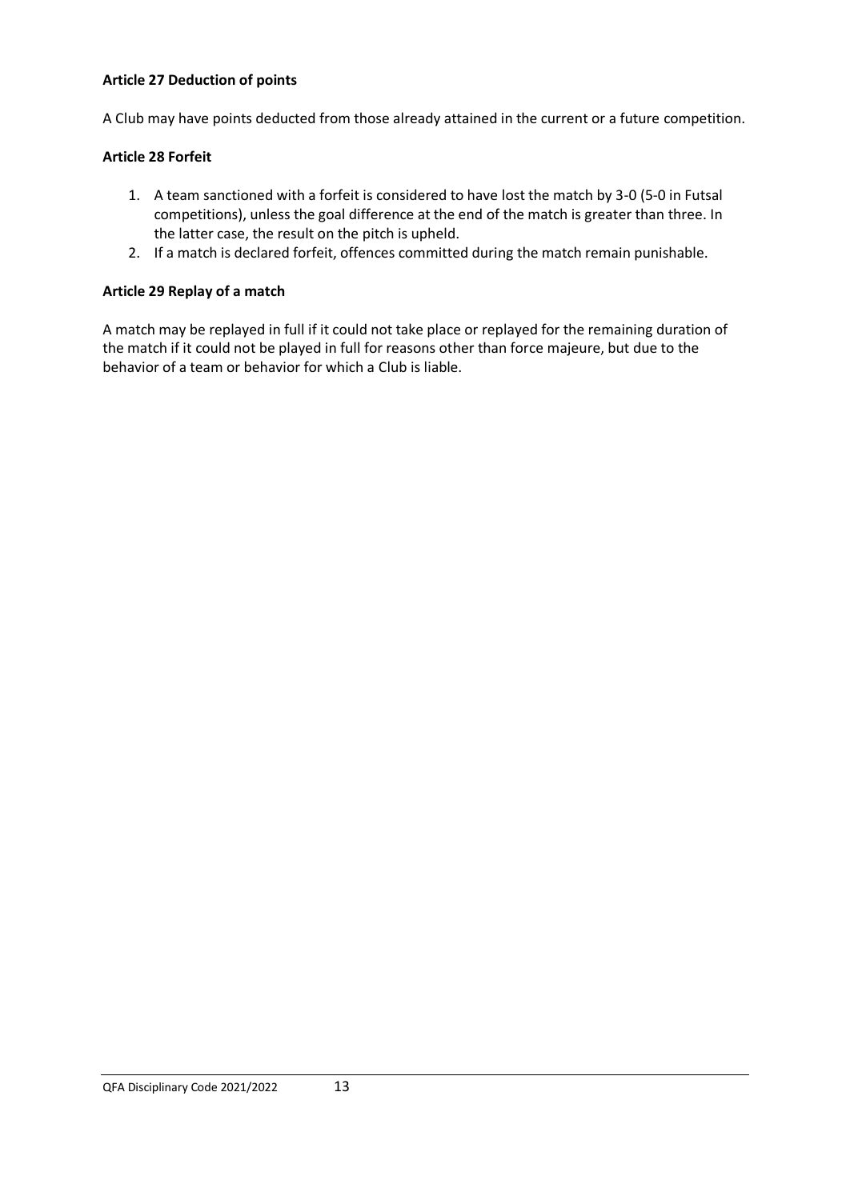**Article 27 Deduction of points**

A Club may have points deducted from those already attained in the current or a future competition.

**Article 28 Forfeit**

1. A team sanctioned with a forfeit is considered to have lost the match by 3-0 (5-0 in Futsal competitions), unless the goal difference at the end of the match is greater than three. In the latter case, the result on the pitch is upheld.
2. If a match is declared forfeit, offences committed during the match remain punishable.

**Article 29 Replay of a match**

A match may be replayed in full if it could not take place or replayed for the remaining duration of the match if it could not be played in full for reasons other than force majeure, but due to the behavior of a team or behavior for which a Club is liable.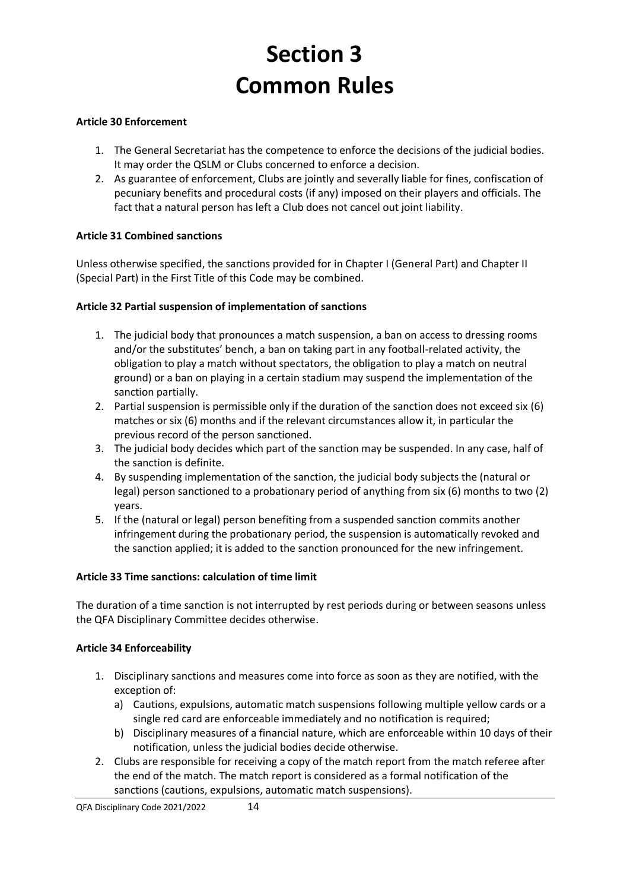# Section 3
# Common Rules

**Article 30 Enforcement**

1. The General Secretariat has the competence to enforce the decisions of the judicial bodies. It may order the QSLM or Clubs concerned to enforce a decision.
2. As guarantee of enforcement, Clubs are jointly and severally liable for fines, confiscation of pecuniary benefits and procedural costs (if any) imposed on their players and officials. The fact that a natural person has left a Club does not cancel out joint liability.

**Article 31 Combined sanctions**

Unless otherwise specified, the sanctions provided for in Chapter I (General Part) and Chapter II (Special Part) in the First Title of this Code may be combined.

**Article 32 Partial suspension of implementation of sanctions**

1. The judicial body that pronounces a match suspension, a ban on access to dressing rooms and/or the substitutes' bench, a ban on taking part in any football-related activity, the obligation to play a match without spectators, the obligation to play a match on neutral ground) or a ban on playing in a certain stadium may suspend the implementation of the sanction partially.
2. Partial suspension is permissible only if the duration of the sanction does not exceed six (6) matches or six (6) months and if the relevant circumstances allow it, in particular the previous record of the person sanctioned.
3. The judicial body decides which part of the sanction may be suspended. In any case, half of the sanction is definite.
4. By suspending implementation of the sanction, the judicial body subjects the (natural or legal) person sanctioned to a probationary period of anything from six (6) months to two (2) years.
5. If the (natural or legal) person benefiting from a suspended sanction commits another infringement during the probationary period, the suspension is automatically revoked and the sanction applied; it is added to the sanction pronounced for the new infringement.

**Article 33 Time sanctions: calculation of time limit**

The duration of a time sanction is not interrupted by rest periods during or between seasons unless the QFA Disciplinary Committee decides otherwise.

**Article 34 Enforceability**

1. Disciplinary sanctions and measures come into force as soon as they are notified, with the exception of:
   a) Cautions, expulsions, automatic match suspensions following multiple yellow cards or a single red card are enforceable immediately and no notification is required;
   b) Disciplinary measures of a financial nature, which are enforceable within 10 days of their notification, unless the judicial bodies decide otherwise.
2. Clubs are responsible for receiving a copy of the match report from the match referee after the end of the match. The match report is considered as a formal notification of the sanctions (cautions, expulsions, automatic match suspensions).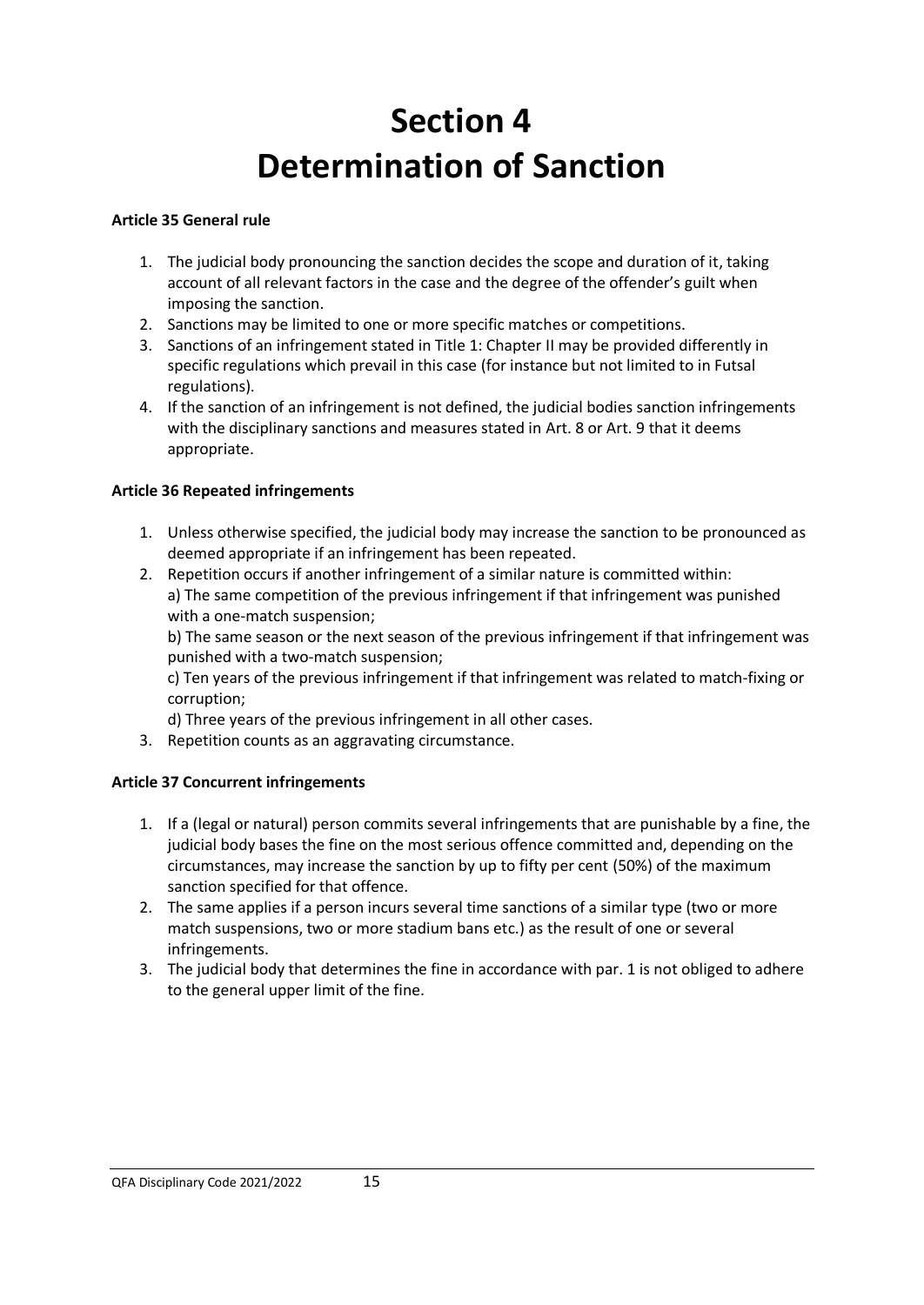# Section 4
# Determination of Sanction

**Article 35 General rule**

1. The judicial body pronouncing the sanction decides the scope and duration of it, taking account of all relevant factors in the case and the degree of the offender's guilt when imposing the sanction.
2. Sanctions may be limited to one or more specific matches or competitions.
3. Sanctions of an infringement stated in Title 1: Chapter II may be provided differently in specific regulations which prevail in this case (for instance but not limited to in Futsal regulations).
4. If the sanction of an infringement is not defined, the judicial bodies sanction infringements with the disciplinary sanctions and measures stated in Art. 8 or Art. 9 that it deems appropriate.

**Article 36 Repeated infringements**

1. Unless otherwise specified, the judicial body may increase the sanction to be pronounced as deemed appropriate if an infringement has been repeated.
2. Repetition occurs if another infringement of a similar nature is committed within:
   a) The same competition of the previous infringement if that infringement was punished with a one-match suspension;
   b) The same season or the next season of the previous infringement if that infringement was punished with a two-match suspension;
   c) Ten years of the previous infringement if that infringement was related to match-fixing or corruption;
   d) Three years of the previous infringement in all other cases.
3. Repetition counts as an aggravating circumstance.

**Article 37 Concurrent infringements**

1. If a (legal or natural) person commits several infringements that are punishable by a fine, the judicial body bases the fine on the most serious offence committed and, depending on the circumstances, may increase the sanction by up to fifty per cent (50%) of the maximum sanction specified for that offence.
2. The same applies if a person incurs several time sanctions of a similar type (two or more match suspensions, two or more stadium bans etc.) as the result of one or several infringements.
3. The judicial body that determines the fine in accordance with par. 1 is not obliged to adhere to the general upper limit of the fine.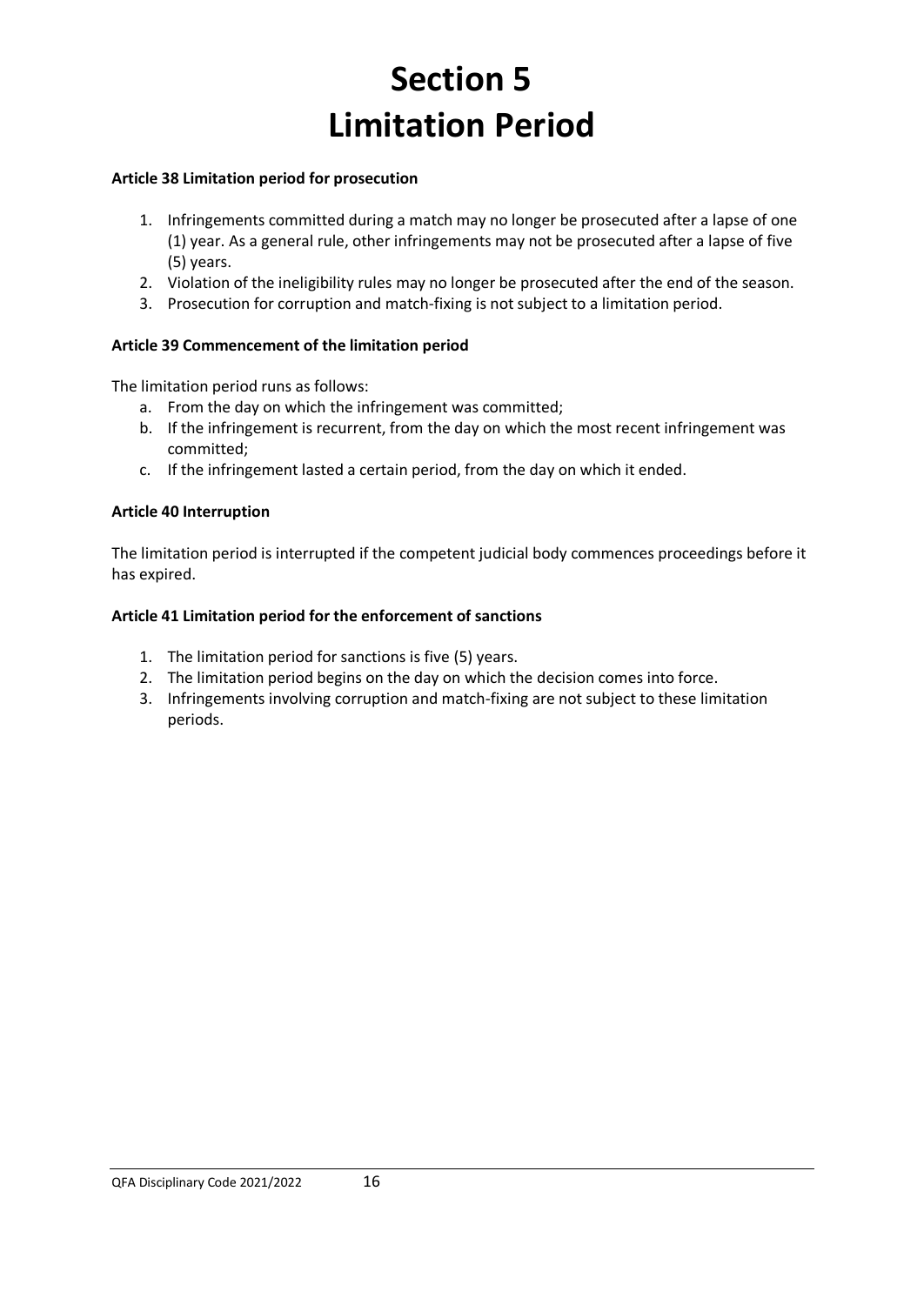# Section 5
# Limitation Period

**Article 38 Limitation period for prosecution**

1. Infringements committed during a match may no longer be prosecuted after a lapse of one (1) year. As a general rule, other infringements may not be prosecuted after a lapse of five (5) years.
2. Violation of the ineligibility rules may no longer be prosecuted after the end of the season.
3. Prosecution for corruption and match-fixing is not subject to a limitation period.

**Article 39 Commencement of the limitation period**

The limitation period runs as follows:

a. From the day on which the infringement was committed;
b. If the infringement is recurrent, from the day on which the most recent infringement was committed;
c. If the infringement lasted a certain period, from the day on which it ended.

**Article 40 Interruption**

The limitation period is interrupted if the competent judicial body commences proceedings before it has expired.

**Article 41 Limitation period for the enforcement of sanctions**

1. The limitation period for sanctions is five (5) years.
2. The limitation period begins on the day on which the decision comes into force.
3. Infringements involving corruption and match-fixing are not subject to these limitation periods.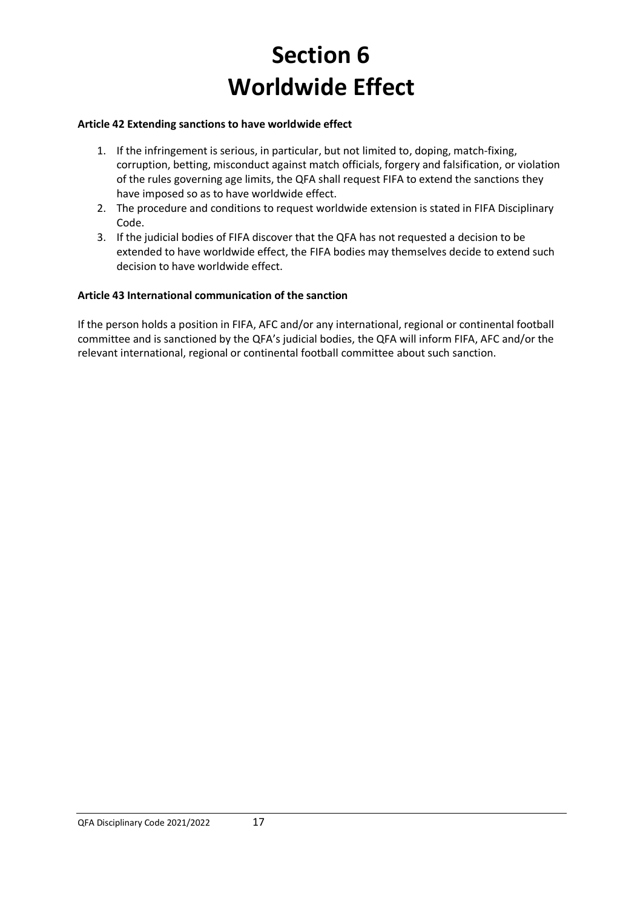# Section 6
# Worldwide Effect

**Article 42 Extending sanctions to have worldwide effect**

1. If the infringement is serious, in particular, but not limited to, doping, match-fixing, corruption, betting, misconduct against match officials, forgery and falsification, or violation of the rules governing age limits, the QFA shall request FIFA to extend the sanctions they have imposed so as to have worldwide effect.
2. The procedure and conditions to request worldwide extension is stated in FIFA Disciplinary Code.
3. If the judicial bodies of FIFA discover that the QFA has not requested a decision to be extended to have worldwide effect, the FIFA bodies may themselves decide to extend such decision to have worldwide effect.

**Article 43 International communication of the sanction**

If the person holds a position in FIFA, AFC and/or any international, regional or continental football committee and is sanctioned by the QFA's judicial bodies, the QFA will inform FIFA, AFC and/or the relevant international, regional or continental football committee about such sanction.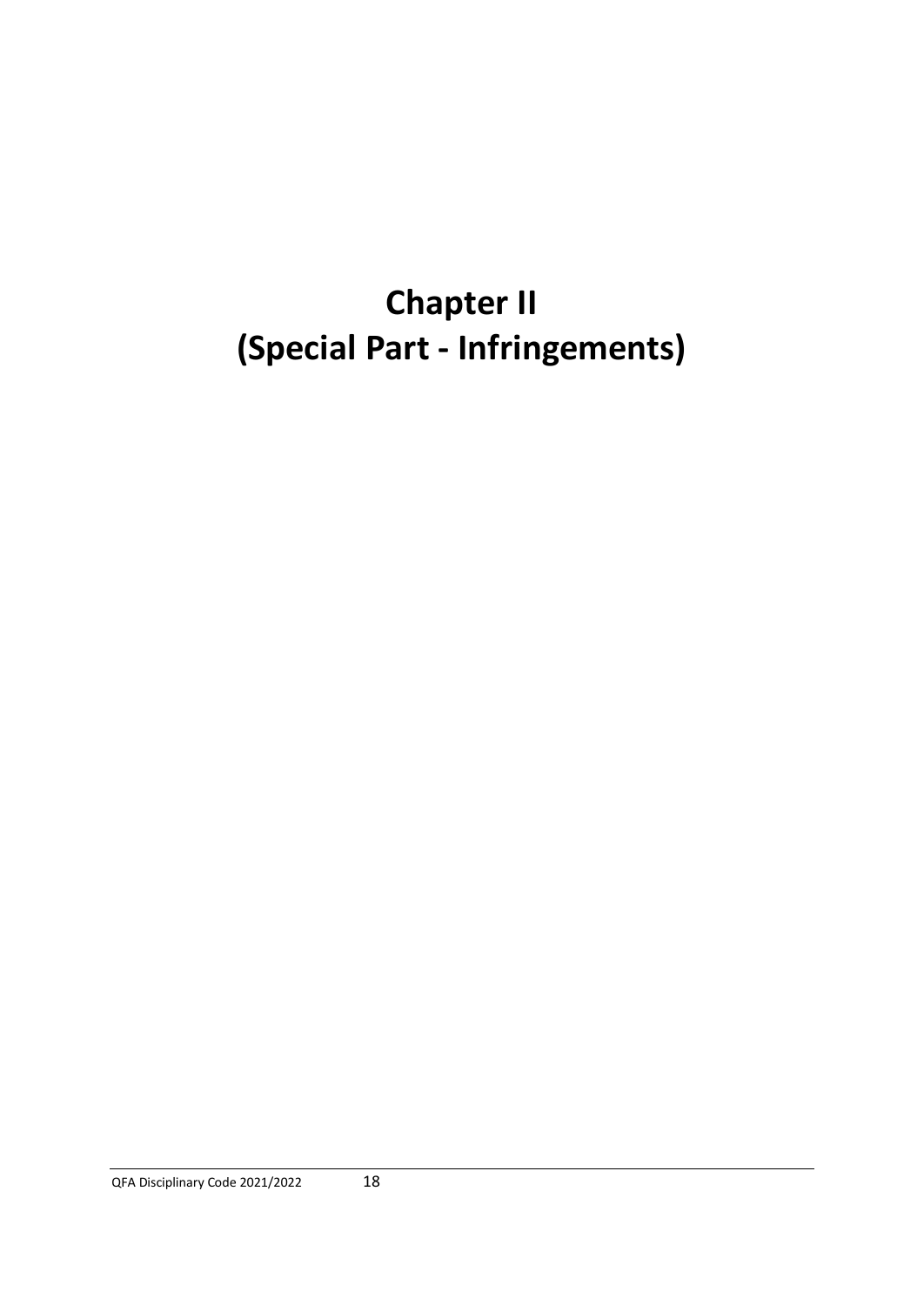# Chapter II
# (Special Part - Infringements)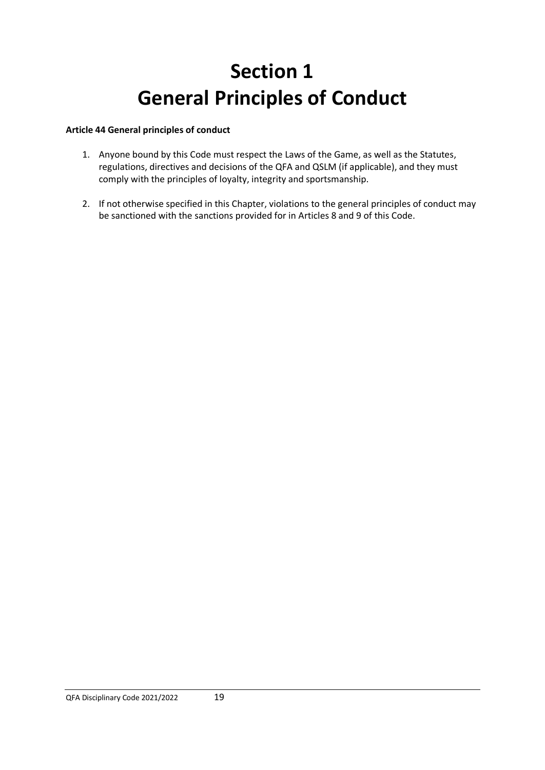# Section 1
# General Principles of Conduct

**Article 44 General principles of conduct**

1. Anyone bound by this Code must respect the Laws of the Game, as well as the Statutes, regulations, directives and decisions of the QFA and QSLM (if applicable), and they must comply with the principles of loyalty, integrity and sportsmanship.

2. If not otherwise specified in this Chapter, violations to the general principles of conduct may be sanctioned with the sanctions provided for in Articles 8 and 9 of this Code.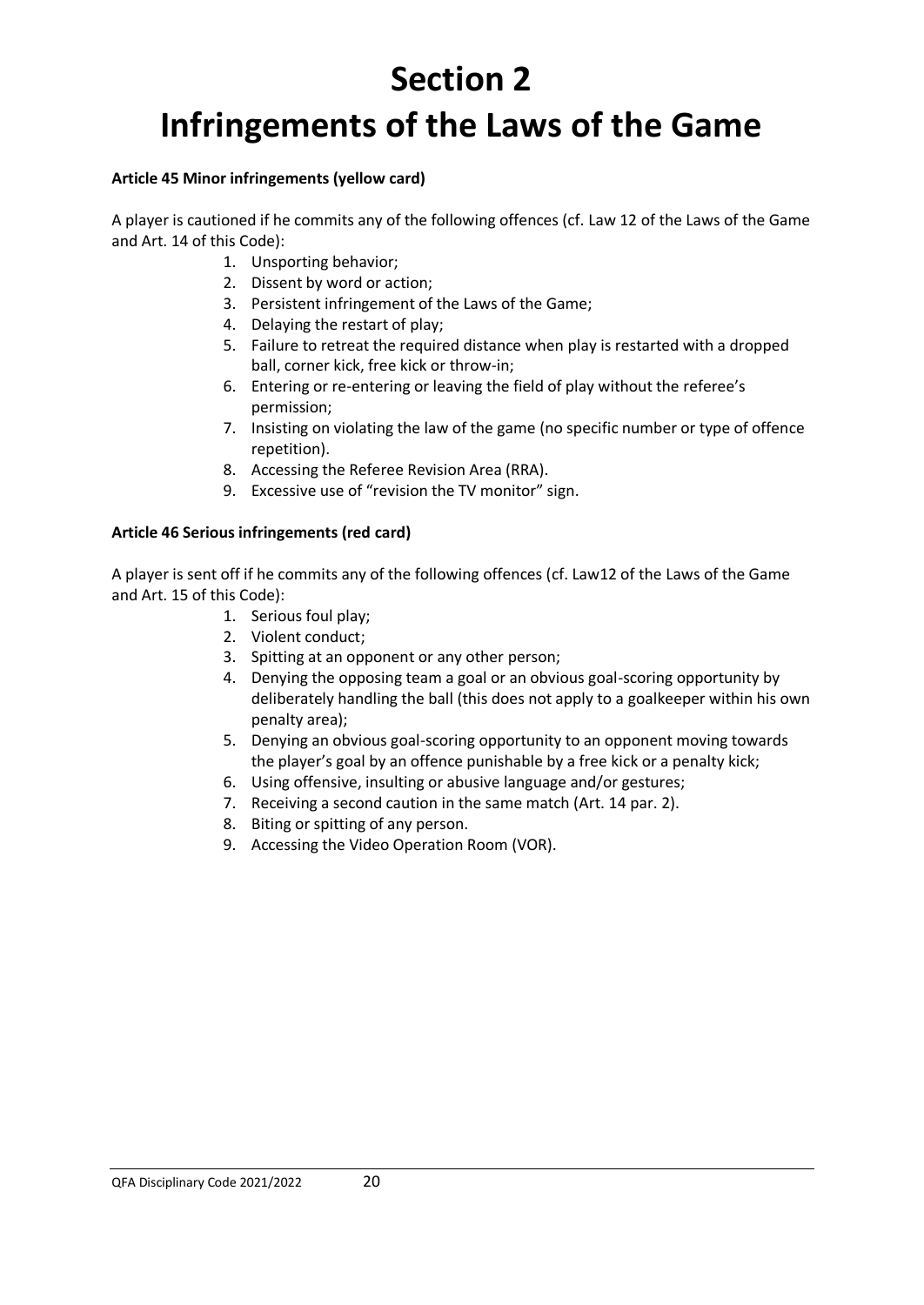# Section 2

# Infringements of the Laws of the Game

**Article 45 Minor infringements (yellow card)**

A player is cautioned if he commits any of the following offences (cf. Law 12 of the Laws of the Game and Art. 14 of this Code):

1. Unsporting behavior;
2. Dissent by word or action;
3. Persistent infringement of the Laws of the Game;
4. Delaying the restart of play;
5. Failure to retreat the required distance when play is restarted with a dropped ball, corner kick, free kick or throw-in;
6. Entering or re-entering or leaving the field of play without the referee's permission;
7. Insisting on violating the law of the game (no specific number or type of offence repetition).
8. Accessing the Referee Revision Area (RRA).
9. Excessive use of "revision the TV monitor" sign.

**Article 46 Serious infringements (red card)**

A player is sent off if he commits any of the following offences (cf. Law12 of the Laws of the Game and Art. 15 of this Code):

1. Serious foul play;
2. Violent conduct;
3. Spitting at an opponent or any other person;
4. Denying the opposing team a goal or an obvious goal-scoring opportunity by deliberately handling the ball (this does not apply to a goalkeeper within his own penalty area);
5. Denying an obvious goal-scoring opportunity to an opponent moving towards the player's goal by an offence punishable by a free kick or a penalty kick;
6. Using offensive, insulting or abusive language and/or gestures;
7. Receiving a second caution in the same match (Art. 14 par. 2).
8. Biting or spitting of any person.
9. Accessing the Video Operation Room (VOR).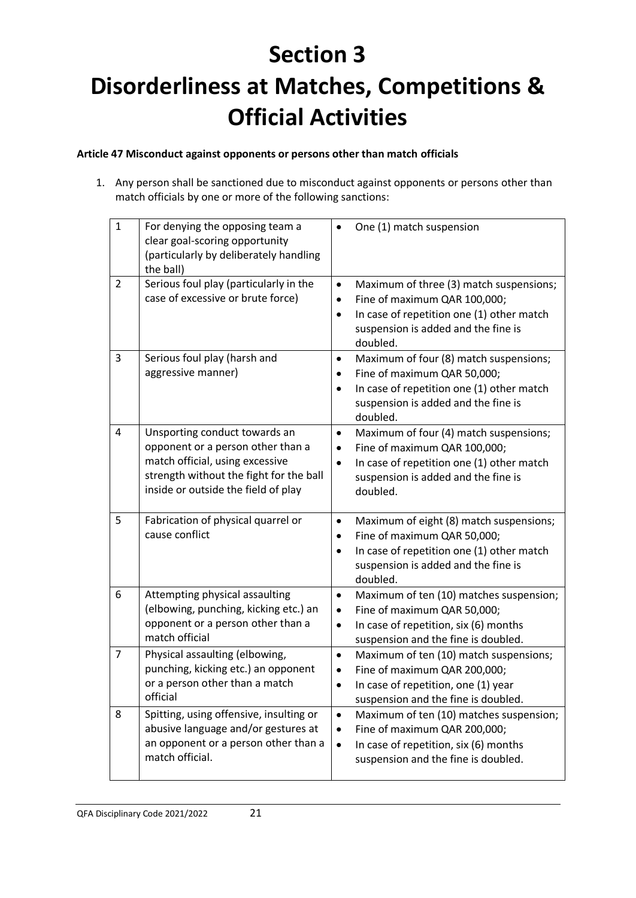# Section 3

# Disorderliness at Matches, Competitions & Official Activities

**Article 47 Misconduct against opponents or persons other than match officials**

1. Any person shall be sanctioned due to misconduct against opponents or persons other than match officials by one or more of the following sanctions:

| 1 | For denying the opposing team a clear goal-scoring opportunity (particularly by deliberately handling the ball) | • One (1) match suspension |
|---|---|---|
| 2 | Serious foul play (particularly in the case of excessive or brute force) | • Maximum of three (3) match suspensions;<br>• Fine of maximum QAR 100,000;<br>• In case of repetition one (1) other match suspension is added and the fine is doubled. |
| 3 | Serious foul play (harsh and aggressive manner) | • Maximum of four (8) match suspensions;<br>• Fine of maximum QAR 50,000;<br>• In case of repetition one (1) other match suspension is added and the fine is doubled. |
| 4 | Unsporting conduct towards an opponent or a person other than a match official, using excessive strength without the fight for the ball inside or outside the field of play | • Maximum of four (4) match suspensions;<br>• Fine of maximum QAR 100,000;<br>• In case of repetition one (1) other match suspension is added and the fine is doubled. |
| 5 | Fabrication of physical quarrel or cause conflict | • Maximum of eight (8) match suspensions;<br>• Fine of maximum QAR 50,000;<br>• In case of repetition one (1) other match suspension is added and the fine is doubled. |
| 6 | Attempting physical assaulting (elbowing, punching, kicking etc.) an opponent or a person other than a match official | • Maximum of ten (10) matches suspension;<br>• Fine of maximum QAR 50,000;<br>• In case of repetition, six (6) months suspension and the fine is doubled. |
| 7 | Physical assaulting (elbowing, punching, kicking etc.) an opponent or a person other than a match official | • Maximum of ten (10) match suspensions;<br>• Fine of maximum QAR 200,000;<br>• In case of repetition, one (1) year suspension and the fine is doubled. |
| 8 | Spitting, using offensive, insulting or abusive language and/or gestures at an opponent or a person other than a match official. | • Maximum of ten (10) matches suspension;<br>• Fine of maximum QAR 200,000;<br>• In case of repetition, six (6) months suspension and the fine is doubled. |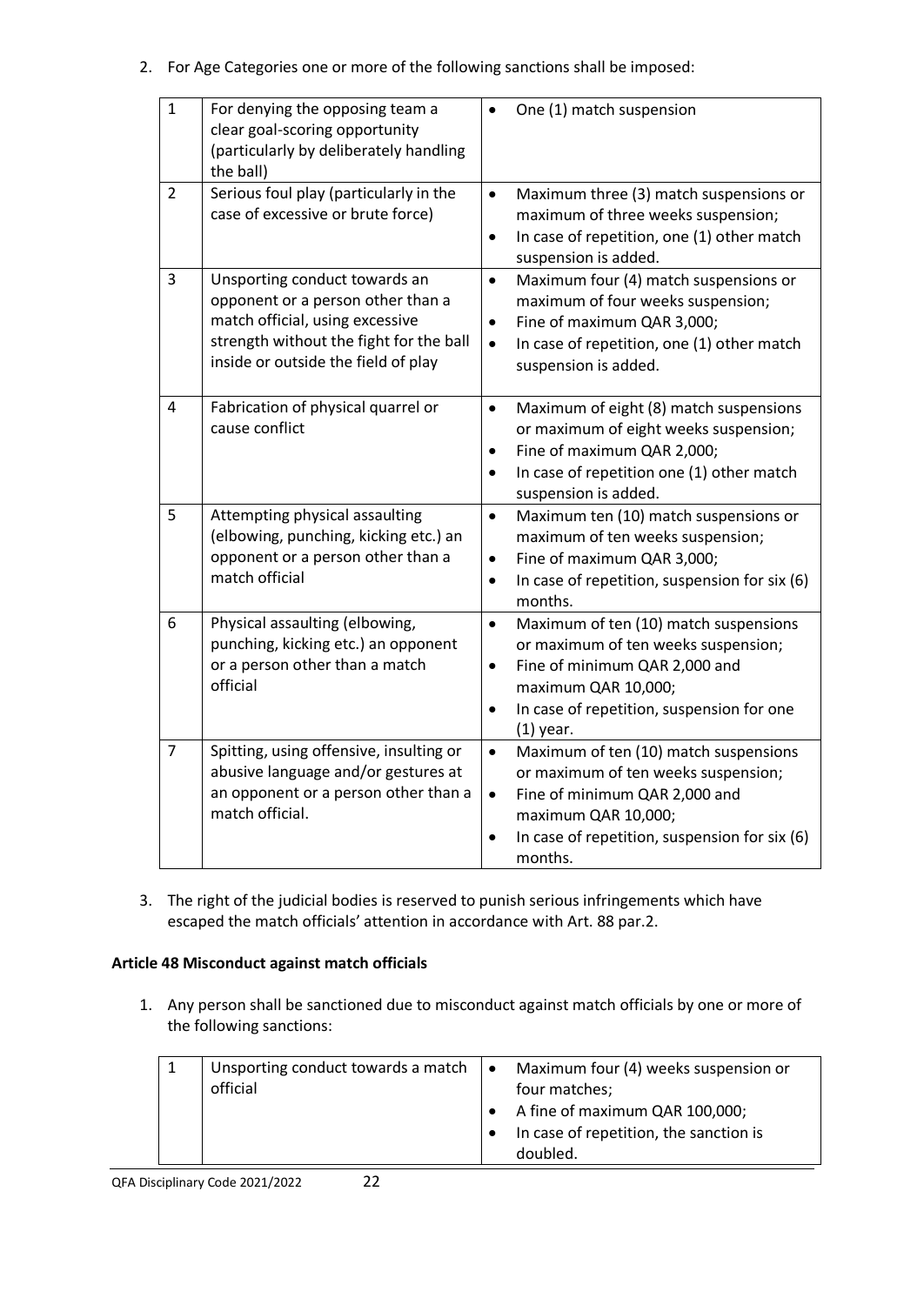2. For Age Categories one or more of the following sanctions shall be imposed:

| | | |
|---|---|---|
| 1 | For denying the opposing team a clear goal-scoring opportunity (particularly by deliberately handling the ball) | • One (1) match suspension |
| 2 | Serious foul play (particularly in the case of excessive or brute force) | • Maximum three (3) match suspensions or maximum of three weeks suspension;<br>• In case of repetition, one (1) other match suspension is added. |
| 3 | Unsporting conduct towards an opponent or a person other than a match official, using excessive strength without the fight for the ball inside or outside the field of play | • Maximum four (4) match suspensions or maximum of four weeks suspension;<br>• Fine of maximum QAR 3,000;<br>• In case of repetition, one (1) other match suspension is added. |
| 4 | Fabrication of physical quarrel or cause conflict | • Maximum of eight (8) match suspensions or maximum of eight weeks suspension;<br>• Fine of maximum QAR 2,000;<br>• In case of repetition one (1) other match suspension is added. |
| 5 | Attempting physical assaulting (elbowing, punching, kicking etc.) an opponent or a person other than a match official | • Maximum ten (10) match suspensions or maximum of ten weeks suspension;<br>• Fine of maximum QAR 3,000;<br>• In case of repetition, suspension for six (6) months. |
| 6 | Physical assaulting (elbowing, punching, kicking etc.) an opponent or a person other than a match official | • Maximum of ten (10) match suspensions or maximum of ten weeks suspension;<br>• Fine of minimum QAR 2,000 and maximum QAR 10,000;<br>• In case of repetition, suspension for one (1) year. |
| 7 | Spitting, using offensive, insulting or abusive language and/or gestures at an opponent or a person other than a match official. | • Maximum of ten (10) match suspensions or maximum of ten weeks suspension;<br>• Fine of minimum QAR 2,000 and maximum QAR 10,000;<br>• In case of repetition, suspension for six (6) months. |

3. The right of the judicial bodies is reserved to punish serious infringements which have escaped the match officials' attention in accordance with Art. 88 par.2.

**Article 48 Misconduct against match officials**

1. Any person shall be sanctioned due to misconduct against match officials by one or more of the following sanctions:

| | | |
|---|---|---|
| 1 | Unsporting conduct towards a match official | • Maximum four (4) weeks suspension or four matches;<br>• A fine of maximum QAR 100,000;<br>• In case of repetition, the sanction is doubled. |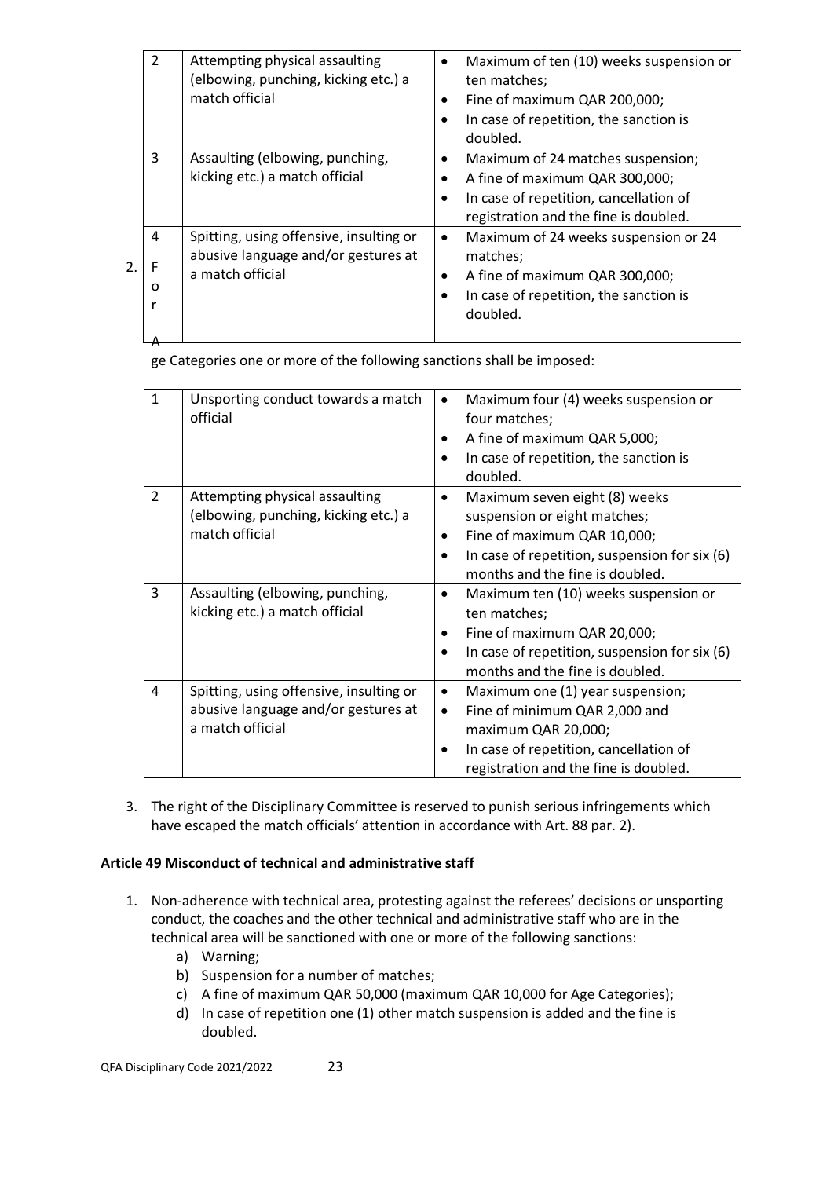| 2 | Attempting physical assaulting (elbowing, punching, kicking etc.) a match official | • Maximum of ten (10) weeks suspension or ten matches;<br>• Fine of maximum QAR 200,000;<br>• In case of repetition, the sanction is doubled. |
|---|---|---|
| 3 | Assaulting (elbowing, punching, kicking etc.) a match official | • Maximum of 24 matches suspension;<br>• A fine of maximum QAR 300,000;<br>• In case of repetition, cancellation of registration and the fine is doubled. |
| 4 | Spitting, using offensive, insulting or abusive language and/or gestures at a match official | • Maximum of 24 weeks suspension or 24 matches;<br>• A fine of maximum QAR 300,000;<br>• In case of repetition, the sanction is doubled. |

2. For Age Categories one or more of the following sanctions shall be imposed:

| 1 | Unsporting conduct towards a match official | • Maximum four (4) weeks suspension or four matches;<br>• A fine of maximum QAR 5,000;<br>• In case of repetition, the sanction is doubled. |
|---|---|---|
| 2 | Attempting physical assaulting (elbowing, punching, kicking etc.) a match official | • Maximum seven eight (8) weeks suspension or eight matches;<br>• Fine of maximum QAR 10,000;<br>• In case of repetition, suspension for six (6) months and the fine is doubled. |
| 3 | Assaulting (elbowing, punching, kicking etc.) a match official | • Maximum ten (10) weeks suspension or ten matches;<br>• Fine of maximum QAR 20,000;<br>• In case of repetition, suspension for six (6) months and the fine is doubled. |
| 4 | Spitting, using offensive, insulting or abusive language and/or gestures at a match official | • Maximum one (1) year suspension;<br>• Fine of minimum QAR 2,000 and maximum QAR 20,000;<br>• In case of repetition, cancellation of registration and the fine is doubled. |

3. The right of the Disciplinary Committee is reserved to punish serious infringements which have escaped the match officials' attention in accordance with Art. 88 par. 2).

**Article 49 Misconduct of technical and administrative staff**

1. Non-adherence with technical area, protesting against the referees' decisions or unsporting conduct, the coaches and the other technical and administrative staff who are in the technical area will be sanctioned with one or more of the following sanctions:
   a) Warning;
   b) Suspension for a number of matches;
   c) A fine of maximum QAR 50,000 (maximum QAR 10,000 for Age Categories);
   d) In case of repetition one (1) other match suspension is added and the fine is doubled.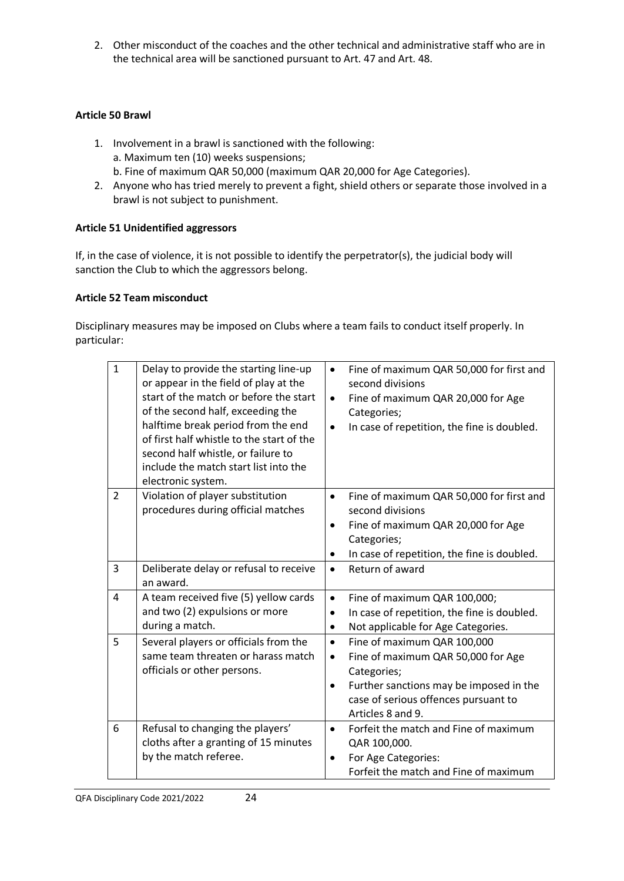2. Other misconduct of the coaches and the other technical and administrative staff who are in the technical area will be sanctioned pursuant to Art. 47 and Art. 48.

**Article 50 Brawl**

1. Involvement in a brawl is sanctioned with the following:
   a. Maximum ten (10) weeks suspensions;
   b. Fine of maximum QAR 50,000 (maximum QAR 20,000 for Age Categories).
2. Anyone who has tried merely to prevent a fight, shield others or separate those involved in a brawl is not subject to punishment.

**Article 51 Unidentified aggressors**

If, in the case of violence, it is not possible to identify the perpetrator(s), the judicial body will sanction the Club to which the aggressors belong.

**Article 52 Team misconduct**

Disciplinary measures may be imposed on Clubs where a team fails to conduct itself properly. In particular:

| | | |
|---|---|---|
| 1 | Delay to provide the starting line-up or appear in the field of play at the start of the match or before the start of the second half, exceeding the halftime break period from the end of first half whistle to the start of the second half whistle, or failure to include the match start list into the electronic system. | • Fine of maximum QAR 50,000 for first and second divisions<br>• Fine of maximum QAR 20,000 for Age Categories;<br>• In case of repetition, the fine is doubled. |
| 2 | Violation of player substitution procedures during official matches | • Fine of maximum QAR 50,000 for first and second divisions<br>• Fine of maximum QAR 20,000 for Age Categories;<br>• In case of repetition, the fine is doubled. |
| 3 | Deliberate delay or refusal to receive an award. | • Return of award |
| 4 | A team received five (5) yellow cards and two (2) expulsions or more during a match. | • Fine of maximum QAR 100,000;<br>• In case of repetition, the fine is doubled.<br>• Not applicable for Age Categories. |
| 5 | Several players or officials from the same team threaten or harass match officials or other persons. | • Fine of maximum QAR 100,000<br>• Fine of maximum QAR 50,000 for Age Categories;<br>• Further sanctions may be imposed in the case of serious offences pursuant to Articles 8 and 9. |
| 6 | Refusal to changing the players' cloths after a granting of 15 minutes by the match referee. | • Forfeit the match and Fine of maximum QAR 100,000.<br>• For Age Categories:<br>Forfeit the match and Fine of maximum |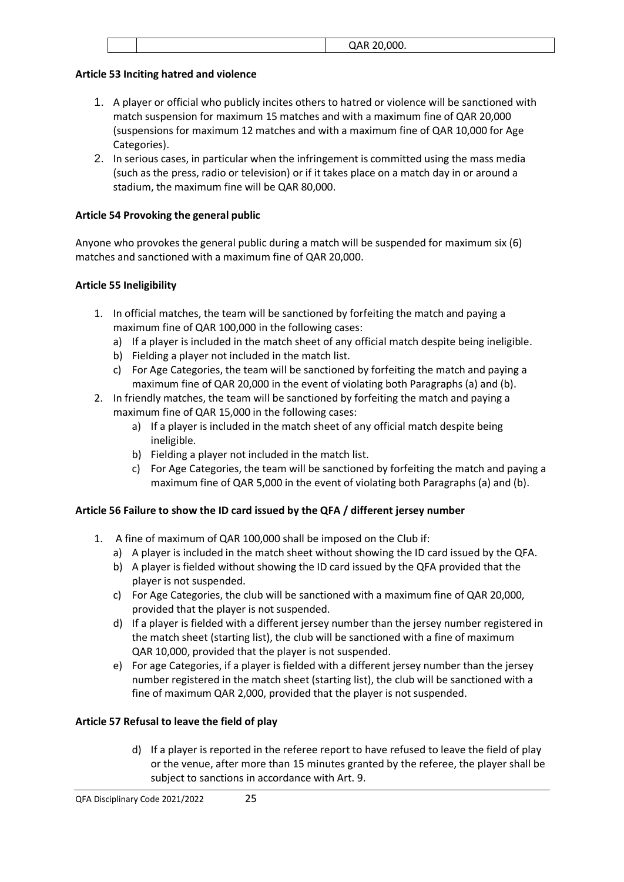|  |  | QAR 20,000. |
| --- | --- | --- |

**Article 53 Inciting hatred and violence**

1. A player or official who publicly incites others to hatred or violence will be sanctioned with match suspension for maximum 15 matches and with a maximum fine of QAR 20,000 (suspensions for maximum 12 matches and with a maximum fine of QAR 10,000 for Age Categories).
2. In serious cases, in particular when the infringement is committed using the mass media (such as the press, radio or television) or if it takes place on a match day in or around a stadium, the maximum fine will be QAR 80,000.

**Article 54 Provoking the general public**

Anyone who provokes the general public during a match will be suspended for maximum six (6) matches and sanctioned with a maximum fine of QAR 20,000.

**Article 55 Ineligibility**

1. In official matches, the team will be sanctioned by forfeiting the match and paying a maximum fine of QAR 100,000 in the following cases:
   a) If a player is included in the match sheet of any official match despite being ineligible.
   b) Fielding a player not included in the match list.
   c) For Age Categories, the team will be sanctioned by forfeiting the match and paying a maximum fine of QAR 20,000 in the event of violating both Paragraphs (a) and (b).
2. In friendly matches, the team will be sanctioned by forfeiting the match and paying a maximum fine of QAR 15,000 in the following cases:
   a) If a player is included in the match sheet of any official match despite being ineligible.
   b) Fielding a player not included in the match list.
   c) For Age Categories, the team will be sanctioned by forfeiting the match and paying a maximum fine of QAR 5,000 in the event of violating both Paragraphs (a) and (b).

**Article 56 Failure to show the ID card issued by the QFA / different jersey number**

1. A fine of maximum of QAR 100,000 shall be imposed on the Club if:
   a) A player is included in the match sheet without showing the ID card issued by the QFA.
   b) A player is fielded without showing the ID card issued by the QFA provided that the player is not suspended.
   c) For Age Categories, the club will be sanctioned with a maximum fine of QAR 20,000, provided that the player is not suspended.
   d) If a player is fielded with a different jersey number than the jersey number registered in the match sheet (starting list), the club will be sanctioned with a fine of maximum QAR 10,000, provided that the player is not suspended.
   e) For age Categories, if a player is fielded with a different jersey number than the jersey number registered in the match sheet (starting list), the club will be sanctioned with a fine of maximum QAR 2,000, provided that the player is not suspended.

**Article 57 Refusal to leave the field of play**

d) If a player is reported in the referee report to have refused to leave the field of play or the venue, after more than 15 minutes granted by the referee, the player shall be subject to sanctions in accordance with Art. 9.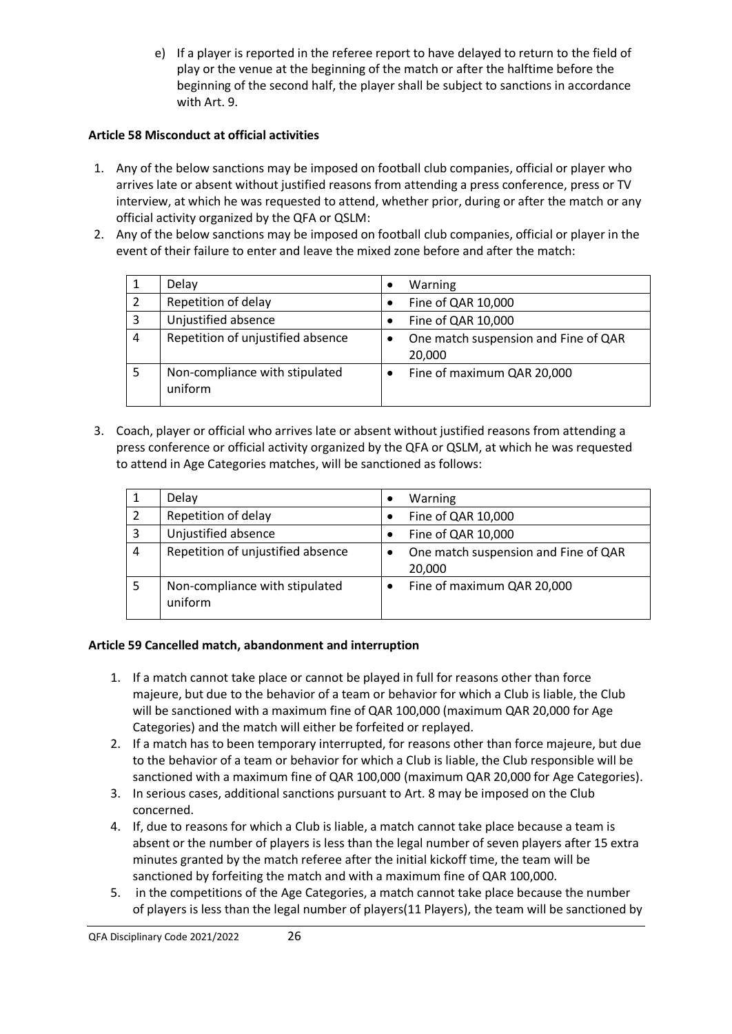e) If a player is reported in the referee report to have delayed to return to the field of play or the venue at the beginning of the match or after the halftime before the beginning of the second half, the player shall be subject to sanctions in accordance with Art. 9.

**Article 58 Misconduct at official activities**

1. Any of the below sanctions may be imposed on football club companies, official or player who arrives late or absent without justified reasons from attending a press conference, press or TV interview, at which he was requested to attend, whether prior, during or after the match or any official activity organized by the QFA or QSLM:
2. Any of the below sanctions may be imposed on football club companies, official or player in the event of their failure to enter and leave the mixed zone before and after the match:

| | | |
|---|---|---|
| 1 | Delay | • Warning |
| 2 | Repetition of delay | • Fine of QAR 10,000 |
| 3 | Unjustified absence | • Fine of QAR 10,000 |
| 4 | Repetition of unjustified absence | • One match suspension and Fine of QAR 20,000 |
| 5 | Non-compliance with stipulated uniform | • Fine of maximum QAR 20,000 |

3. Coach, player or official who arrives late or absent without justified reasons from attending a press conference or official activity organized by the QFA or QSLM, at which he was requested to attend in Age Categories matches, will be sanctioned as follows:

| | | |
|---|---|---|
| 1 | Delay | • Warning |
| 2 | Repetition of delay | • Fine of QAR 10,000 |
| 3 | Unjustified absence | • Fine of QAR 10,000 |
| 4 | Repetition of unjustified absence | • One match suspension and Fine of QAR 20,000 |
| 5 | Non-compliance with stipulated uniform | • Fine of maximum QAR 20,000 |

**Article 59 Cancelled match, abandonment and interruption**

1. If a match cannot take place or cannot be played in full for reasons other than force majeure, but due to the behavior of a team or behavior for which a Club is liable, the Club will be sanctioned with a maximum fine of QAR 100,000 (maximum QAR 20,000 for Age Categories) and the match will either be forfeited or replayed.
2. If a match has to been temporary interrupted, for reasons other than force majeure, but due to the behavior of a team or behavior for which a Club is liable, the Club responsible will be sanctioned with a maximum fine of QAR 100,000 (maximum QAR 20,000 for Age Categories).
3. In serious cases, additional sanctions pursuant to Art. 8 may be imposed on the Club concerned.
4. If, due to reasons for which a Club is liable, a match cannot take place because a team is absent or the number of players is less than the legal number of seven players after 15 extra minutes granted by the match referee after the initial kickoff time, the team will be sanctioned by forfeiting the match and with a maximum fine of QAR 100,000.
5. in the competitions of the Age Categories, a match cannot take place because the number of players is less than the legal number of players(11 Players), the team will be sanctioned by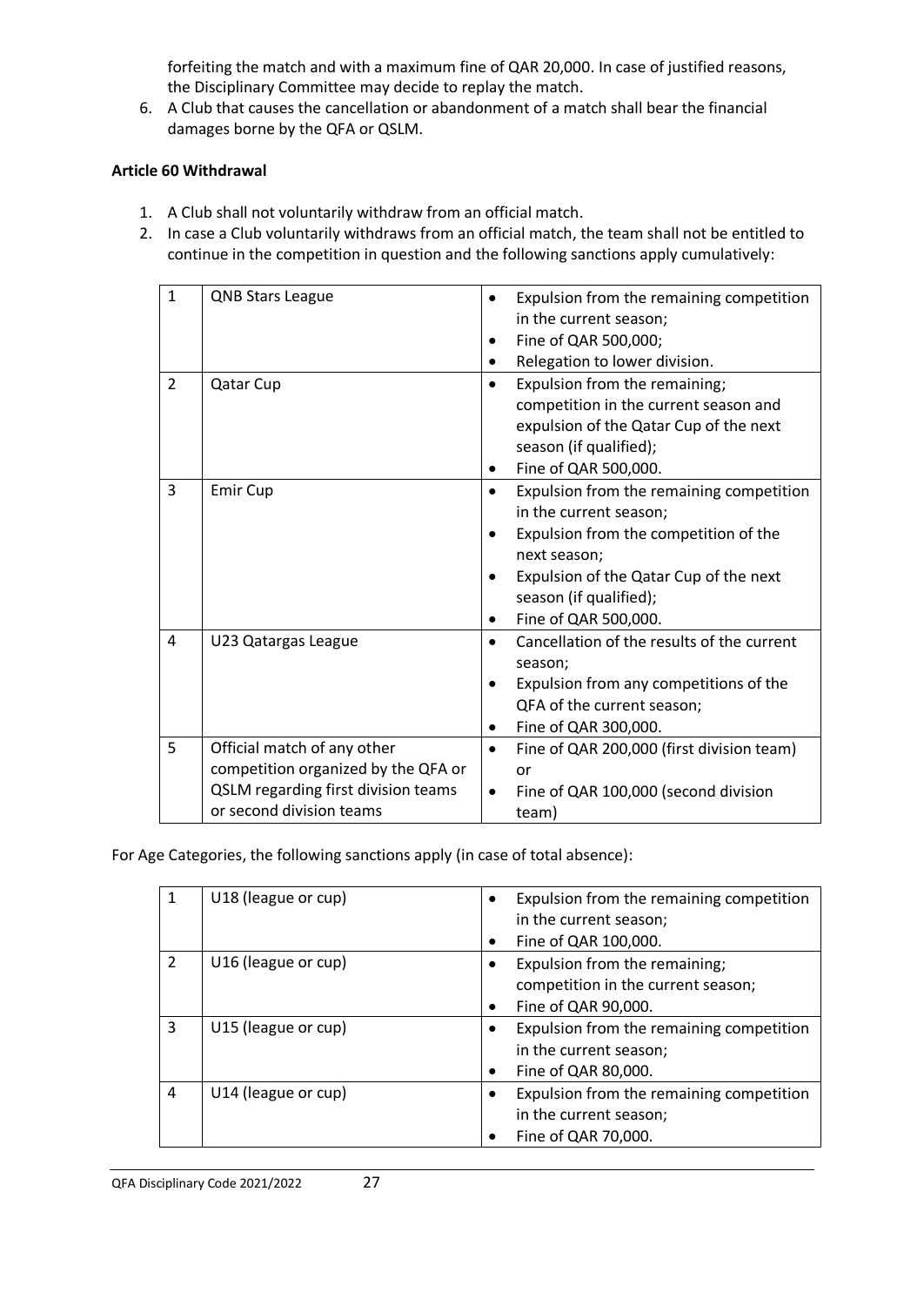forfeiting the match and with a maximum fine of QAR 20,000. In case of justified reasons, the Disciplinary Committee may decide to replay the match.

6. A Club that causes the cancellation or abandonment of a match shall bear the financial damages borne by the QFA or QSLM.

**Article 60 Withdrawal**

1. A Club shall not voluntarily withdraw from an official match.
2. In case a Club voluntarily withdraws from an official match, the team shall not be entitled to continue in the competition in question and the following sanctions apply cumulatively:

| | | |
|---|---|---|
| 1 | QNB Stars League | • Expulsion from the remaining competition in the current season;<br>• Fine of QAR 500,000;<br>• Relegation to lower division. |
| 2 | Qatar Cup | • Expulsion from the remaining; competition in the current season and expulsion of the Qatar Cup of the next season (if qualified);<br>• Fine of QAR 500,000. |
| 3 | Emir Cup | • Expulsion from the remaining competition in the current season;<br>• Expulsion from the competition of the next season;<br>• Expulsion of the Qatar Cup of the next season (if qualified);<br>• Fine of QAR 500,000. |
| 4 | U23 Qatargas League | • Cancellation of the results of the current season;<br>• Expulsion from any competitions of the QFA of the current season;<br>• Fine of QAR 300,000. |
| 5 | Official match of any other competition organized by the QFA or QSLM regarding first division teams or second division teams | • Fine of QAR 200,000 (first division team) or<br>• Fine of QAR 100,000 (second division team) |

For Age Categories, the following sanctions apply (in case of total absence):

| | | |
|---|---|---|
| 1 | U18 (league or cup) | • Expulsion from the remaining competition in the current season;<br>• Fine of QAR 100,000. |
| 2 | U16 (league or cup) | • Expulsion from the remaining; competition in the current season;<br>• Fine of QAR 90,000. |
| 3 | U15 (league or cup) | • Expulsion from the remaining competition in the current season;<br>• Fine of QAR 80,000. |
| 4 | U14 (league or cup) | • Expulsion from the remaining competition in the current season;<br>• Fine of QAR 70,000. |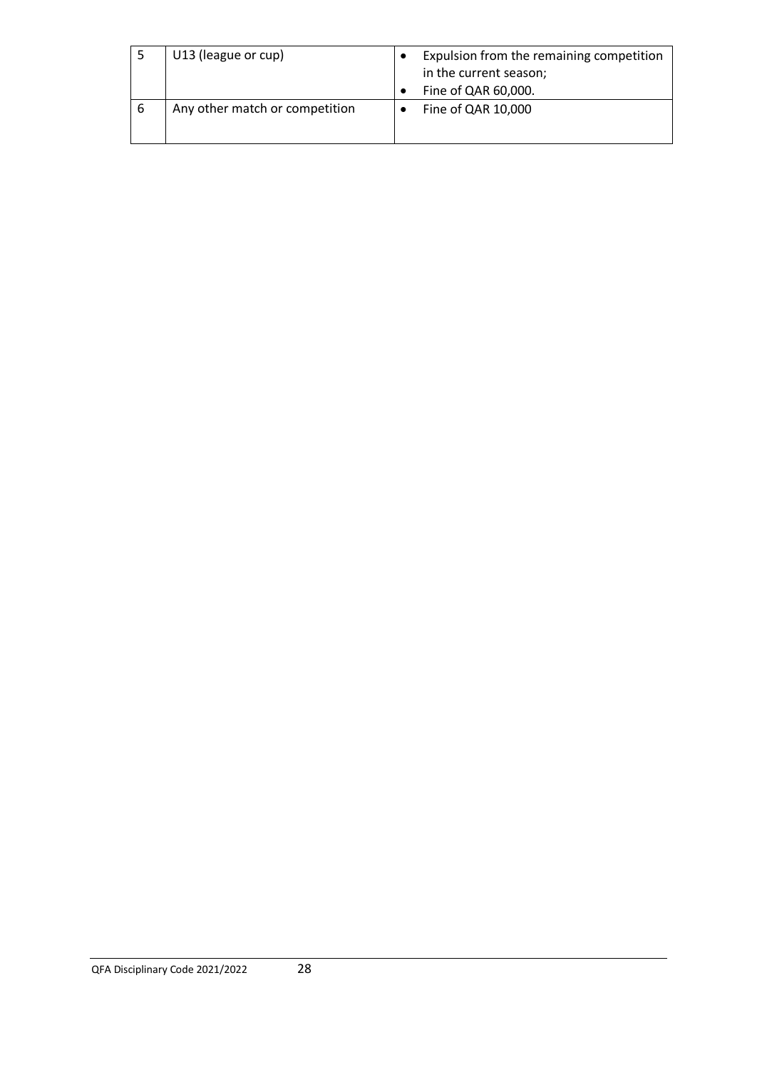| | | |
|---|---|---|
| 5 | U13 (league or cup) | • Expulsion from the remaining competition in the current season;<br>• Fine of QAR 60,000. |
| 6 | Any other match or competition | • Fine of QAR 10,000 |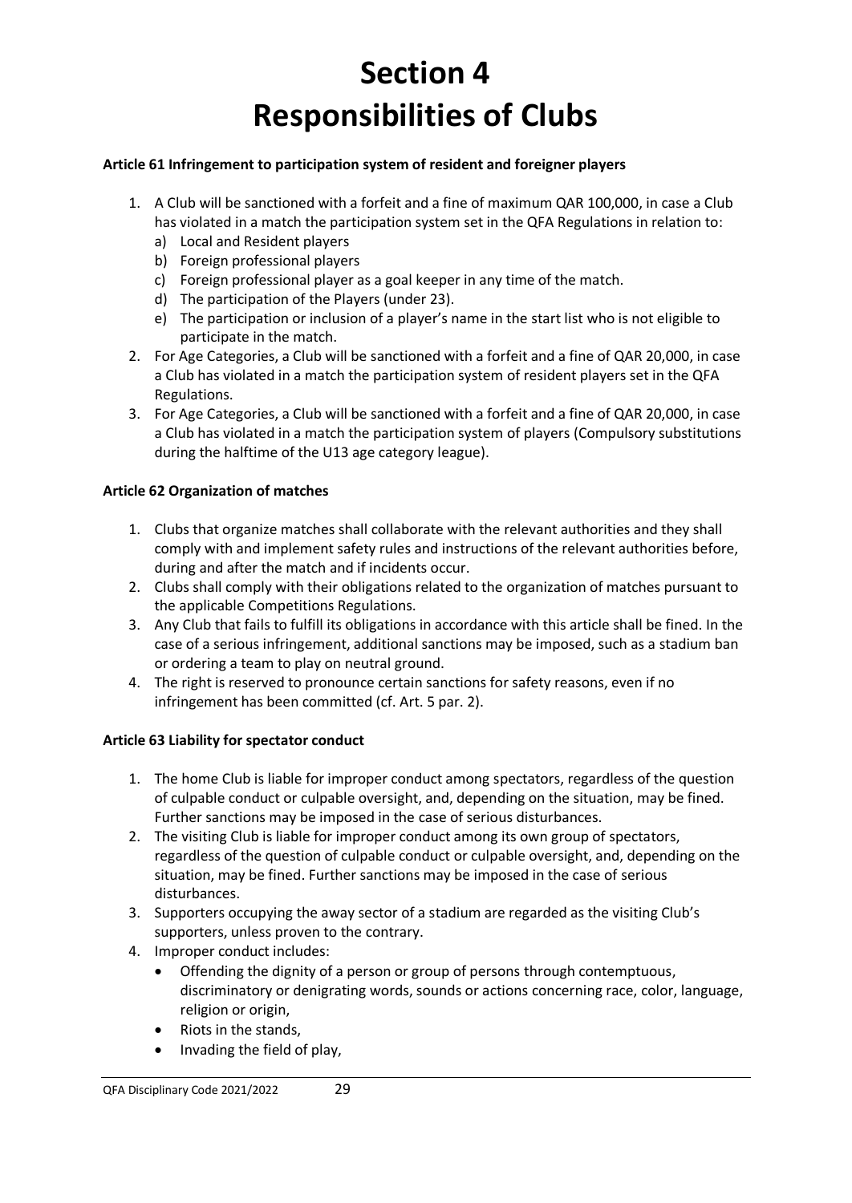# Section 4
# Responsibilities of Clubs

**Article 61 Infringement to participation system of resident and foreigner players**

1. A Club will be sanctioned with a forfeit and a fine of maximum QAR 100,000, in case a Club has violated in a match the participation system set in the QFA Regulations in relation to:
   a) Local and Resident players
   b) Foreign professional players
   c) Foreign professional player as a goal keeper in any time of the match.
   d) The participation of the Players (under 23).
   e) The participation or inclusion of a player's name in the start list who is not eligible to participate in the match.
2. For Age Categories, a Club will be sanctioned with a forfeit and a fine of QAR 20,000, in case a Club has violated in a match the participation system of resident players set in the QFA Regulations.
3. For Age Categories, a Club will be sanctioned with a forfeit and a fine of QAR 20,000, in case a Club has violated in a match the participation system of players (Compulsory substitutions during the halftime of the U13 age category league).

**Article 62 Organization of matches**

1. Clubs that organize matches shall collaborate with the relevant authorities and they shall comply with and implement safety rules and instructions of the relevant authorities before, during and after the match and if incidents occur.
2. Clubs shall comply with their obligations related to the organization of matches pursuant to the applicable Competitions Regulations.
3. Any Club that fails to fulfill its obligations in accordance with this article shall be fined. In the case of a serious infringement, additional sanctions may be imposed, such as a stadium ban or ordering a team to play on neutral ground.
4. The right is reserved to pronounce certain sanctions for safety reasons, even if no infringement has been committed (cf. Art. 5 par. 2).

**Article 63 Liability for spectator conduct**

1. The home Club is liable for improper conduct among spectators, regardless of the question of culpable conduct or culpable oversight, and, depending on the situation, may be fined. Further sanctions may be imposed in the case of serious disturbances.
2. The visiting Club is liable for improper conduct among its own group of spectators, regardless of the question of culpable conduct or culpable oversight, and, depending on the situation, may be fined. Further sanctions may be imposed in the case of serious disturbances.
3. Supporters occupying the away sector of a stadium are regarded as the visiting Club's supporters, unless proven to the contrary.
4. Improper conduct includes:
   - Offending the dignity of a person or group of persons through contemptuous, discriminatory or denigrating words, sounds or actions concerning race, color, language, religion or origin,
   - Riots in the stands,
   - Invading the field of play,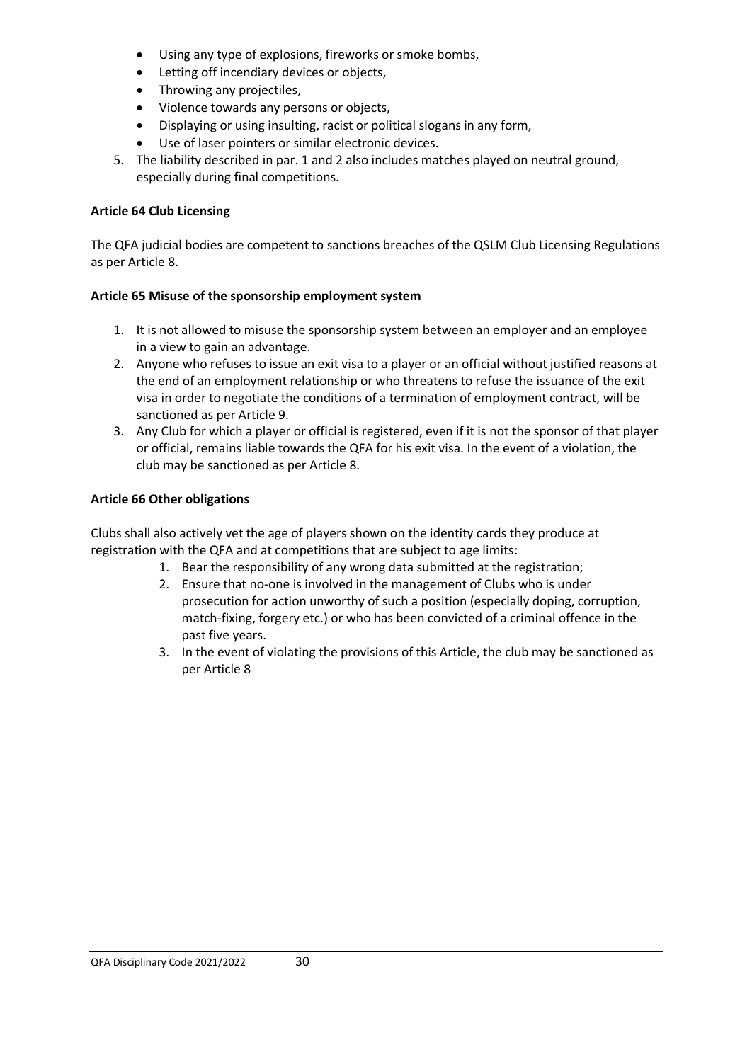- Using any type of explosions, fireworks or smoke bombs,
- Letting off incendiary devices or objects,
- Throwing any projectiles,
- Violence towards any persons or objects,
- Displaying or using insulting, racist or political slogans in any form,
- Use of laser pointers or similar electronic devices.

5. The liability described in par. 1 and 2 also includes matches played on neutral ground, especially during final competitions.

**Article 64 Club Licensing**

The QFA judicial bodies are competent to sanctions breaches of the QSLM Club Licensing Regulations as per Article 8.

**Article 65 Misuse of the sponsorship employment system**

1. It is not allowed to misuse the sponsorship system between an employer and an employee in a view to gain an advantage.
2. Anyone who refuses to issue an exit visa to a player or an official without justified reasons at the end of an employment relationship or who threatens to refuse the issuance of the exit visa in order to negotiate the conditions of a termination of employment contract, will be sanctioned as per Article 9.
3. Any Club for which a player or official is registered, even if it is not the sponsor of that player or official, remains liable towards the QFA for his exit visa. In the event of a violation, the club may be sanctioned as per Article 8.

**Article 66 Other obligations**

Clubs shall also actively vet the age of players shown on the identity cards they produce at registration with the QFA and at competitions that are subject to age limits:

1. Bear the responsibility of any wrong data submitted at the registration;
2. Ensure that no-one is involved in the management of Clubs who is under prosecution for action unworthy of such a position (especially doping, corruption, match-fixing, forgery etc.) or who has been convicted of a criminal offence in the past five years.
3. In the event of violating the provisions of this Article, the club may be sanctioned as per Article 8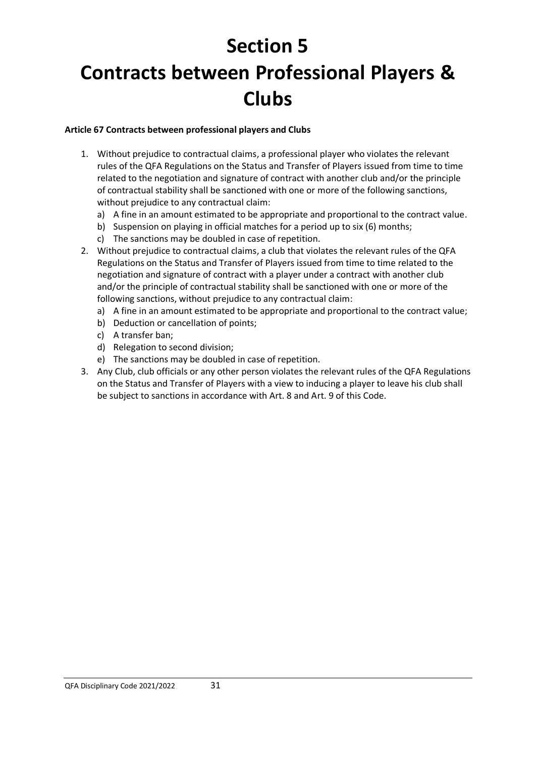# Section 5

# Contracts between Professional Players & Clubs

**Article 67 Contracts between professional players and Clubs**

1. Without prejudice to contractual claims, a professional player who violates the relevant rules of the QFA Regulations on the Status and Transfer of Players issued from time to time related to the negotiation and signature of contract with another club and/or the principle of contractual stability shall be sanctioned with one or more of the following sanctions, without prejudice to any contractual claim:
   a) A fine in an amount estimated to be appropriate and proportional to the contract value.
   b) Suspension on playing in official matches for a period up to six (6) months;
   c) The sanctions may be doubled in case of repetition.
2. Without prejudice to contractual claims, a club that violates the relevant rules of the QFA Regulations on the Status and Transfer of Players issued from time to time related to the negotiation and signature of contract with a player under a contract with another club and/or the principle of contractual stability shall be sanctioned with one or more of the following sanctions, without prejudice to any contractual claim:
   a) A fine in an amount estimated to be appropriate and proportional to the contract value;
   b) Deduction or cancellation of points;
   c) A transfer ban;
   d) Relegation to second division;
   e) The sanctions may be doubled in case of repetition.
3. Any Club, club officials or any other person violates the relevant rules of the QFA Regulations on the Status and Transfer of Players with a view to inducing a player to leave his club shall be subject to sanctions in accordance with Art. 8 and Art. 9 of this Code.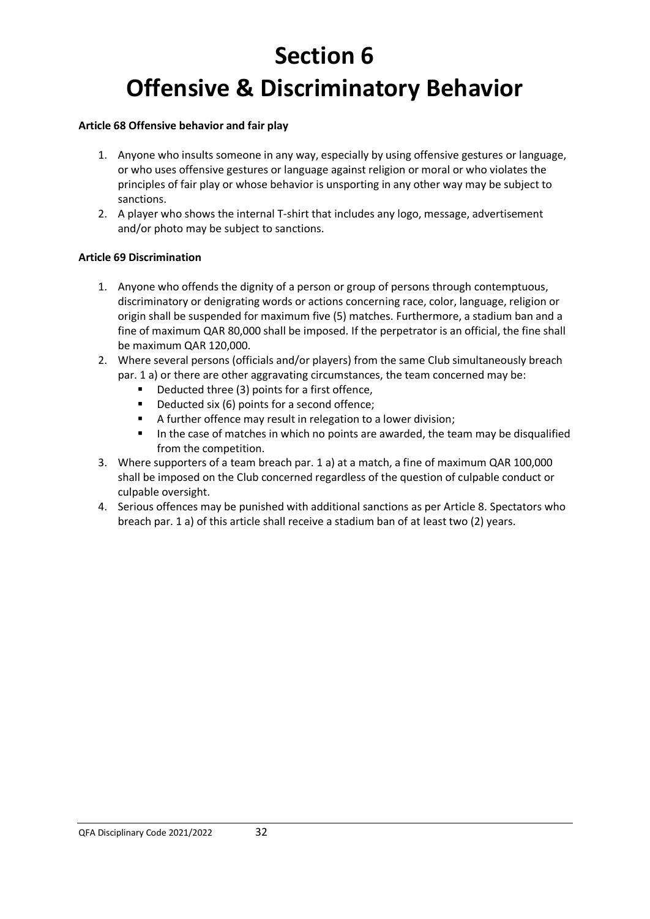# Section 6
# Offensive & Discriminatory Behavior

**Article 68 Offensive behavior and fair play**

1. Anyone who insults someone in any way, especially by using offensive gestures or language, or who uses offensive gestures or language against religion or moral or who violates the principles of fair play or whose behavior is unsporting in any other way may be subject to sanctions.
2. A player who shows the internal T-shirt that includes any logo, message, advertisement and/or photo may be subject to sanctions.

**Article 69 Discrimination**

1. Anyone who offends the dignity of a person or group of persons through contemptuous, discriminatory or denigrating words or actions concerning race, color, language, religion or origin shall be suspended for maximum five (5) matches. Furthermore, a stadium ban and a fine of maximum QAR 80,000 shall be imposed. If the perpetrator is an official, the fine shall be maximum QAR 120,000.
2. Where several persons (officials and/or players) from the same Club simultaneously breach par. 1 a) or there are other aggravating circumstances, the team concerned may be:
   - Deducted three (3) points for a first offence,
   - Deducted six (6) points for a second offence;
   - A further offence may result in relegation to a lower division;
   - In the case of matches in which no points are awarded, the team may be disqualified from the competition.
3. Where supporters of a team breach par. 1 a) at a match, a fine of maximum QAR 100,000 shall be imposed on the Club concerned regardless of the question of culpable conduct or culpable oversight.
4. Serious offences may be punished with additional sanctions as per Article 8. Spectators who breach par. 1 a) of this article shall receive a stadium ban of at least two (2) years.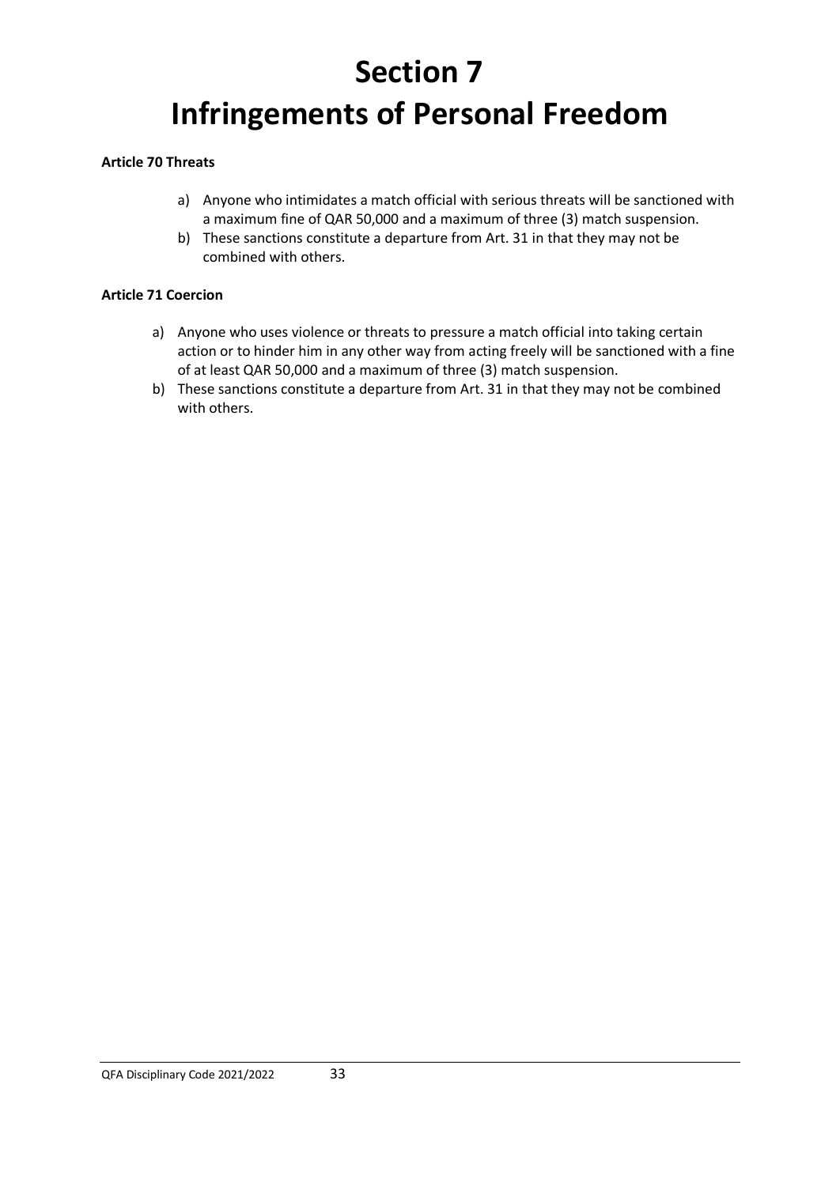# Section 7
# Infringements of Personal Freedom

**Article 70 Threats**

a) Anyone who intimidates a match official with serious threats will be sanctioned with a maximum fine of QAR 50,000 and a maximum of three (3) match suspension.
b) These sanctions constitute a departure from Art. 31 in that they may not be combined with others.

**Article 71 Coercion**

a) Anyone who uses violence or threats to pressure a match official into taking certain action or to hinder him in any other way from acting freely will be sanctioned with a fine of at least QAR 50,000 and a maximum of three (3) match suspension.
b) These sanctions constitute a departure from Art. 31 in that they may not be combined with others.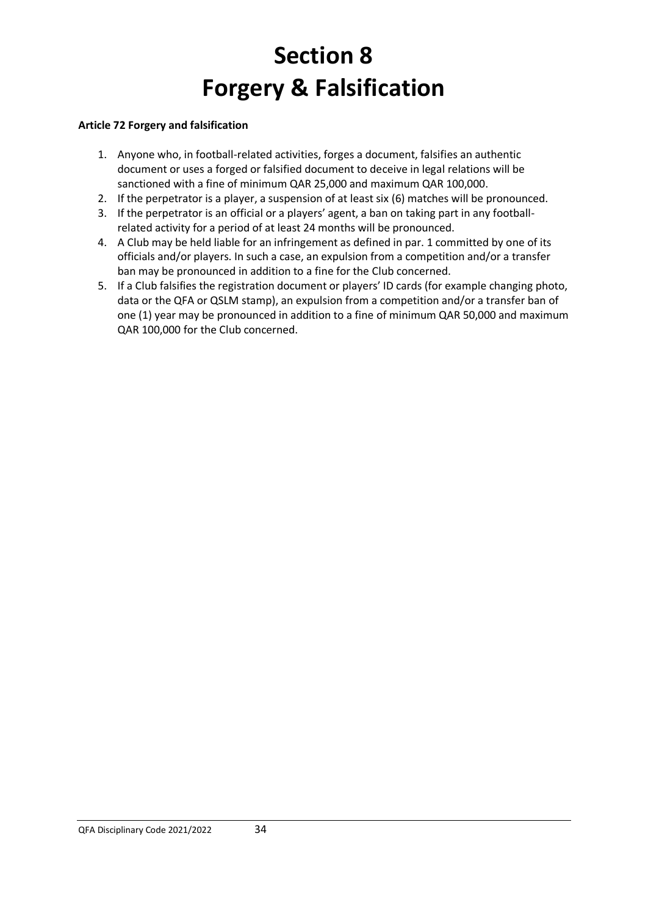# Section 8
# Forgery & Falsification

**Article 72 Forgery and falsification**

1. Anyone who, in football-related activities, forges a document, falsifies an authentic document or uses a forged or falsified document to deceive in legal relations will be sanctioned with a fine of minimum QAR 25,000 and maximum QAR 100,000.
2. If the perpetrator is a player, a suspension of at least six (6) matches will be pronounced.
3. If the perpetrator is an official or a players' agent, a ban on taking part in any football-related activity for a period of at least 24 months will be pronounced.
4. A Club may be held liable for an infringement as defined in par. 1 committed by one of its officials and/or players. In such a case, an expulsion from a competition and/or a transfer ban may be pronounced in addition to a fine for the Club concerned.
5. If a Club falsifies the registration document or players' ID cards (for example changing photo, data or the QFA or QSLM stamp), an expulsion from a competition and/or a transfer ban of one (1) year may be pronounced in addition to a fine of minimum QAR 50,000 and maximum QAR 100,000 for the Club concerned.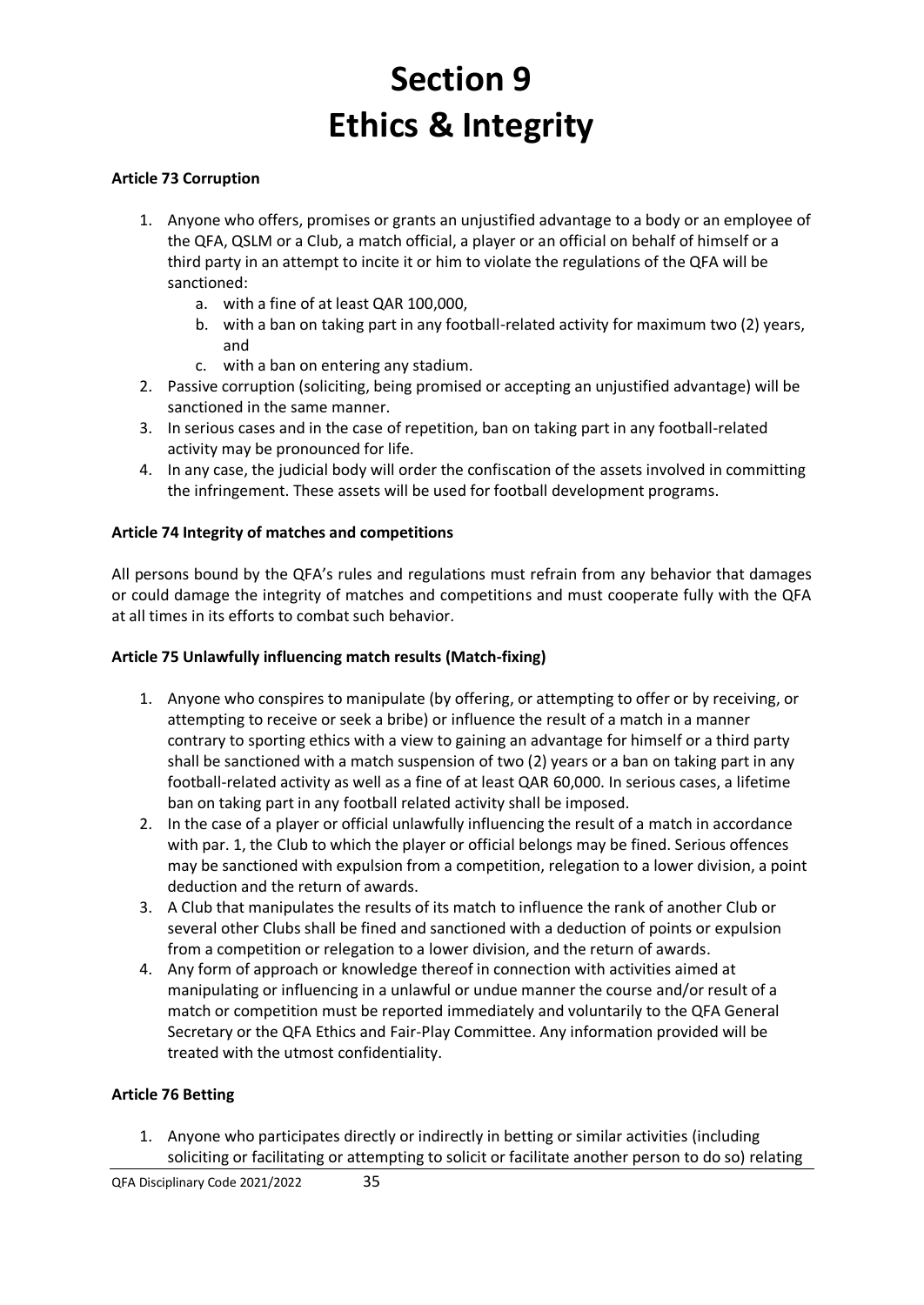# Section 9
# Ethics & Integrity

**Article 73 Corruption**

1. Anyone who offers, promises or grants an unjustified advantage to a body or an employee of the QFA, QSLM or a Club, a match official, a player or an official on behalf of himself or a third party in an attempt to incite it or him to violate the regulations of the QFA will be sanctioned:
   a. with a fine of at least QAR 100,000,
   b. with a ban on taking part in any football-related activity for maximum two (2) years, and
   c. with a ban on entering any stadium.
2. Passive corruption (soliciting, being promised or accepting an unjustified advantage) will be sanctioned in the same manner.
3. In serious cases and in the case of repetition, ban on taking part in any football-related activity may be pronounced for life.
4. In any case, the judicial body will order the confiscation of the assets involved in committing the infringement. These assets will be used for football development programs.

**Article 74 Integrity of matches and competitions**

All persons bound by the QFA's rules and regulations must refrain from any behavior that damages or could damage the integrity of matches and competitions and must cooperate fully with the QFA at all times in its efforts to combat such behavior.

**Article 75 Unlawfully influencing match results (Match-fixing)**

1. Anyone who conspires to manipulate (by offering, or attempting to offer or by receiving, or attempting to receive or seek a bribe) or influence the result of a match in a manner contrary to sporting ethics with a view to gaining an advantage for himself or a third party shall be sanctioned with a match suspension of two (2) years or a ban on taking part in any football-related activity as well as a fine of at least QAR 60,000. In serious cases, a lifetime ban on taking part in any football related activity shall be imposed.
2. In the case of a player or official unlawfully influencing the result of a match in accordance with par. 1, the Club to which the player or official belongs may be fined. Serious offences may be sanctioned with expulsion from a competition, relegation to a lower division, a point deduction and the return of awards.
3. A Club that manipulates the results of its match to influence the rank of another Club or several other Clubs shall be fined and sanctioned with a deduction of points or expulsion from a competition or relegation to a lower division, and the return of awards.
4. Any form of approach or knowledge thereof in connection with activities aimed at manipulating or influencing in a unlawful or undue manner the course and/or result of a match or competition must be reported immediately and voluntarily to the QFA General Secretary or the QFA Ethics and Fair-Play Committee. Any information provided will be treated with the utmost confidentiality.

**Article 76 Betting**

1. Anyone who participates directly or indirectly in betting or similar activities (including soliciting or facilitating or attempting to solicit or facilitate another person to do so) relating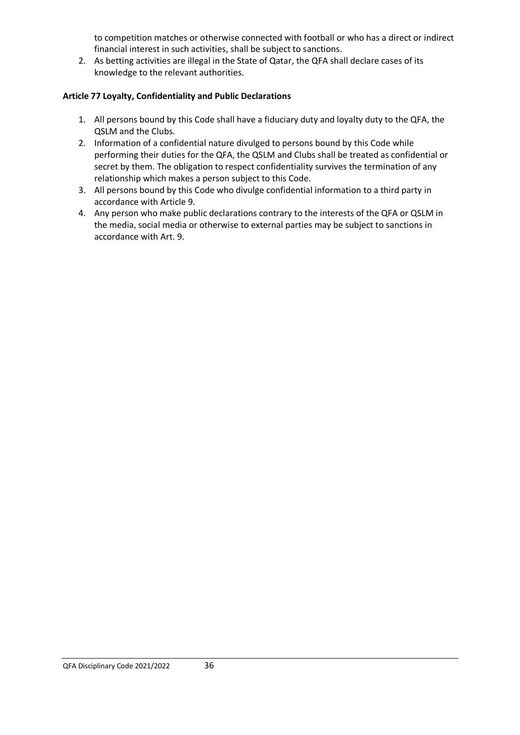to competition matches or otherwise connected with football or who has a direct or indirect financial interest in such activities, shall be subject to sanctions.

2. As betting activities are illegal in the State of Qatar, the QFA shall declare cases of its knowledge to the relevant authorities.

**Article 77 Loyalty, Confidentiality and Public Declarations**

1. All persons bound by this Code shall have a fiduciary duty and loyalty duty to the QFA, the QSLM and the Clubs.
2. Information of a confidential nature divulged to persons bound by this Code while performing their duties for the QFA, the QSLM and Clubs shall be treated as confidential or secret by them. The obligation to respect confidentiality survives the termination of any relationship which makes a person subject to this Code.
3. All persons bound by this Code who divulge confidential information to a third party in accordance with Article 9.
4. Any person who make public declarations contrary to the interests of the QFA or QSLM in the media, social media or otherwise to external parties may be subject to sanctions in accordance with Art. 9.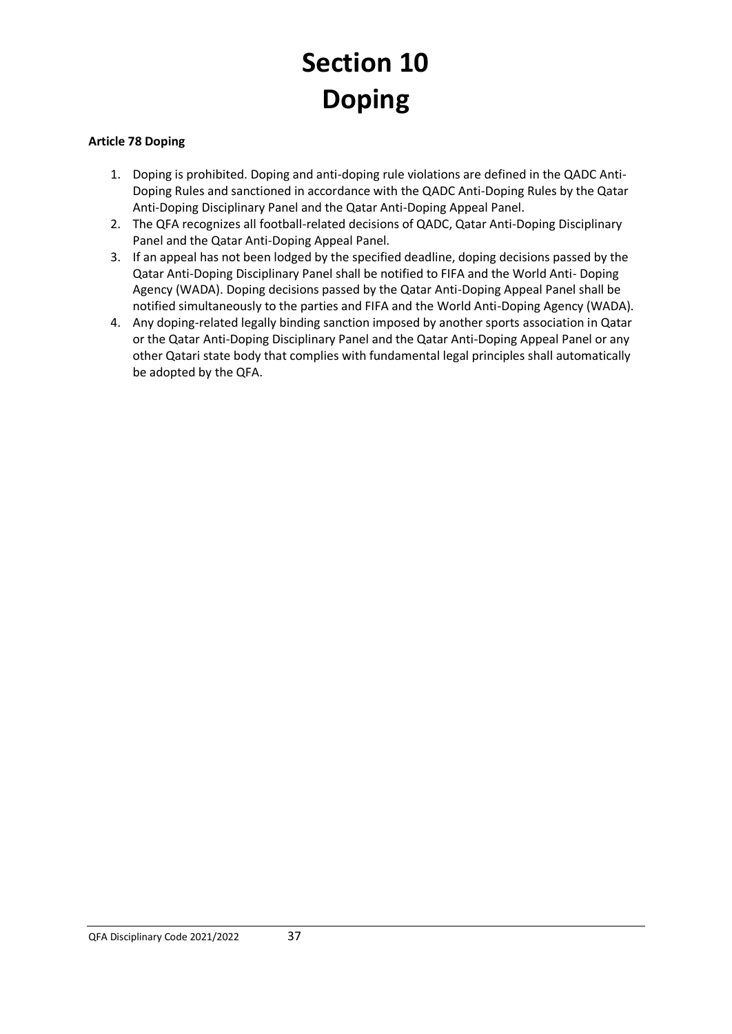# Section 10
# Doping

**Article 78 Doping**

1. Doping is prohibited. Doping and anti-doping rule violations are defined in the QADC Anti-Doping Rules and sanctioned in accordance with the QADC Anti-Doping Rules by the Qatar Anti-Doping Disciplinary Panel and the Qatar Anti-Doping Appeal Panel.
2. The QFA recognizes all football-related decisions of QADC, Qatar Anti-Doping Disciplinary Panel and the Qatar Anti-Doping Appeal Panel.
3. If an appeal has not been lodged by the specified deadline, doping decisions passed by the Qatar Anti-Doping Disciplinary Panel shall be notified to FIFA and the World Anti- Doping Agency (WADA). Doping decisions passed by the Qatar Anti-Doping Appeal Panel shall be notified simultaneously to the parties and FIFA and the World Anti-Doping Agency (WADA).
4. Any doping-related legally binding sanction imposed by another sports association in Qatar or the Qatar Anti-Doping Disciplinary Panel and the Qatar Anti-Doping Appeal Panel or any other Qatari state body that complies with fundamental legal principles shall automatically be adopted by the QFA.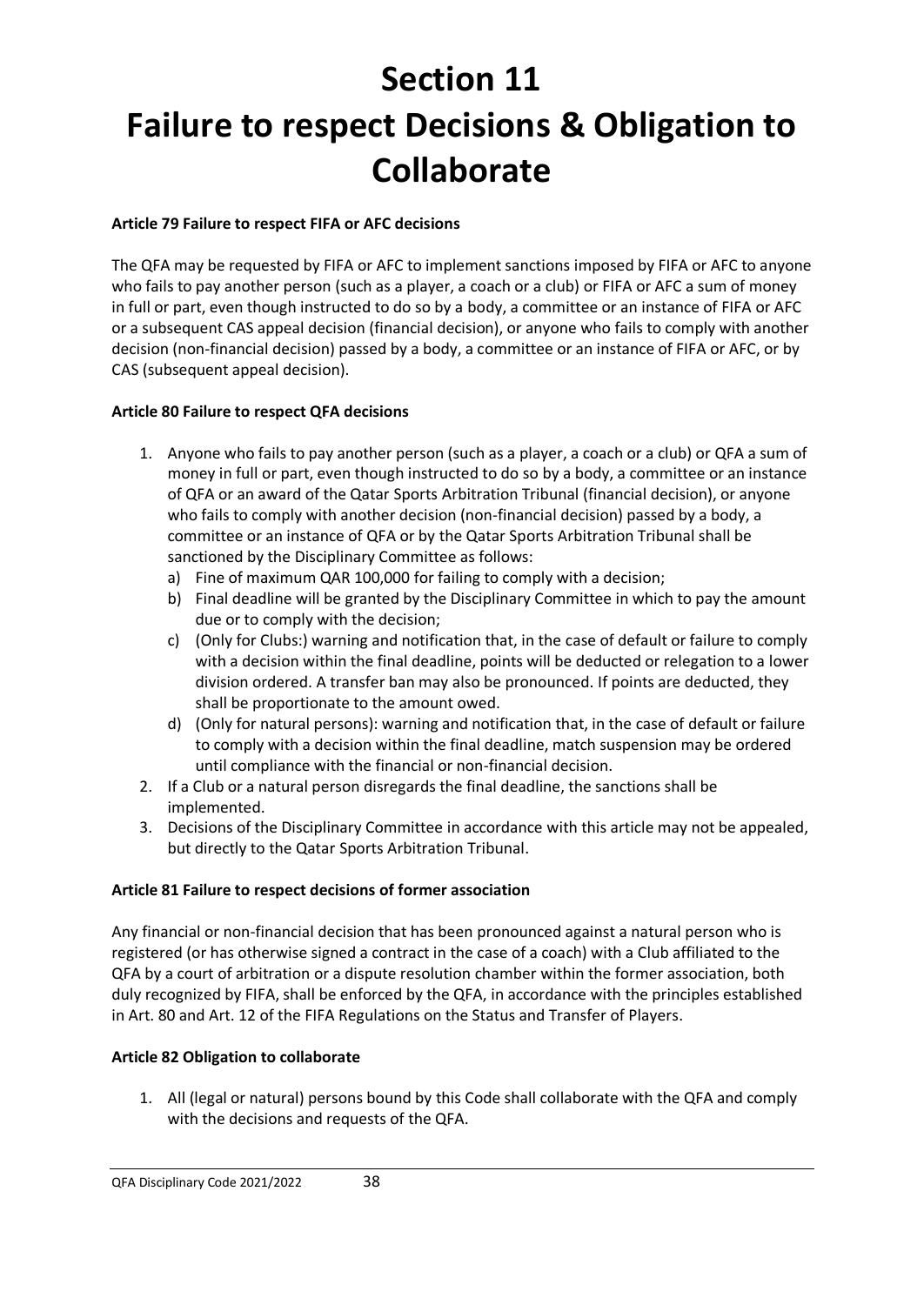# Section 11

# Failure to respect Decisions & Obligation to Collaborate

**Article 79 Failure to respect FIFA or AFC decisions**

The QFA may be requested by FIFA or AFC to implement sanctions imposed by FIFA or AFC to anyone who fails to pay another person (such as a player, a coach or a club) or FIFA or AFC a sum of money in full or part, even though instructed to do so by a body, a committee or an instance of FIFA or AFC or a subsequent CAS appeal decision (financial decision), or anyone who fails to comply with another decision (non-financial decision) passed by a body, a committee or an instance of FIFA or AFC, or by CAS (subsequent appeal decision).

**Article 80 Failure to respect QFA decisions**

1. Anyone who fails to pay another person (such as a player, a coach or a club) or QFA a sum of money in full or part, even though instructed to do so by a body, a committee or an instance of QFA or an award of the Qatar Sports Arbitration Tribunal (financial decision), or anyone who fails to comply with another decision (non-financial decision) passed by a body, a committee or an instance of QFA or by the Qatar Sports Arbitration Tribunal shall be sanctioned by the Disciplinary Committee as follows:
   a) Fine of maximum QAR 100,000 for failing to comply with a decision;
   b) Final deadline will be granted by the Disciplinary Committee in which to pay the amount due or to comply with the decision;
   c) (Only for Clubs:) warning and notification that, in the case of default or failure to comply with a decision within the final deadline, points will be deducted or relegation to a lower division ordered. A transfer ban may also be pronounced. If points are deducted, they shall be proportionate to the amount owed.
   d) (Only for natural persons): warning and notification that, in the case of default or failure to comply with a decision within the final deadline, match suspension may be ordered until compliance with the financial or non-financial decision.
2. If a Club or a natural person disregards the final deadline, the sanctions shall be implemented.
3. Decisions of the Disciplinary Committee in accordance with this article may not be appealed, but directly to the Qatar Sports Arbitration Tribunal.

**Article 81 Failure to respect decisions of former association**

Any financial or non-financial decision that has been pronounced against a natural person who is registered (or has otherwise signed a contract in the case of a coach) with a Club affiliated to the QFA by a court of arbitration or a dispute resolution chamber within the former association, both duly recognized by FIFA, shall be enforced by the QFA, in accordance with the principles established in Art. 80 and Art. 12 of the FIFA Regulations on the Status and Transfer of Players.

**Article 82 Obligation to collaborate**

1. All (legal or natural) persons bound by this Code shall collaborate with the QFA and comply with the decisions and requests of the QFA.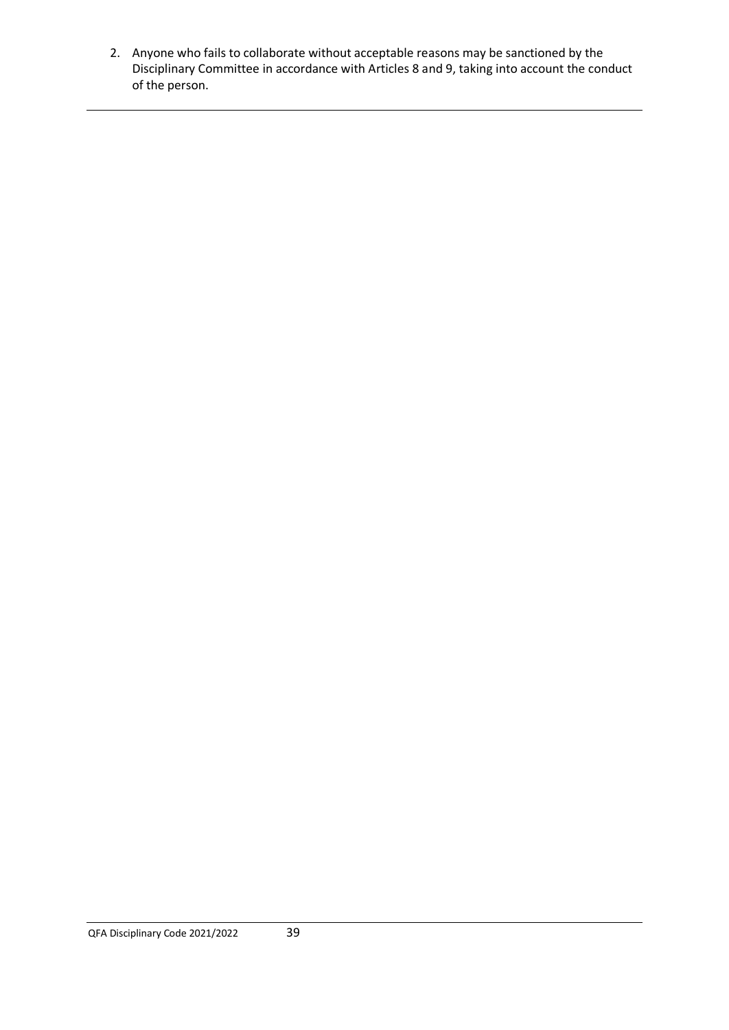2. Anyone who fails to collaborate without acceptable reasons may be sanctioned by the Disciplinary Committee in accordance with Articles 8 and 9, taking into account the conduct of the person.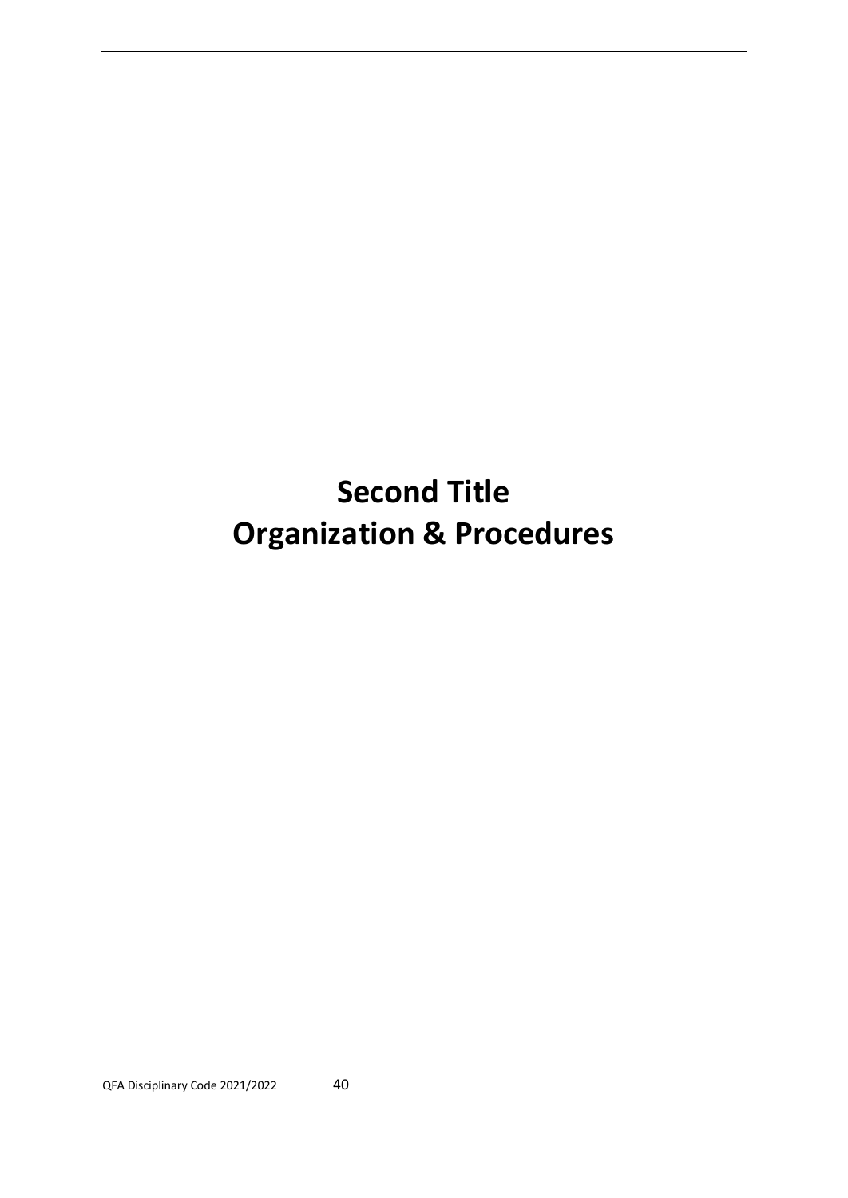# Second Title
# Organization & Procedures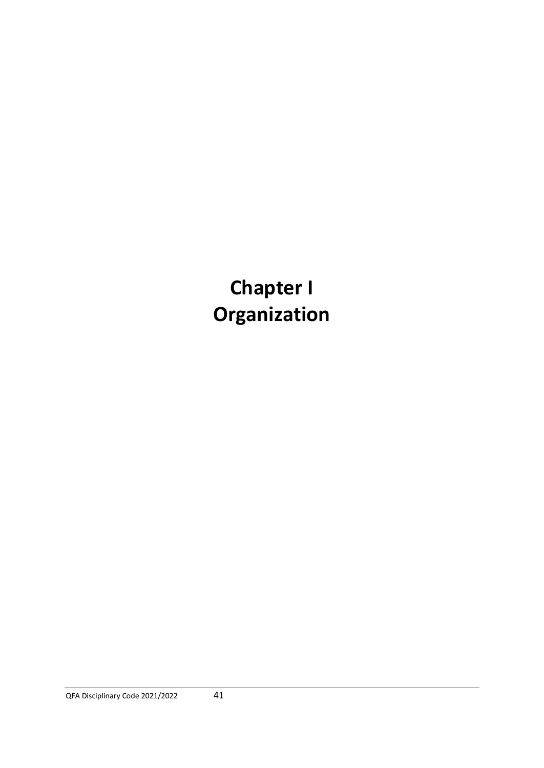# Chapter I
# Organization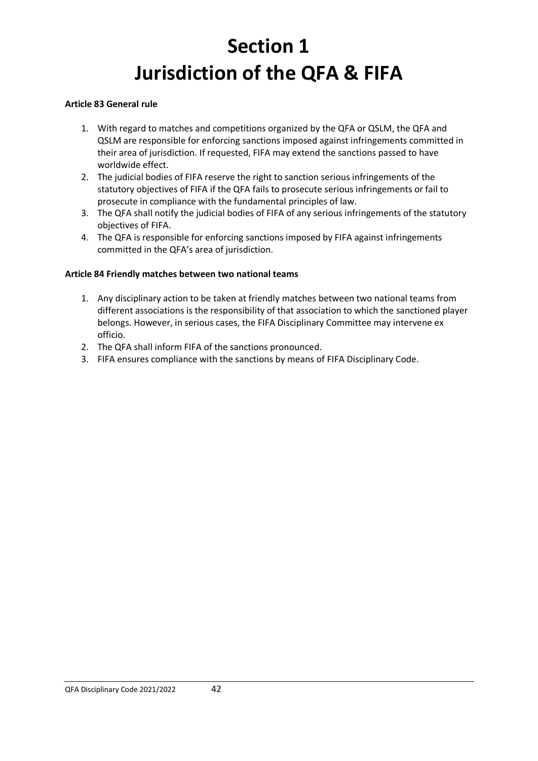# Section 1
# Jurisdiction of the QFA & FIFA

**Article 83 General rule**

1. With regard to matches and competitions organized by the QFA or QSLM, the QFA and QSLM are responsible for enforcing sanctions imposed against infringements committed in their area of jurisdiction. If requested, FIFA may extend the sanctions passed to have worldwide effect.
2. The judicial bodies of FIFA reserve the right to sanction serious infringements of the statutory objectives of FIFA if the QFA fails to prosecute serious infringements or fail to prosecute in compliance with the fundamental principles of law.
3. The QFA shall notify the judicial bodies of FIFA of any serious infringements of the statutory objectives of FIFA.
4. The QFA is responsible for enforcing sanctions imposed by FIFA against infringements committed in the QFA's area of jurisdiction.

**Article 84 Friendly matches between two national teams**

1. Any disciplinary action to be taken at friendly matches between two national teams from different associations is the responsibility of that association to which the sanctioned player belongs. However, in serious cases, the FIFA Disciplinary Committee may intervene ex officio.
2. The QFA shall inform FIFA of the sanctions pronounced.
3. FIFA ensures compliance with the sanctions by means of FIFA Disciplinary Code.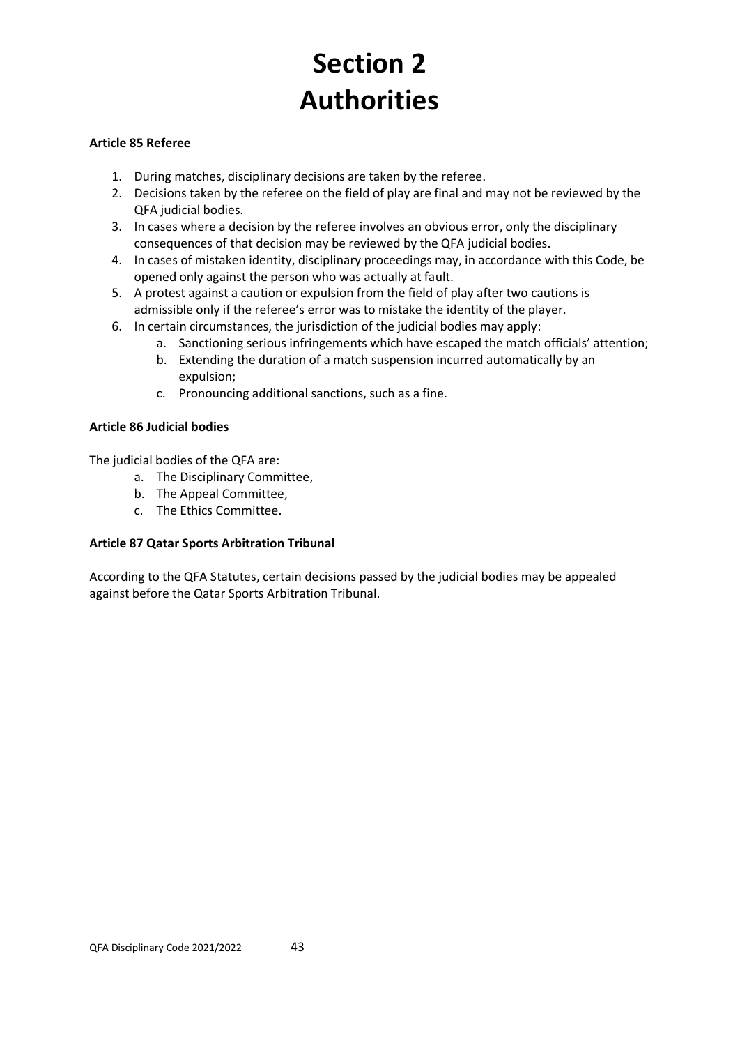# Section 2
# Authorities

**Article 85 Referee**

1. During matches, disciplinary decisions are taken by the referee.
2. Decisions taken by the referee on the field of play are final and may not be reviewed by the QFA judicial bodies.
3. In cases where a decision by the referee involves an obvious error, only the disciplinary consequences of that decision may be reviewed by the QFA judicial bodies.
4. In cases of mistaken identity, disciplinary proceedings may, in accordance with this Code, be opened only against the person who was actually at fault.
5. A protest against a caution or expulsion from the field of play after two cautions is admissible only if the referee's error was to mistake the identity of the player.
6. In certain circumstances, the jurisdiction of the judicial bodies may apply:
    a. Sanctioning serious infringements which have escaped the match officials' attention;
    b. Extending the duration of a match suspension incurred automatically by an expulsion;
    c. Pronouncing additional sanctions, such as a fine.

**Article 86 Judicial bodies**

The judicial bodies of the QFA are:

a. The Disciplinary Committee,
b. The Appeal Committee,
c. The Ethics Committee.

**Article 87 Qatar Sports Arbitration Tribunal**

According to the QFA Statutes, certain decisions passed by the judicial bodies may be appealed against before the Qatar Sports Arbitration Tribunal.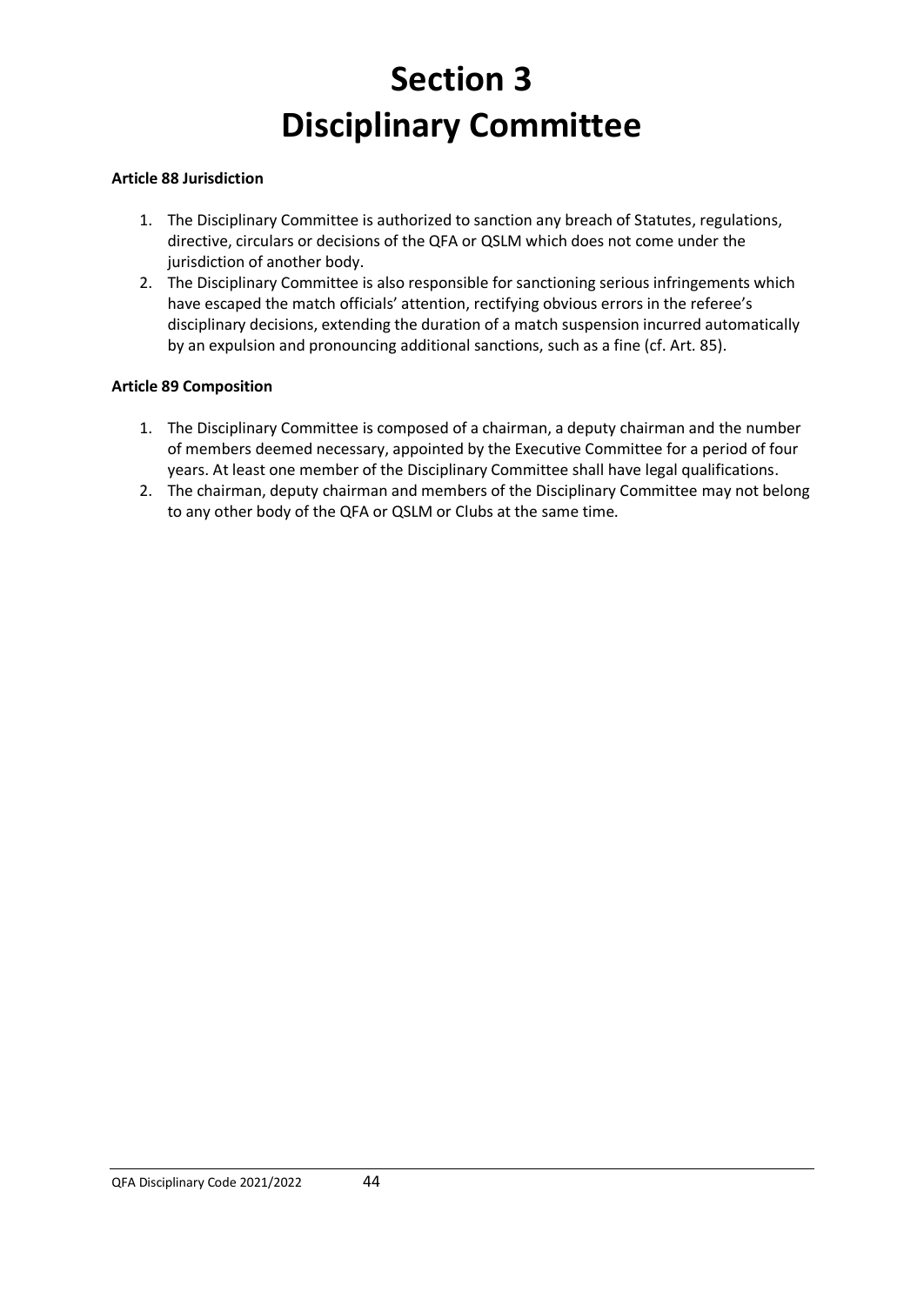# Section 3
# Disciplinary Committee

**Article 88 Jurisdiction**

1. The Disciplinary Committee is authorized to sanction any breach of Statutes, regulations, directive, circulars or decisions of the QFA or QSLM which does not come under the jurisdiction of another body.
2. The Disciplinary Committee is also responsible for sanctioning serious infringements which have escaped the match officials' attention, rectifying obvious errors in the referee's disciplinary decisions, extending the duration of a match suspension incurred automatically by an expulsion and pronouncing additional sanctions, such as a fine (cf. Art. 85).

**Article 89 Composition**

1. The Disciplinary Committee is composed of a chairman, a deputy chairman and the number of members deemed necessary, appointed by the Executive Committee for a period of four years. At least one member of the Disciplinary Committee shall have legal qualifications.
2. The chairman, deputy chairman and members of the Disciplinary Committee may not belong to any other body of the QFA or QSLM or Clubs at the same time.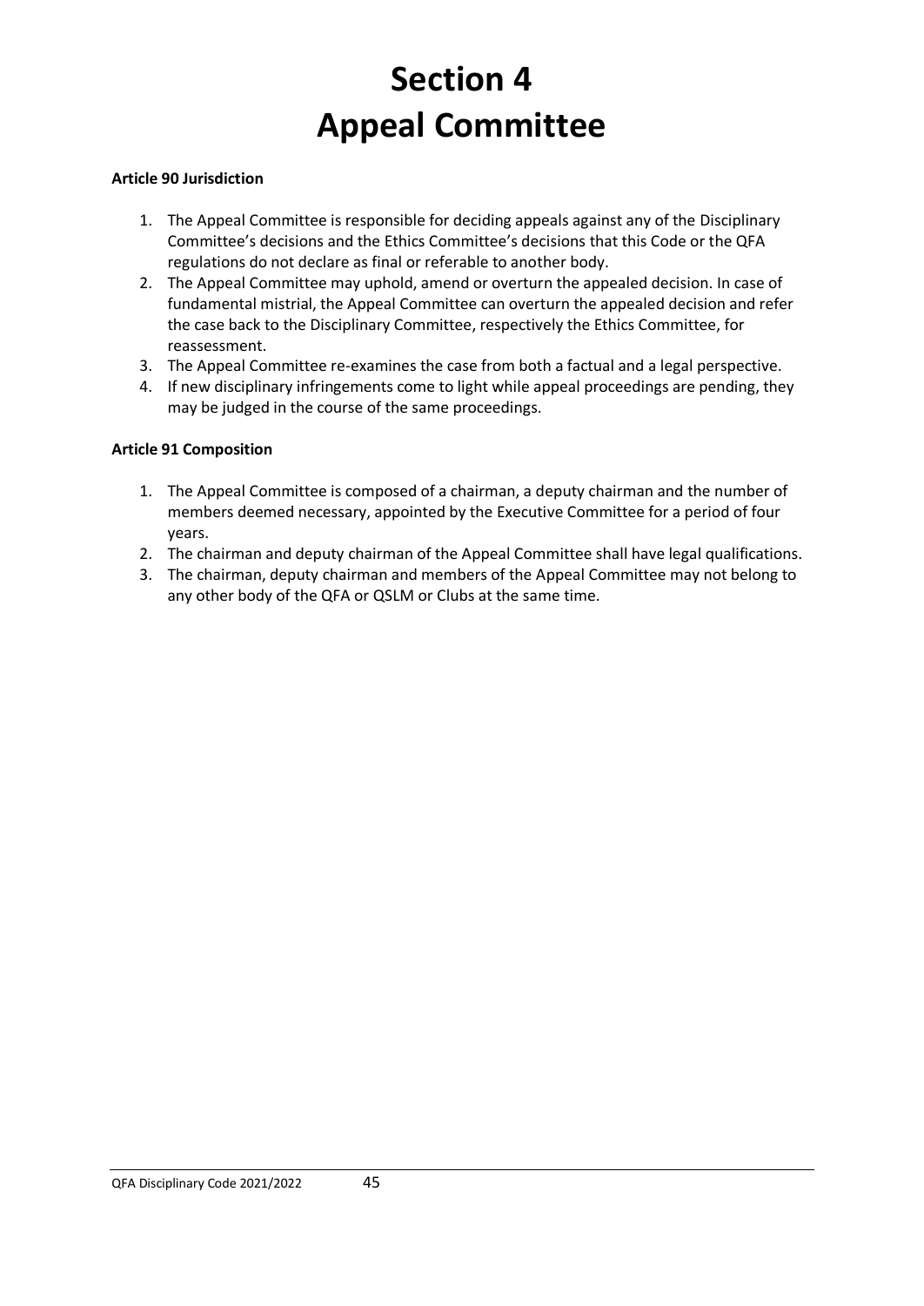# Section 4
# Appeal Committee

**Article 90 Jurisdiction**

1. The Appeal Committee is responsible for deciding appeals against any of the Disciplinary Committee's decisions and the Ethics Committee's decisions that this Code or the QFA regulations do not declare as final or referable to another body.
2. The Appeal Committee may uphold, amend or overturn the appealed decision. In case of fundamental mistrial, the Appeal Committee can overturn the appealed decision and refer the case back to the Disciplinary Committee, respectively the Ethics Committee, for reassessment.
3. The Appeal Committee re-examines the case from both a factual and a legal perspective.
4. If new disciplinary infringements come to light while appeal proceedings are pending, they may be judged in the course of the same proceedings.

**Article 91 Composition**

1. The Appeal Committee is composed of a chairman, a deputy chairman and the number of members deemed necessary, appointed by the Executive Committee for a period of four years.
2. The chairman and deputy chairman of the Appeal Committee shall have legal qualifications.
3. The chairman, deputy chairman and members of the Appeal Committee may not belong to any other body of the QFA or QSLM or Clubs at the same time.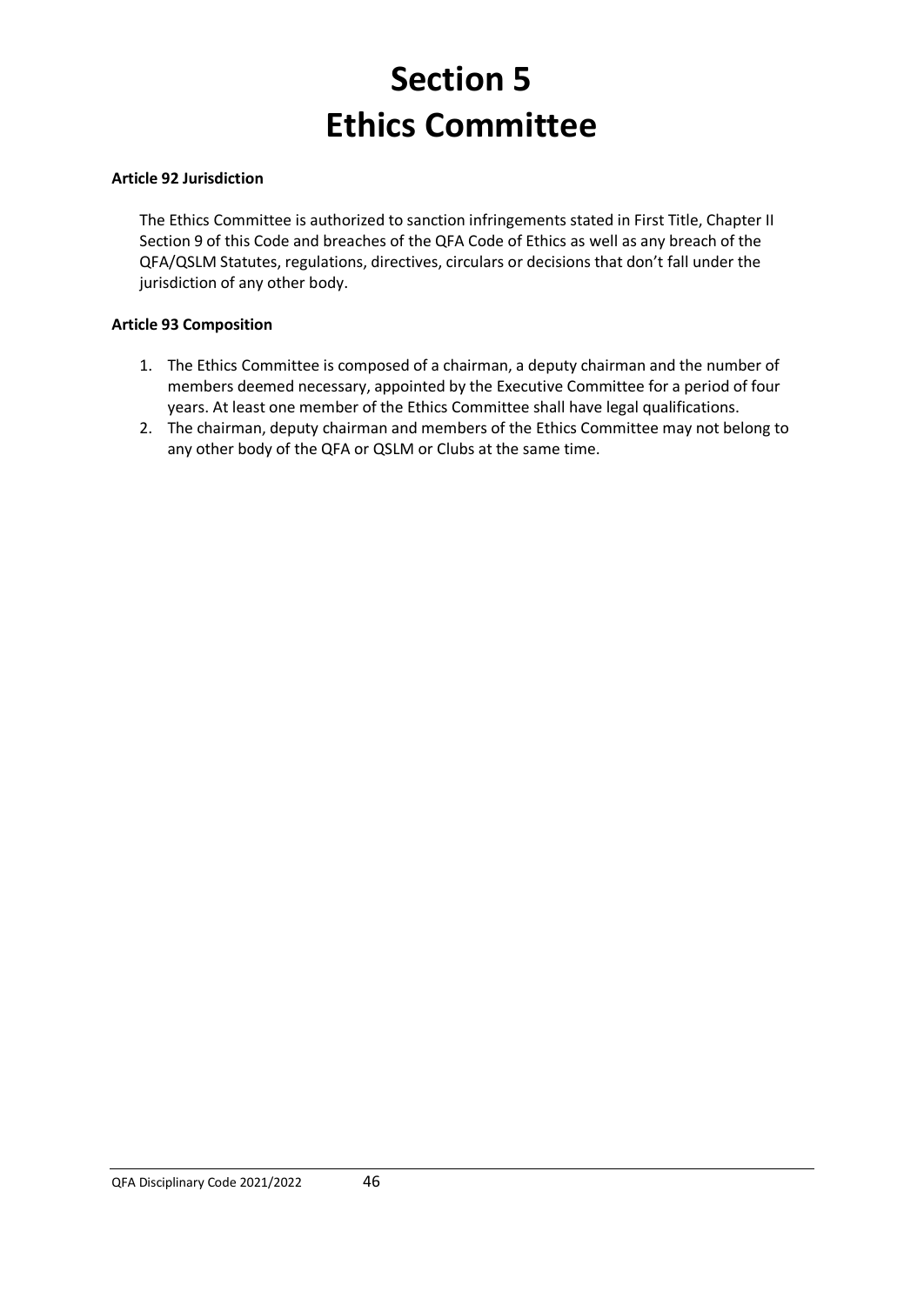# Section 5
# Ethics Committee

**Article 92 Jurisdiction**

The Ethics Committee is authorized to sanction infringements stated in First Title, Chapter II Section 9 of this Code and breaches of the QFA Code of Ethics as well as any breach of the QFA/QSLM Statutes, regulations, directives, circulars or decisions that don't fall under the jurisdiction of any other body.

**Article 93 Composition**

1. The Ethics Committee is composed of a chairman, a deputy chairman and the number of members deemed necessary, appointed by the Executive Committee for a period of four years. At least one member of the Ethics Committee shall have legal qualifications.
2. The chairman, deputy chairman and members of the Ethics Committee may not belong to any other body of the QFA or QSLM or Clubs at the same time.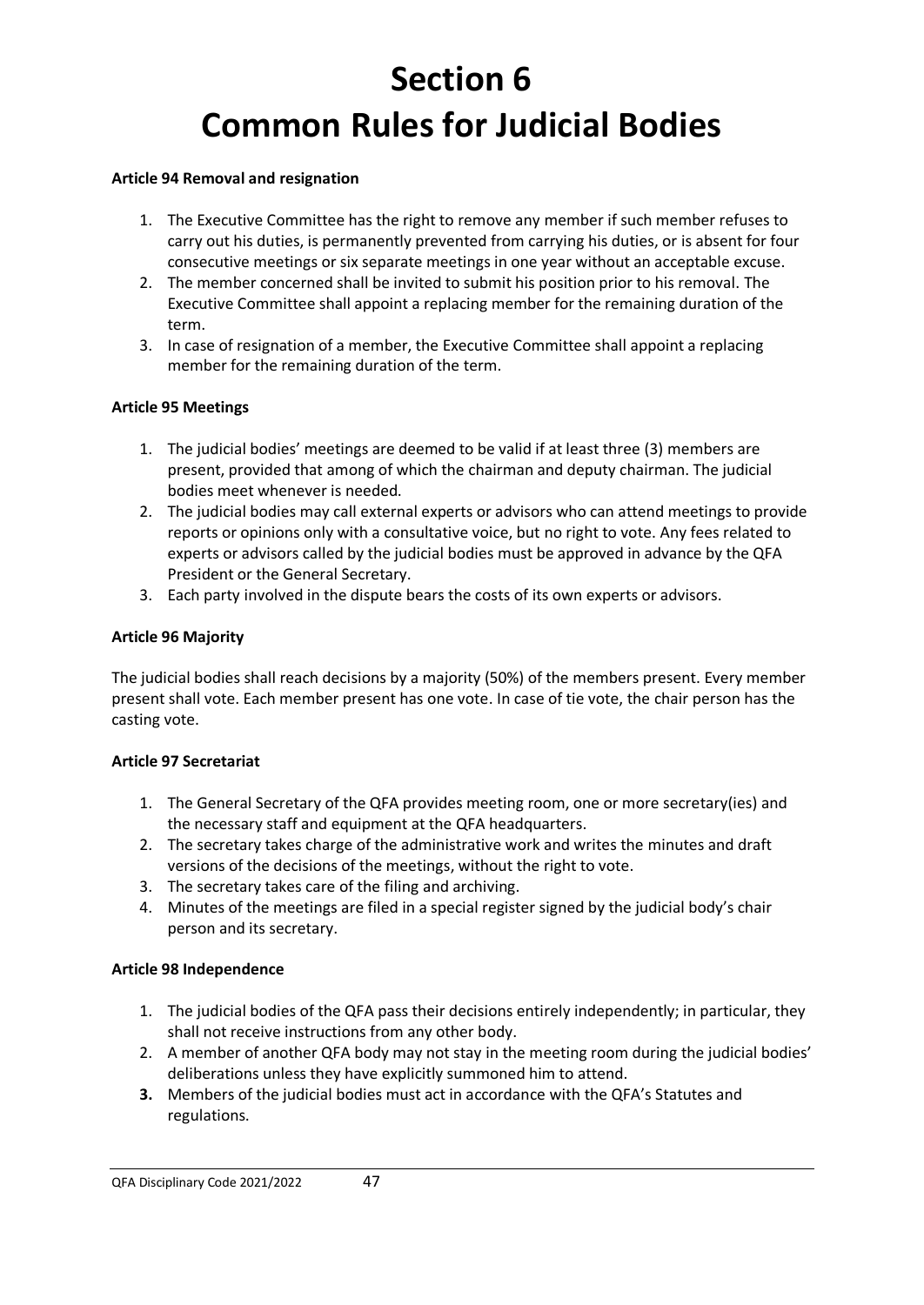# Section 6
# Common Rules for Judicial Bodies

**Article 94 Removal and resignation**

1. The Executive Committee has the right to remove any member if such member refuses to carry out his duties, is permanently prevented from carrying his duties, or is absent for four consecutive meetings or six separate meetings in one year without an acceptable excuse.
2. The member concerned shall be invited to submit his position prior to his removal. The Executive Committee shall appoint a replacing member for the remaining duration of the term.
3. In case of resignation of a member, the Executive Committee shall appoint a replacing member for the remaining duration of the term.

**Article 95 Meetings**

1. The judicial bodies' meetings are deemed to be valid if at least three (3) members are present, provided that among of which the chairman and deputy chairman. The judicial bodies meet whenever is needed.
2. The judicial bodies may call external experts or advisors who can attend meetings to provide reports or opinions only with a consultative voice, but no right to vote. Any fees related to experts or advisors called by the judicial bodies must be approved in advance by the QFA President or the General Secretary.
3. Each party involved in the dispute bears the costs of its own experts or advisors.

**Article 96 Majority**

The judicial bodies shall reach decisions by a majority (50%) of the members present. Every member present shall vote. Each member present has one vote. In case of tie vote, the chair person has the casting vote.

**Article 97 Secretariat**

1. The General Secretary of the QFA provides meeting room, one or more secretary(ies) and the necessary staff and equipment at the QFA headquarters.
2. The secretary takes charge of the administrative work and writes the minutes and draft versions of the decisions of the meetings, without the right to vote.
3. The secretary takes care of the filing and archiving.
4. Minutes of the meetings are filed in a special register signed by the judicial body's chair person and its secretary.

**Article 98 Independence**

1. The judicial bodies of the QFA pass their decisions entirely independently; in particular, they shall not receive instructions from any other body.
2. A member of another QFA body may not stay in the meeting room during the judicial bodies' deliberations unless they have explicitly summoned him to attend.
3. Members of the judicial bodies must act in accordance with the QFA's Statutes and regulations.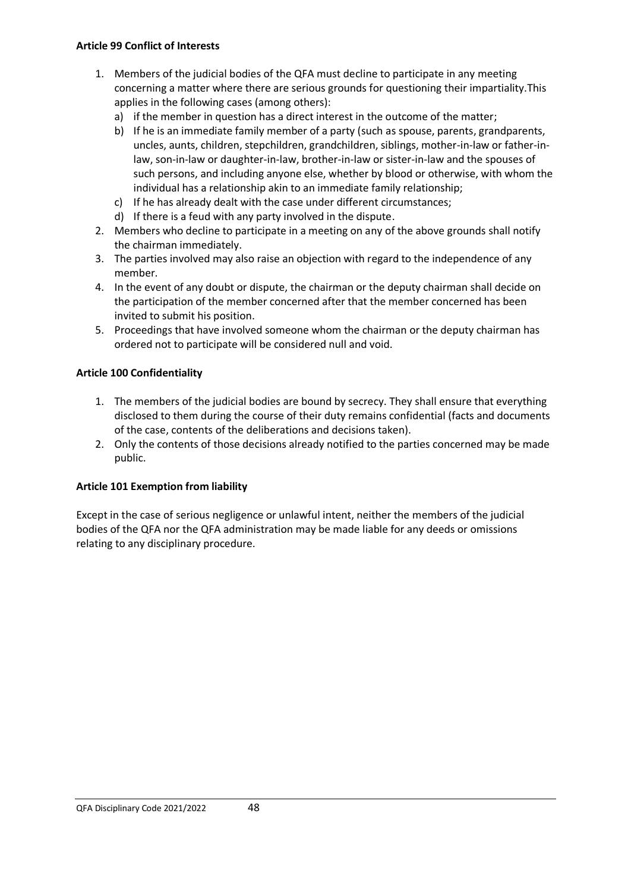**Article 99 Conflict of Interests**

1. Members of the judicial bodies of the QFA must decline to participate in any meeting concerning a matter where there are serious grounds for questioning their impartiality.This applies in the following cases (among others):
   a) if the member in question has a direct interest in the outcome of the matter;
   b) If he is an immediate family member of a party (such as spouse, parents, grandparents, uncles, aunts, children, stepchildren, grandchildren, siblings, mother-in-law or father-in-law, son-in-law or daughter-in-law, brother-in-law or sister-in-law and the spouses of such persons, and including anyone else, whether by blood or otherwise, with whom the individual has a relationship akin to an immediate family relationship;
   c) If he has already dealt with the case under different circumstances;
   d) If there is a feud with any party involved in the dispute.
2. Members who decline to participate in a meeting on any of the above grounds shall notify the chairman immediately.
3. The parties involved may also raise an objection with regard to the independence of any member.
4. In the event of any doubt or dispute, the chairman or the deputy chairman shall decide on the participation of the member concerned after that the member concerned has been invited to submit his position.
5. Proceedings that have involved someone whom the chairman or the deputy chairman has ordered not to participate will be considered null and void.

**Article 100 Confidentiality**

1. The members of the judicial bodies are bound by secrecy. They shall ensure that everything disclosed to them during the course of their duty remains confidential (facts and documents of the case, contents of the deliberations and decisions taken).
2. Only the contents of those decisions already notified to the parties concerned may be made public.

**Article 101 Exemption from liability**

Except in the case of serious negligence or unlawful intent, neither the members of the judicial bodies of the QFA nor the QFA administration may be made liable for any deeds or omissions relating to any disciplinary procedure.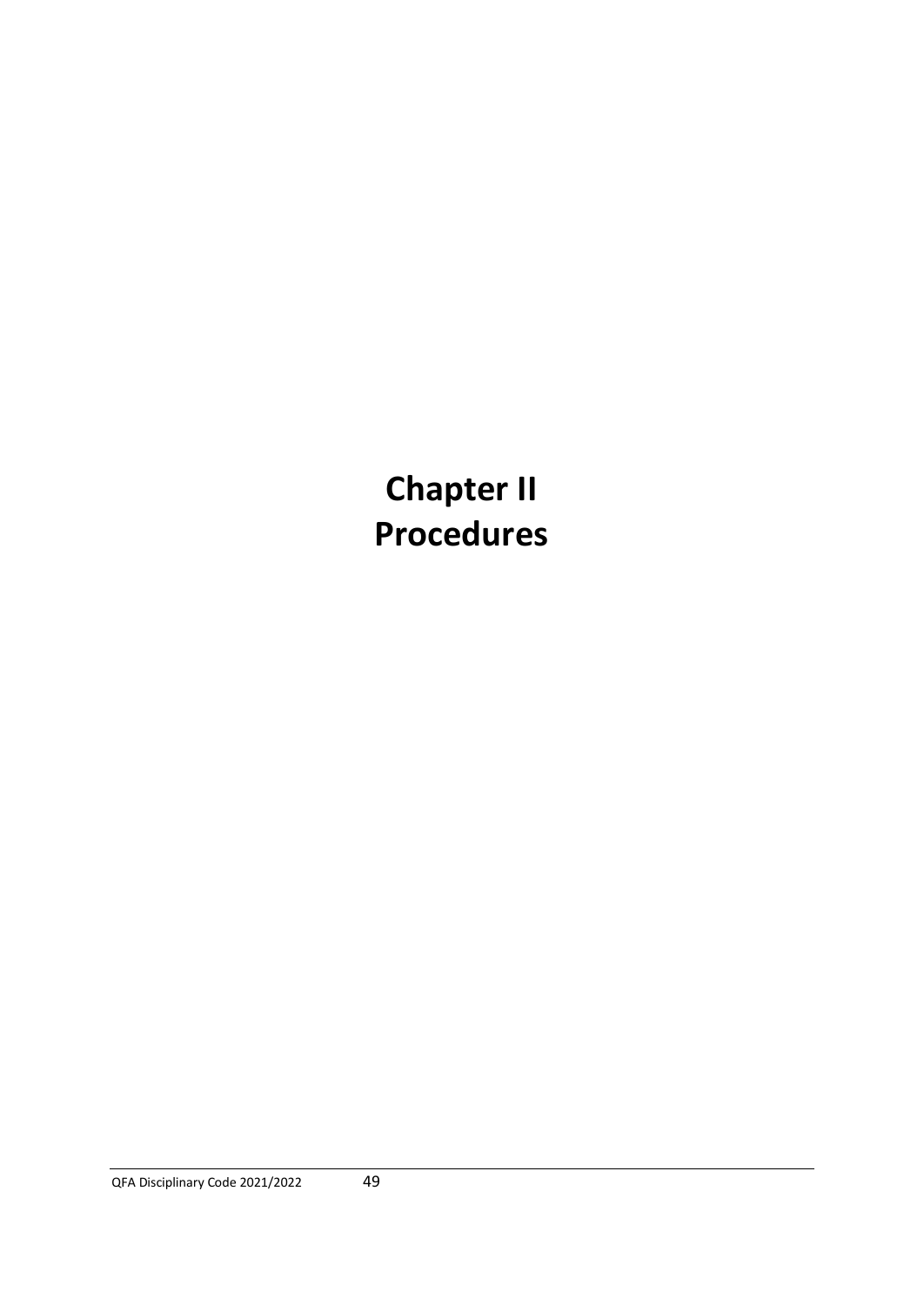# Chapter II
# Procedures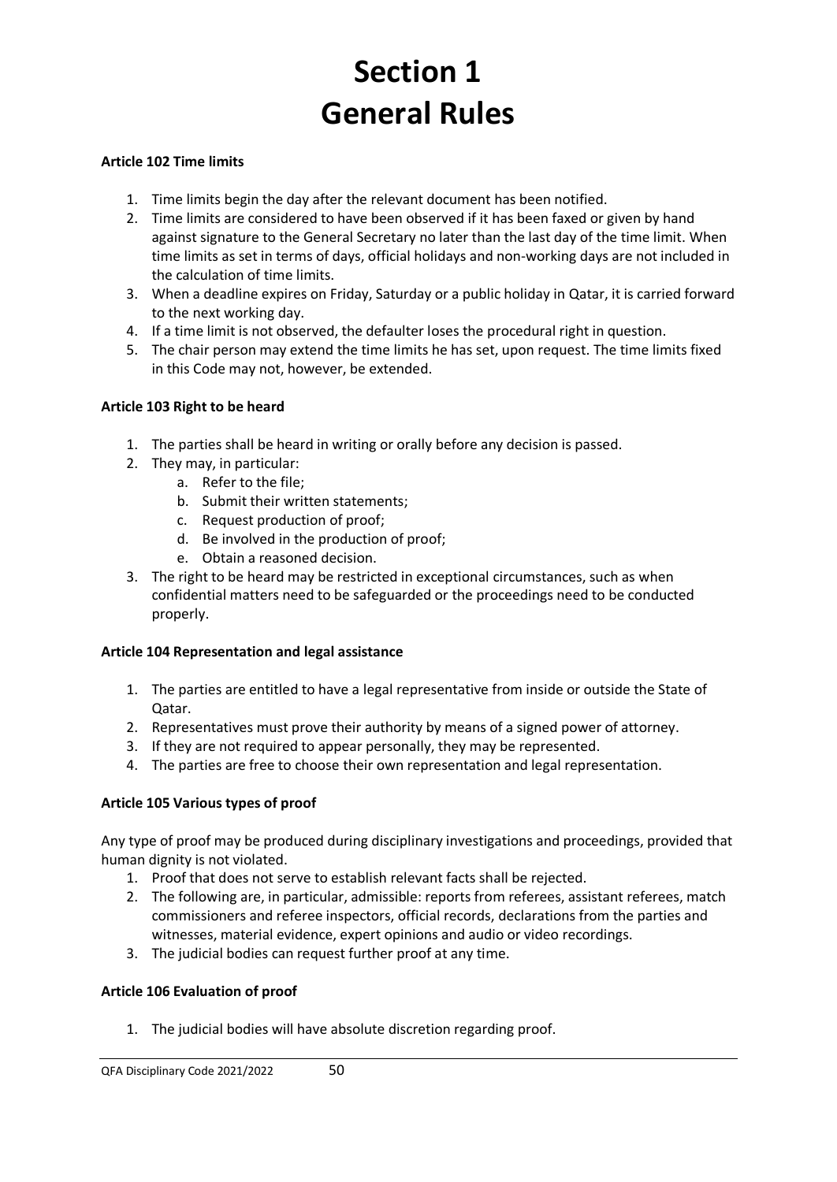# Section 1
# General Rules

**Article 102 Time limits**

1. Time limits begin the day after the relevant document has been notified.
2. Time limits are considered to have been observed if it has been faxed or given by hand against signature to the General Secretary no later than the last day of the time limit. When time limits as set in terms of days, official holidays and non-working days are not included in the calculation of time limits.
3. When a deadline expires on Friday, Saturday or a public holiday in Qatar, it is carried forward to the next working day.
4. If a time limit is not observed, the defaulter loses the procedural right in question.
5. The chair person may extend the time limits he has set, upon request. The time limits fixed in this Code may not, however, be extended.

**Article 103 Right to be heard**

1. The parties shall be heard in writing or orally before any decision is passed.
2. They may, in particular:
   a. Refer to the file;
   b. Submit their written statements;
   c. Request production of proof;
   d. Be involved in the production of proof;
   e. Obtain a reasoned decision.
3. The right to be heard may be restricted in exceptional circumstances, such as when confidential matters need to be safeguarded or the proceedings need to be conducted properly.

**Article 104 Representation and legal assistance**

1. The parties are entitled to have a legal representative from inside or outside the State of Qatar.
2. Representatives must prove their authority by means of a signed power of attorney.
3. If they are not required to appear personally, they may be represented.
4. The parties are free to choose their own representation and legal representation.

**Article 105 Various types of proof**

Any type of proof may be produced during disciplinary investigations and proceedings, provided that human dignity is not violated.

1. Proof that does not serve to establish relevant facts shall be rejected.
2. The following are, in particular, admissible: reports from referees, assistant referees, match commissioners and referee inspectors, official records, declarations from the parties and witnesses, material evidence, expert opinions and audio or video recordings.
3. The judicial bodies can request further proof at any time.

**Article 106 Evaluation of proof**

1. The judicial bodies will have absolute discretion regarding proof.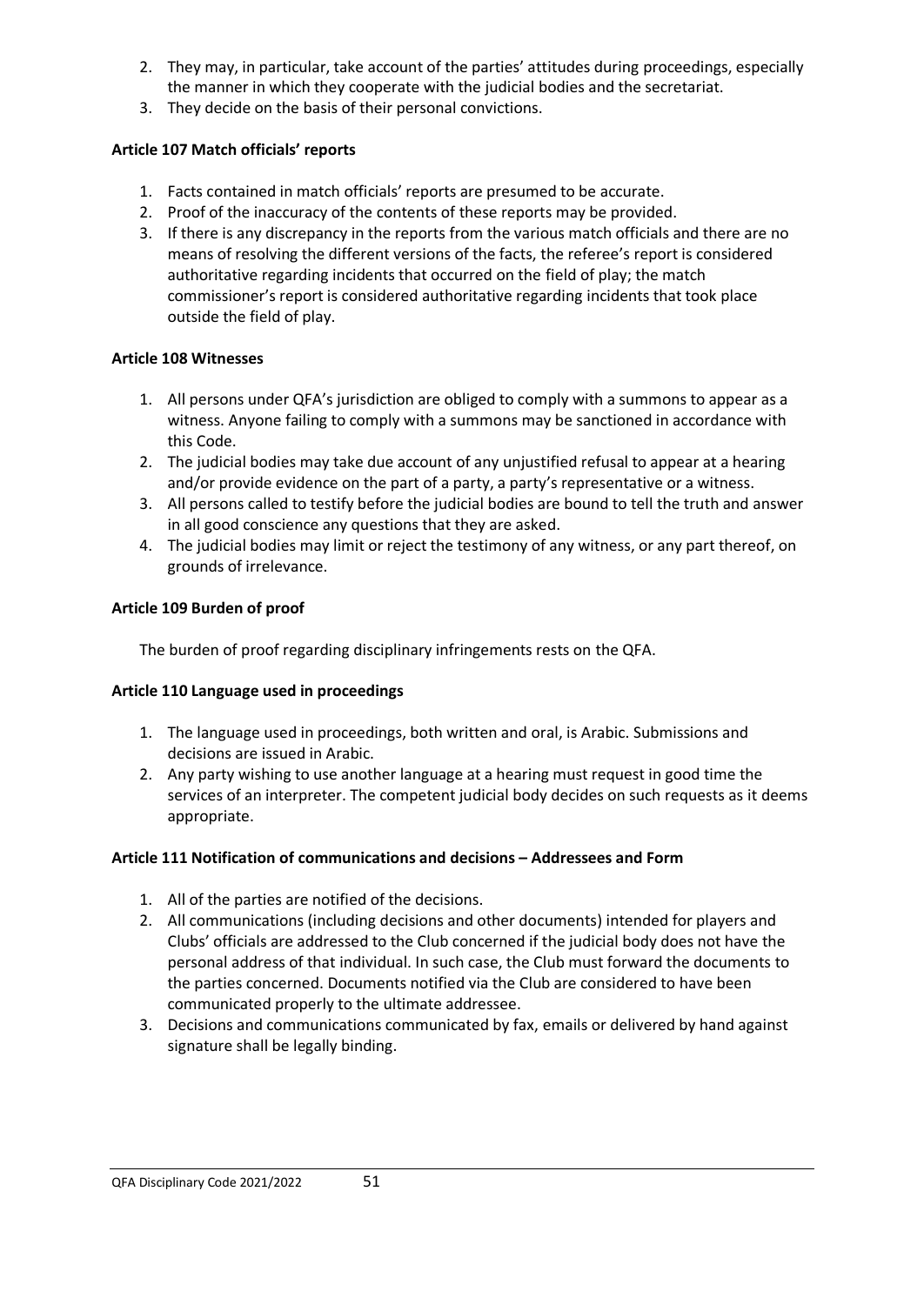2. They may, in particular, take account of the parties' attitudes during proceedings, especially the manner in which they cooperate with the judicial bodies and the secretariat.
3. They decide on the basis of their personal convictions.

**Article 107 Match officials' reports**

1. Facts contained in match officials' reports are presumed to be accurate.
2. Proof of the inaccuracy of the contents of these reports may be provided.
3. If there is any discrepancy in the reports from the various match officials and there are no means of resolving the different versions of the facts, the referee's report is considered authoritative regarding incidents that occurred on the field of play; the match commissioner's report is considered authoritative regarding incidents that took place outside the field of play.

**Article 108 Witnesses**

1. All persons under QFA's jurisdiction are obliged to comply with a summons to appear as a witness. Anyone failing to comply with a summons may be sanctioned in accordance with this Code.
2. The judicial bodies may take due account of any unjustified refusal to appear at a hearing and/or provide evidence on the part of a party, a party's representative or a witness.
3. All persons called to testify before the judicial bodies are bound to tell the truth and answer in all good conscience any questions that they are asked.
4. The judicial bodies may limit or reject the testimony of any witness, or any part thereof, on grounds of irrelevance.

**Article 109 Burden of proof**

The burden of proof regarding disciplinary infringements rests on the QFA.

**Article 110 Language used in proceedings**

1. The language used in proceedings, both written and oral, is Arabic. Submissions and decisions are issued in Arabic.
2. Any party wishing to use another language at a hearing must request in good time the services of an interpreter. The competent judicial body decides on such requests as it deems appropriate.

**Article 111 Notification of communications and decisions – Addressees and Form**

1. All of the parties are notified of the decisions.
2. All communications (including decisions and other documents) intended for players and Clubs' officials are addressed to the Club concerned if the judicial body does not have the personal address of that individual. In such case, the Club must forward the documents to the parties concerned. Documents notified via the Club are considered to have been communicated properly to the ultimate addressee.
3. Decisions and communications communicated by fax, emails or delivered by hand against signature shall be legally binding.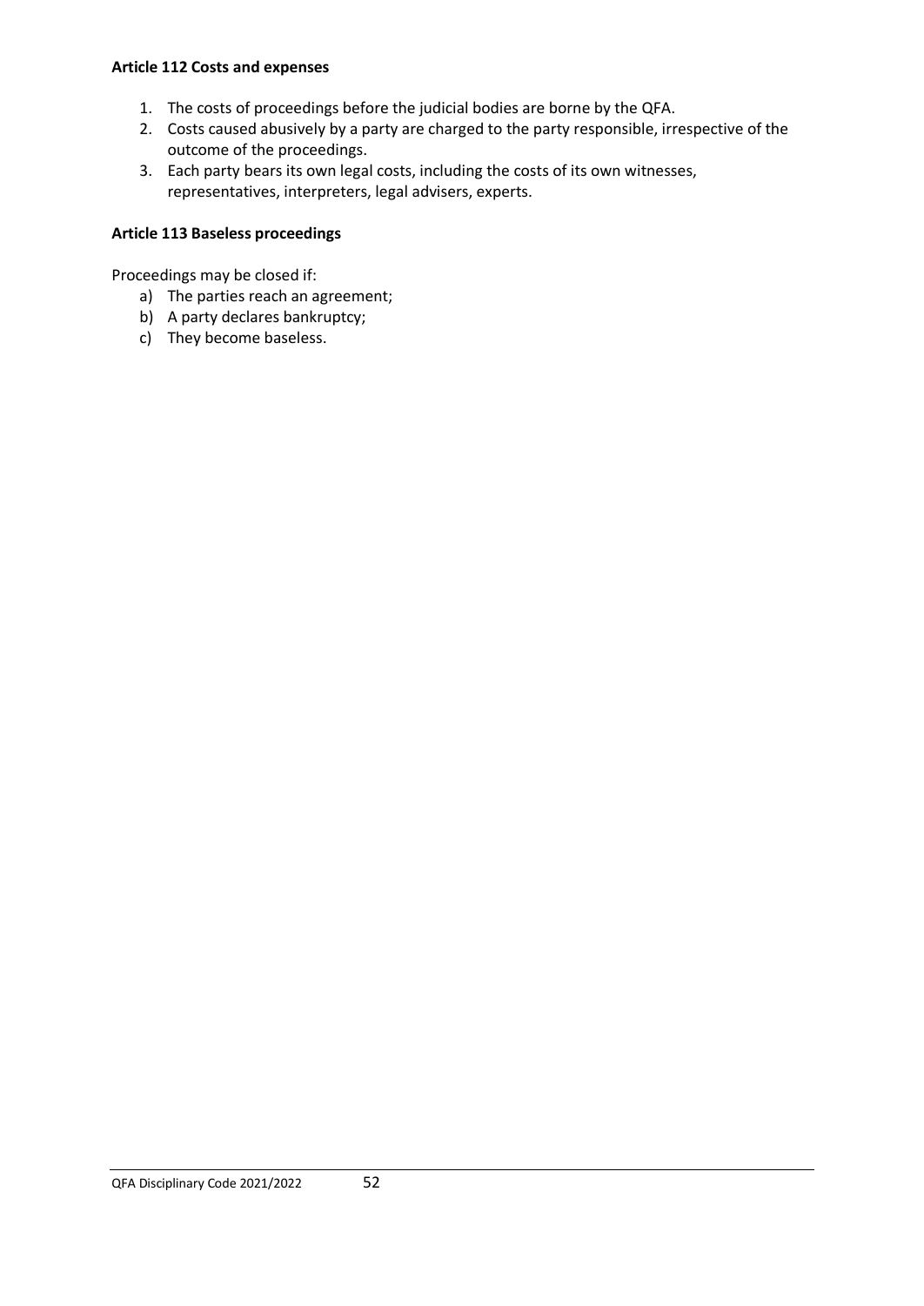**Article 112 Costs and expenses**

1. The costs of proceedings before the judicial bodies are borne by the QFA.
2. Costs caused abusively by a party are charged to the party responsible, irrespective of the outcome of the proceedings.
3. Each party bears its own legal costs, including the costs of its own witnesses, representatives, interpreters, legal advisers, experts.

**Article 113 Baseless proceedings**

Proceedings may be closed if:

a) The parties reach an agreement;
b) A party declares bankruptcy;
c) They become baseless.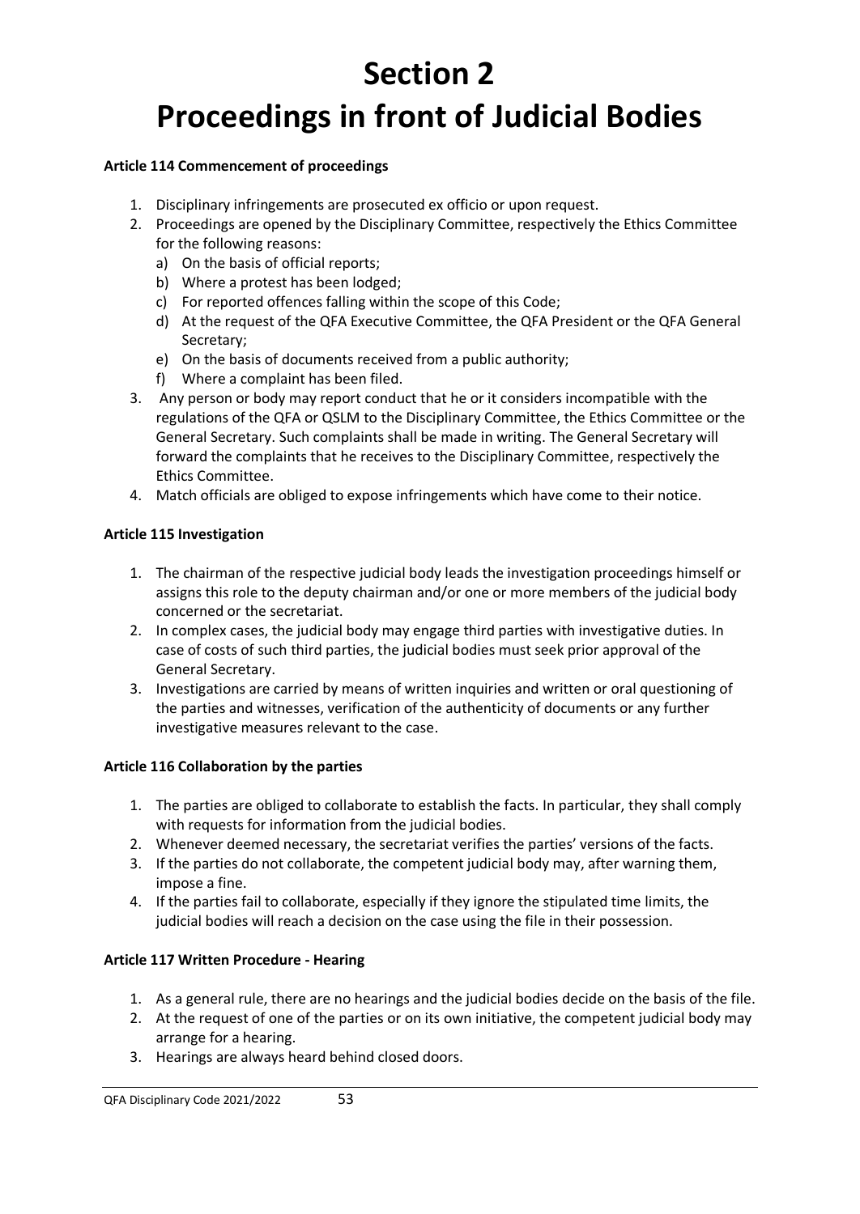# Section 2

# Proceedings in front of Judicial Bodies

**Article 114 Commencement of proceedings**

1. Disciplinary infringements are prosecuted ex officio or upon request.
2. Proceedings are opened by the Disciplinary Committee, respectively the Ethics Committee for the following reasons:
   a) On the basis of official reports;
   b) Where a protest has been lodged;
   c) For reported offences falling within the scope of this Code;
   d) At the request of the QFA Executive Committee, the QFA President or the QFA General Secretary;
   e) On the basis of documents received from a public authority;
   f) Where a complaint has been filed.
3. Any person or body may report conduct that he or it considers incompatible with the regulations of the QFA or QSLM to the Disciplinary Committee, the Ethics Committee or the General Secretary. Such complaints shall be made in writing. The General Secretary will forward the complaints that he receives to the Disciplinary Committee, respectively the Ethics Committee.
4. Match officials are obliged to expose infringements which have come to their notice.

**Article 115 Investigation**

1. The chairman of the respective judicial body leads the investigation proceedings himself or assigns this role to the deputy chairman and/or one or more members of the judicial body concerned or the secretariat.
2. In complex cases, the judicial body may engage third parties with investigative duties. In case of costs of such third parties, the judicial bodies must seek prior approval of the General Secretary.
3. Investigations are carried by means of written inquiries and written or oral questioning of the parties and witnesses, verification of the authenticity of documents or any further investigative measures relevant to the case.

**Article 116 Collaboration by the parties**

1. The parties are obliged to collaborate to establish the facts. In particular, they shall comply with requests for information from the judicial bodies.
2. Whenever deemed necessary, the secretariat verifies the parties' versions of the facts.
3. If the parties do not collaborate, the competent judicial body may, after warning them, impose a fine.
4. If the parties fail to collaborate, especially if they ignore the stipulated time limits, the judicial bodies will reach a decision on the case using the file in their possession.

**Article 117 Written Procedure - Hearing**

1. As a general rule, there are no hearings and the judicial bodies decide on the basis of the file.
2. At the request of one of the parties or on its own initiative, the competent judicial body may arrange for a hearing.
3. Hearings are always heard behind closed doors.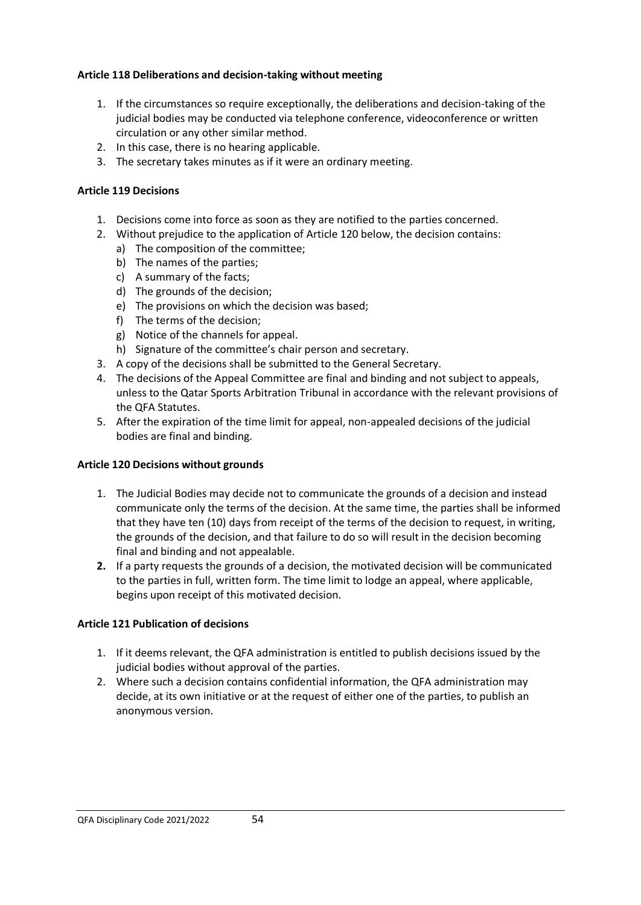**Article 118 Deliberations and decision-taking without meeting**

1. If the circumstances so require exceptionally, the deliberations and decision-taking of the judicial bodies may be conducted via telephone conference, videoconference or written circulation or any other similar method.
2. In this case, there is no hearing applicable.
3. The secretary takes minutes as if it were an ordinary meeting.

**Article 119 Decisions**

1. Decisions come into force as soon as they are notified to the parties concerned.
2. Without prejudice to the application of Article 120 below, the decision contains:
   a) The composition of the committee;
   b) The names of the parties;
   c) A summary of the facts;
   d) The grounds of the decision;
   e) The provisions on which the decision was based;
   f) The terms of the decision;
   g) Notice of the channels for appeal.
   h) Signature of the committee's chair person and secretary.
3. A copy of the decisions shall be submitted to the General Secretary.
4. The decisions of the Appeal Committee are final and binding and not subject to appeals, unless to the Qatar Sports Arbitration Tribunal in accordance with the relevant provisions of the QFA Statutes.
5. After the expiration of the time limit for appeal, non-appealed decisions of the judicial bodies are final and binding.

**Article 120 Decisions without grounds**

1. The Judicial Bodies may decide not to communicate the grounds of a decision and instead communicate only the terms of the decision. At the same time, the parties shall be informed that they have ten (10) days from receipt of the terms of the decision to request, in writing, the grounds of the decision, and that failure to do so will result in the decision becoming final and binding and not appealable.
2. If a party requests the grounds of a decision, the motivated decision will be communicated to the parties in full, written form. The time limit to lodge an appeal, where applicable, begins upon receipt of this motivated decision.

**Article 121 Publication of decisions**

1. If it deems relevant, the QFA administration is entitled to publish decisions issued by the judicial bodies without approval of the parties.
2. Where such a decision contains confidential information, the QFA administration may decide, at its own initiative or at the request of either one of the parties, to publish an anonymous version.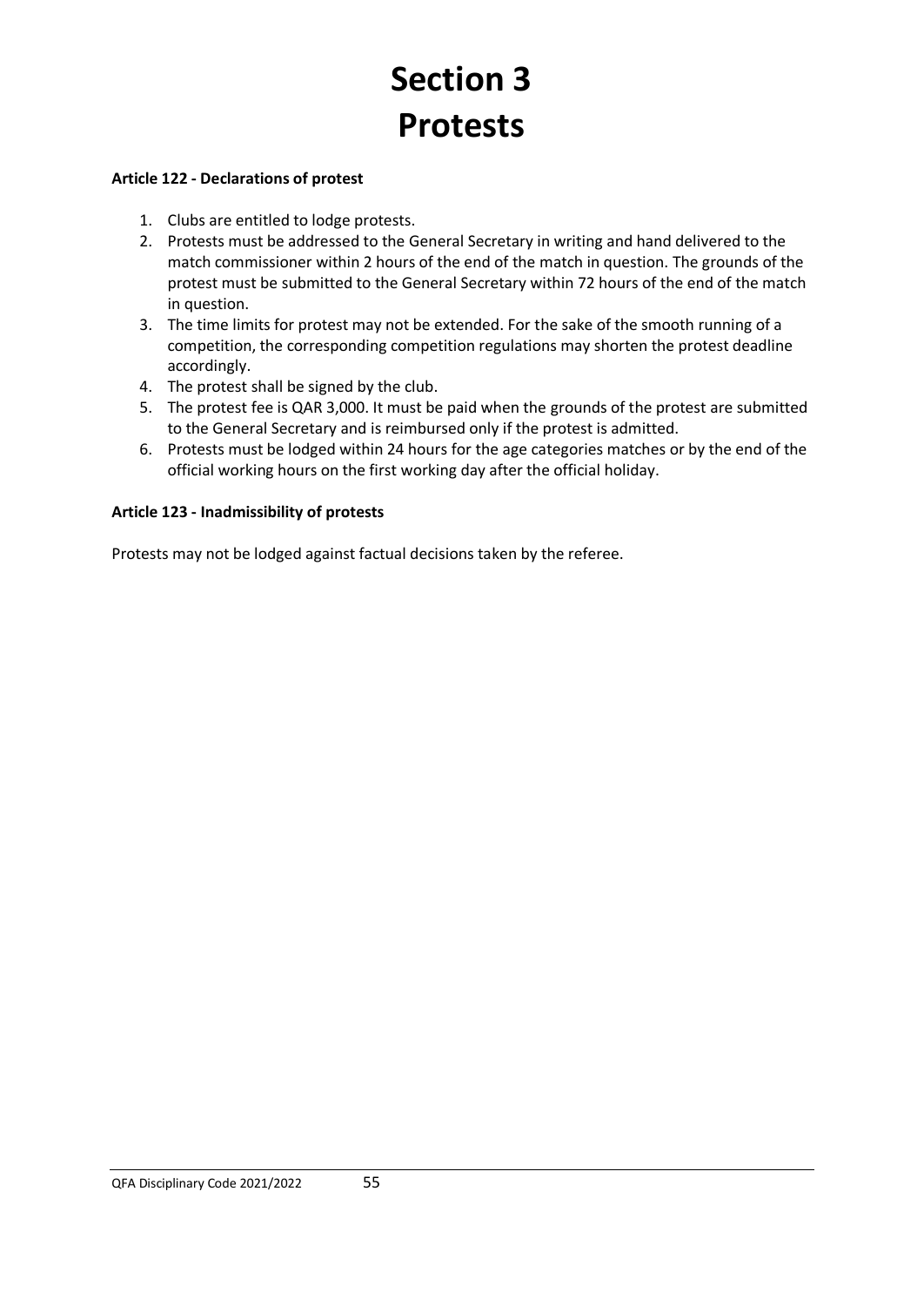# Section 3
# Protests

**Article 122 - Declarations of protest**

1. Clubs are entitled to lodge protests.
2. Protests must be addressed to the General Secretary in writing and hand delivered to the match commissioner within 2 hours of the end of the match in question. The grounds of the protest must be submitted to the General Secretary within 72 hours of the end of the match in question.
3. The time limits for protest may not be extended. For the sake of the smooth running of a competition, the corresponding competition regulations may shorten the protest deadline accordingly.
4. The protest shall be signed by the club.
5. The protest fee is QAR 3,000. It must be paid when the grounds of the protest are submitted to the General Secretary and is reimbursed only if the protest is admitted.
6. Protests must be lodged within 24 hours for the age categories matches or by the end of the official working hours on the first working day after the official holiday.

**Article 123 - Inadmissibility of protests**

Protests may not be lodged against factual decisions taken by the referee.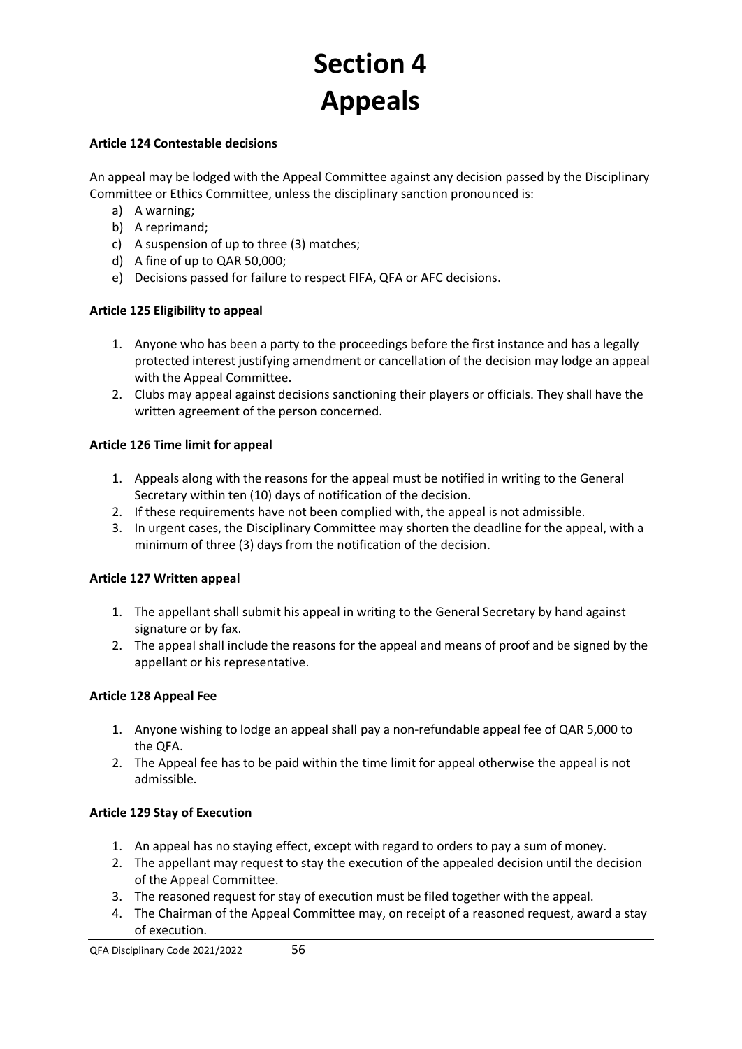# Section 4
# Appeals

**Article 124 Contestable decisions**

An appeal may be lodged with the Appeal Committee against any decision passed by the Disciplinary Committee or Ethics Committee, unless the disciplinary sanction pronounced is:

a) A warning;
b) A reprimand;
c) A suspension of up to three (3) matches;
d) A fine of up to QAR 50,000;
e) Decisions passed for failure to respect FIFA, QFA or AFC decisions.

**Article 125 Eligibility to appeal**

1. Anyone who has been a party to the proceedings before the first instance and has a legally protected interest justifying amendment or cancellation of the decision may lodge an appeal with the Appeal Committee.
2. Clubs may appeal against decisions sanctioning their players or officials. They shall have the written agreement of the person concerned.

**Article 126 Time limit for appeal**

1. Appeals along with the reasons for the appeal must be notified in writing to the General Secretary within ten (10) days of notification of the decision.
2. If these requirements have not been complied with, the appeal is not admissible.
3. In urgent cases, the Disciplinary Committee may shorten the deadline for the appeal, with a minimum of three (3) days from the notification of the decision.

**Article 127 Written appeal**

1. The appellant shall submit his appeal in writing to the General Secretary by hand against signature or by fax.
2. The appeal shall include the reasons for the appeal and means of proof and be signed by the appellant or his representative.

**Article 128 Appeal Fee**

1. Anyone wishing to lodge an appeal shall pay a non-refundable appeal fee of QAR 5,000 to the QFA.
2. The Appeal fee has to be paid within the time limit for appeal otherwise the appeal is not admissible.

**Article 129 Stay of Execution**

1. An appeal has no staying effect, except with regard to orders to pay a sum of money.
2. The appellant may request to stay the execution of the appealed decision until the decision of the Appeal Committee.
3. The reasoned request for stay of execution must be filed together with the appeal.
4. The Chairman of the Appeal Committee may, on receipt of a reasoned request, award a stay of execution.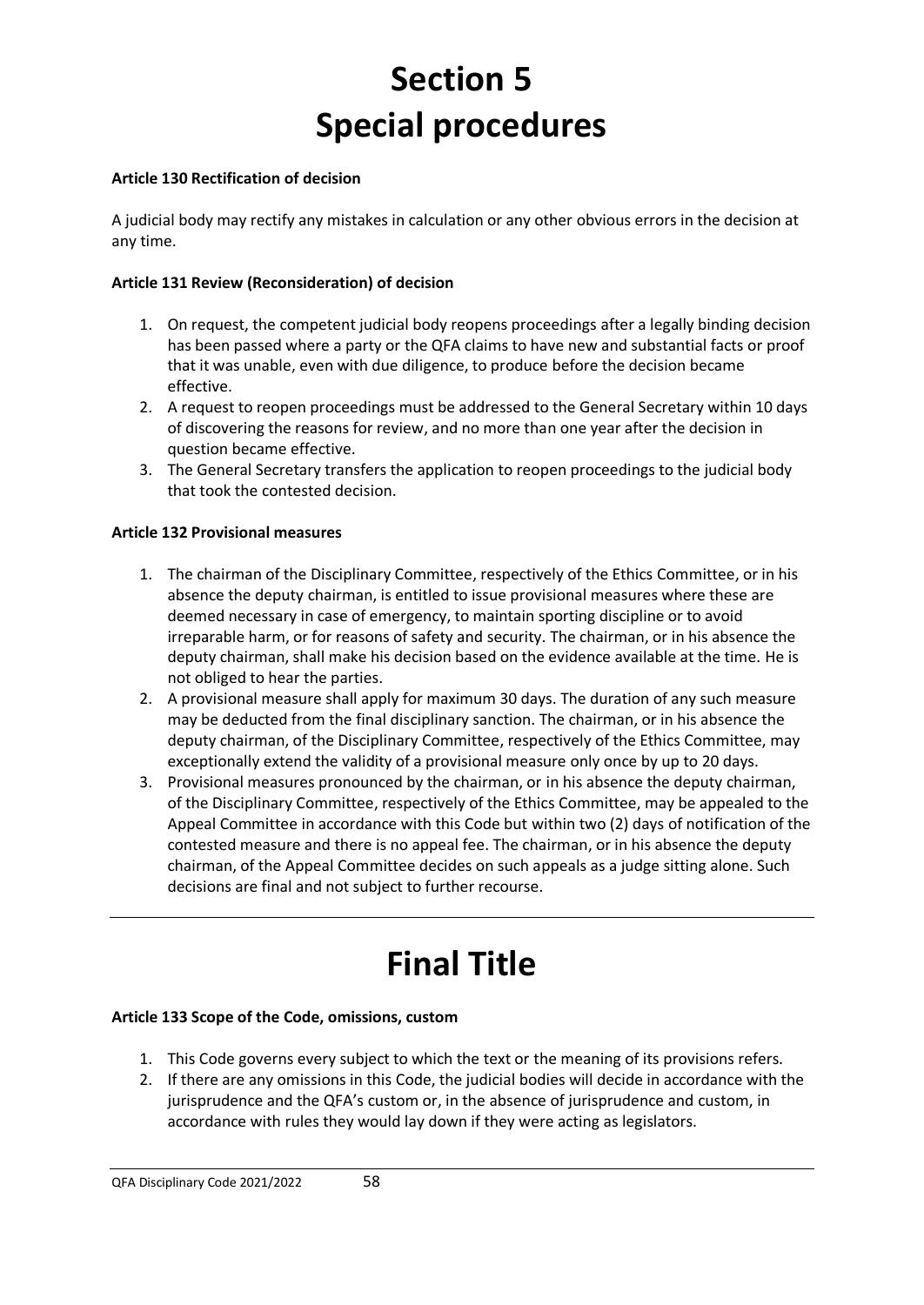# Section 5
# Special procedures

**Article 130 Rectification of decision**

A judicial body may rectify any mistakes in calculation or any other obvious errors in the decision at any time.

**Article 131 Review (Reconsideration) of decision**

1. On request, the competent judicial body reopens proceedings after a legally binding decision has been passed where a party or the QFA claims to have new and substantial facts or proof that it was unable, even with due diligence, to produce before the decision became effective.
2. A request to reopen proceedings must be addressed to the General Secretary within 10 days of discovering the reasons for review, and no more than one year after the decision in question became effective.
3. The General Secretary transfers the application to reopen proceedings to the judicial body that took the contested decision.

**Article 132 Provisional measures**

1. The chairman of the Disciplinary Committee, respectively of the Ethics Committee, or in his absence the deputy chairman, is entitled to issue provisional measures where these are deemed necessary in case of emergency, to maintain sporting discipline or to avoid irreparable harm, or for reasons of safety and security. The chairman, or in his absence the deputy chairman, shall make his decision based on the evidence available at the time. He is not obliged to hear the parties.
2. A provisional measure shall apply for maximum 30 days. The duration of any such measure may be deducted from the final disciplinary sanction. The chairman, or in his absence the deputy chairman, of the Disciplinary Committee, respectively of the Ethics Committee, may exceptionally extend the validity of a provisional measure only once by up to 20 days.
3. Provisional measures pronounced by the chairman, or in his absence the deputy chairman, of the Disciplinary Committee, respectively of the Ethics Committee, may be appealed to the Appeal Committee in accordance with this Code but within two (2) days of notification of the contested measure and there is no appeal fee. The chairman, or in his absence the deputy chairman, of the Appeal Committee decides on such appeals as a judge sitting alone. Such decisions are final and not subject to further recourse.

---

# Final Title

**Article 133 Scope of the Code, omissions, custom**

1. This Code governs every subject to which the text or the meaning of its provisions refers.
2. If there are any omissions in this Code, the judicial bodies will decide in accordance with the jurisprudence and the QFA's custom or, in the absence of jurisprudence and custom, in accordance with rules they would lay down if they were acting as legislators.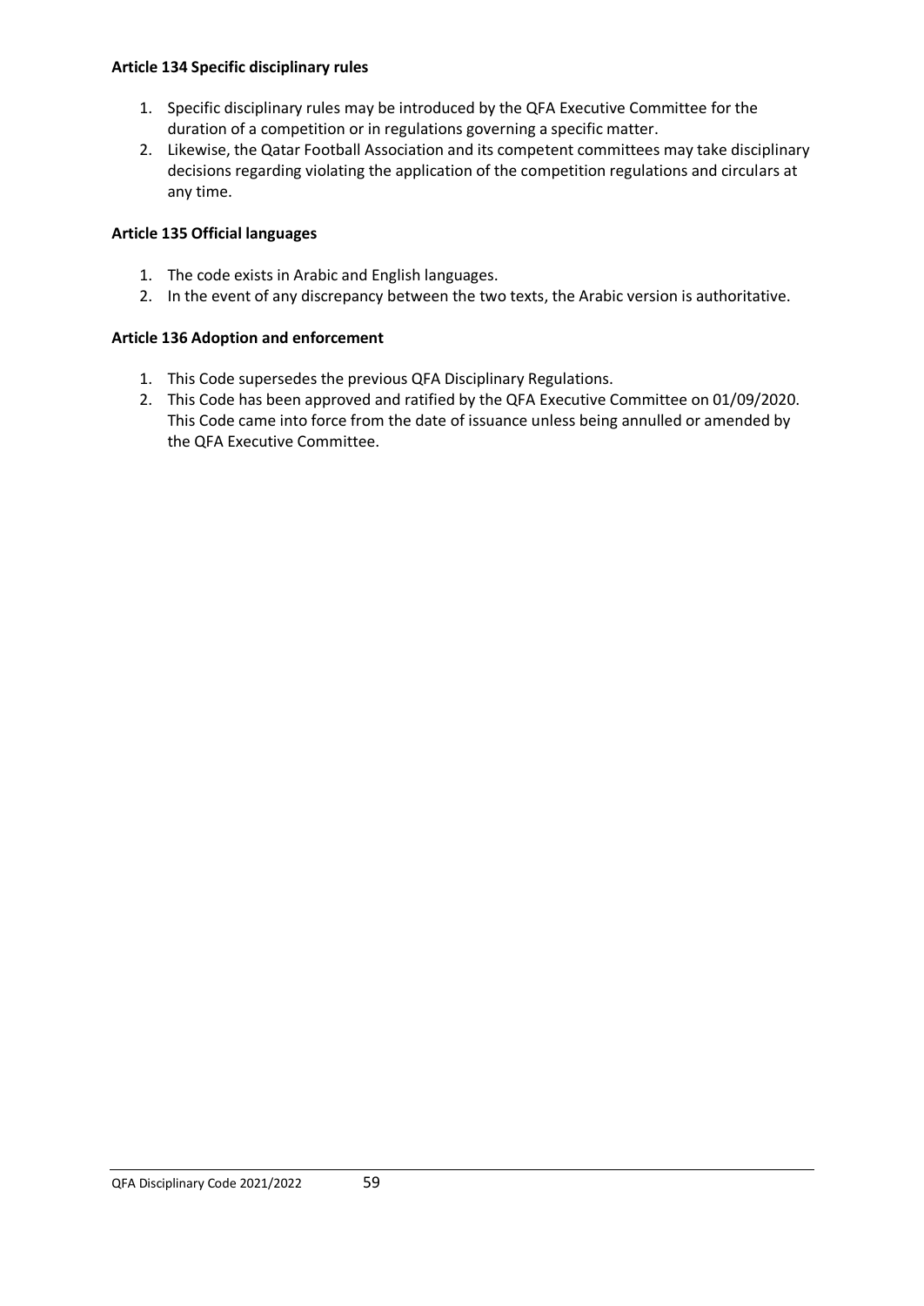**Article 134 Specific disciplinary rules**

1. Specific disciplinary rules may be introduced by the QFA Executive Committee for the duration of a competition or in regulations governing a specific matter.
2. Likewise, the Qatar Football Association and its competent committees may take disciplinary decisions regarding violating the application of the competition regulations and circulars at any time.

**Article 135 Official languages**

1. The code exists in Arabic and English languages.
2. In the event of any discrepancy between the two texts, the Arabic version is authoritative.

**Article 136 Adoption and enforcement**

1. This Code supersedes the previous QFA Disciplinary Regulations.
2. This Code has been approved and ratified by the QFA Executive Committee on 01/09/2020. This Code came into force from the date of issuance unless being annulled or amended by the QFA Executive Committee.